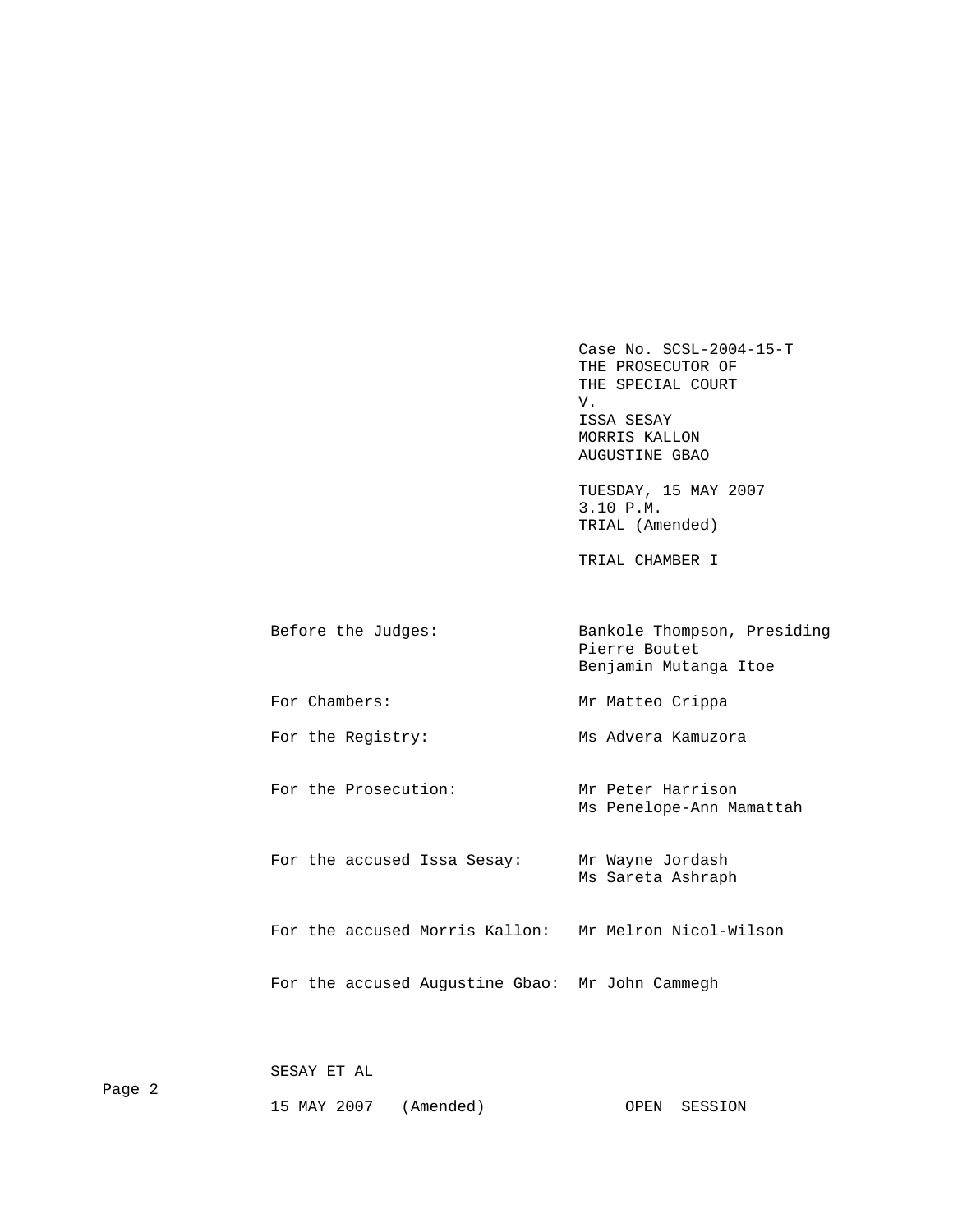Case No. SCSL-2004-15-T
THE PROSECUTOR OF
THE SPECIAL COURT
V.
ISSA SESAY
MORRIS KALLON
AUGUSTINE GBAO

TUESDAY, 15 MAY 2007
3.10 P.M.
TRIAL (Amended)

TRIAL CHAMBER I

| | |
|---|---|
| Before the Judges: | Bankole Thompson, Presiding<br>Pierre Boutet<br>Benjamin Mutanga Itoe |
| For Chambers: | Mr Matteo Crippa |
| For the Registry: | Ms Advera Kamuzora |
| For the Prosecution: | Mr Peter Harrison<br>Ms Penelope-Ann Mamattah |
| For the accused Issa Sesay: | Mr Wayne Jordash<br>Ms Sareta Ashraph |
| For the accused Morris Kallon: | Mr Melron Nicol-Wilson |
| For the accused Augustine Gbao: | Mr John Cammegh |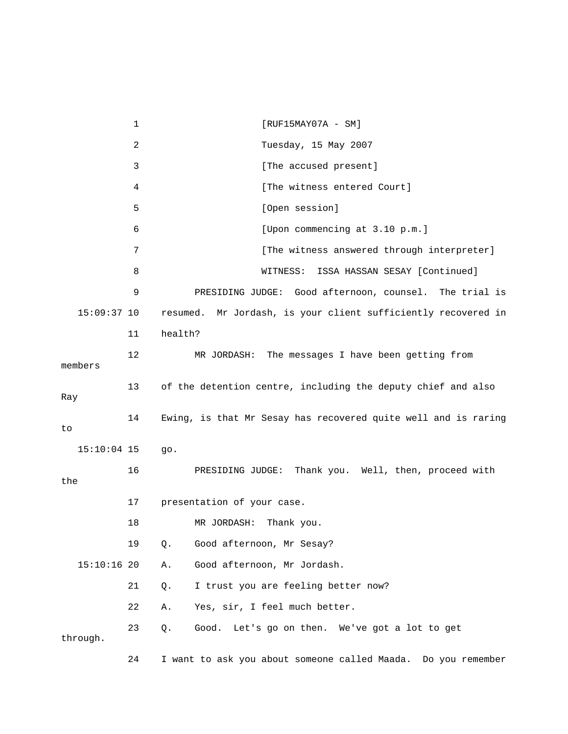[RUF15MAY07A - SM]

Tuesday, 15 May 2007

[The accused present]

[The witness entered Court]

[Open session]

[Upon commencing at 3.10 p.m.]

[The witness answered through interpreter]

WITNESS: ISSA HASSAN SESAY [Continued]

PRESIDING JUDGE: Good afternoon, counsel. The trial is resumed. Mr Jordash, is your client sufficiently recovered in health?

MR JORDASH: The messages I have been getting from members of the detention centre, including the deputy chief and also Ray Ewing, is that Mr Sesay has recovered quite well and is raring to go.

PRESIDING JUDGE: Thank you. Well, then, proceed with the presentation of your case.

MR JORDASH: Thank you.

Q. Good afternoon, Mr Sesay?

A. Good afternoon, Mr Jordash.

Q. I trust you are feeling better now?

A. Yes, sir, I feel much better.

Q. Good. Let's go on then. We've got a lot to get through. I want to ask you about someone called Maada. Do you remember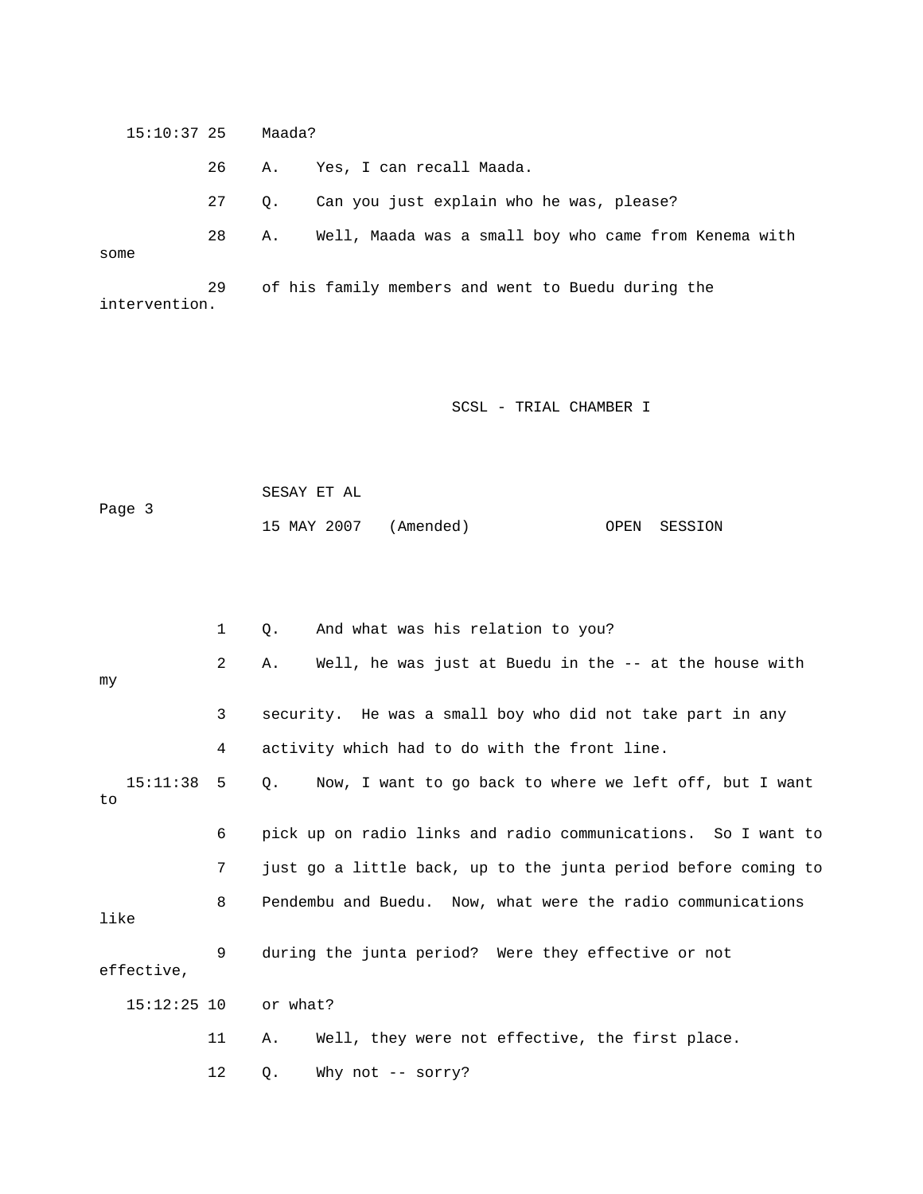15:10:37 25 Maada?

26 A. Yes, I can recall Maada.

27 Q. Can you just explain who he was, please?

28 A. Well, Maada was a small boy who came from Kenema with some

29 of his family members and went to Buedu during the intervention.

1 Q. And what was his relation to you?

2 A. Well, he was just at Buedu in the -- at the house with my

3 security. He was a small boy who did not take part in any

4 activity which had to do with the front line.

15:11:38 5 Q. Now, I want to go back to where we left off, but I want to

6 pick up on radio links and radio communications. So I want to

7 just go a little back, up to the junta period before coming to

8 Pendembu and Buedu. Now, what were the radio communications like

9 during the junta period? Were they effective or not effective,

15:12:25 10 or what?

11 A. Well, they were not effective, the first place.

12 Q. Why not -- sorry?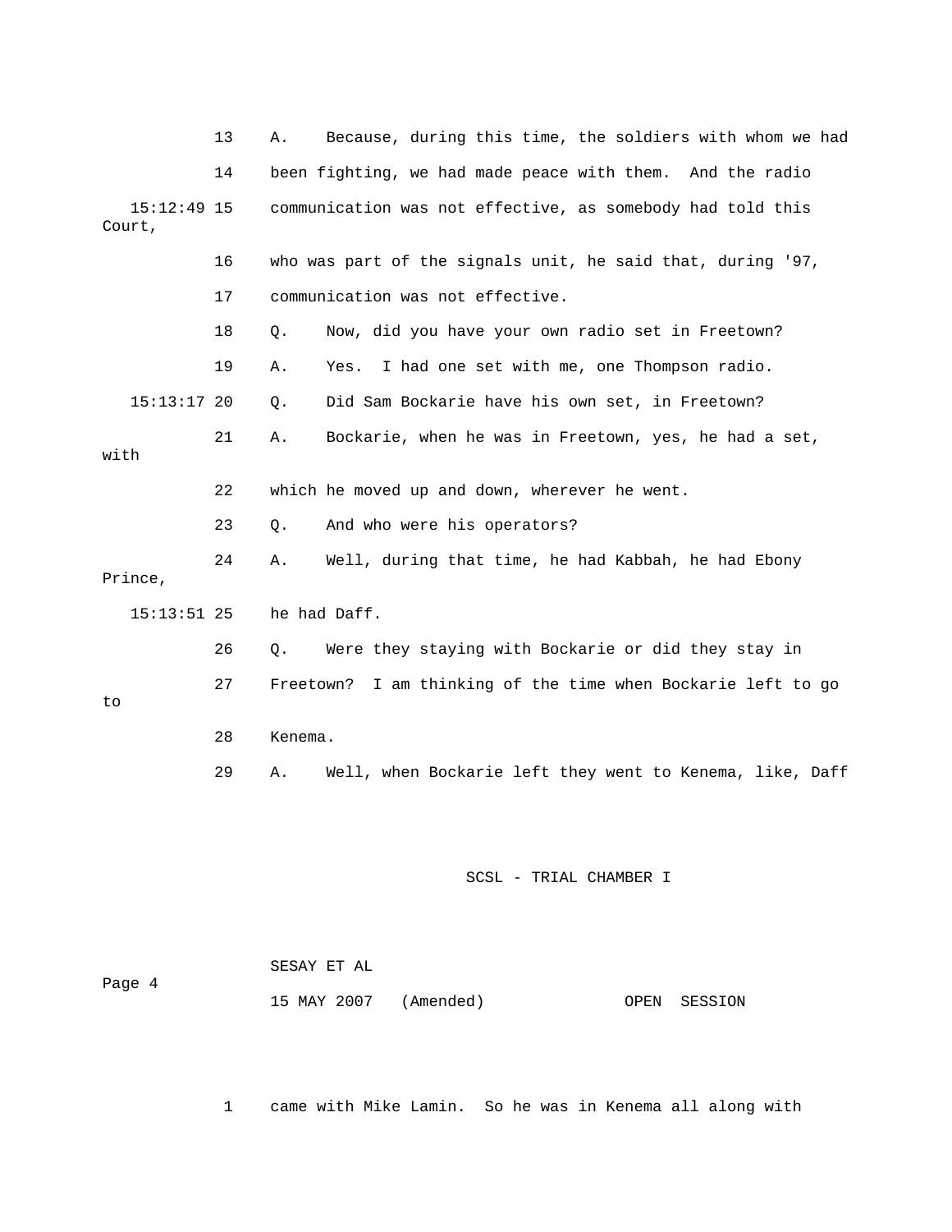13 A. Because, during this time, the soldiers with whom we had

14 been fighting, we had made peace with them. And the radio

15:12:49 15 communication was not effective, as somebody had told this Court,

16 who was part of the signals unit, he said that, during '97,

17 communication was not effective.

18 Q. Now, did you have your own radio set in Freetown?

19 A. Yes. I had one set with me, one Thompson radio.

15:13:17 20 Q. Did Sam Bockarie have his own set, in Freetown?

21 A. Bockarie, when he was in Freetown, yes, he had a set, with

22 which he moved up and down, wherever he went.

23 Q. And who were his operators?

24 A. Well, during that time, he had Kabbah, he had Ebony Prince,

15:13:51 25 he had Daff.

26 Q. Were they staying with Bockarie or did they stay in

27 Freetown? I am thinking of the time when Bockarie left to go to

28 Kenema.

29 A. Well, when Bockarie left they went to Kenema, like, Daff

1 came with Mike Lamin. So he was in Kenema all along with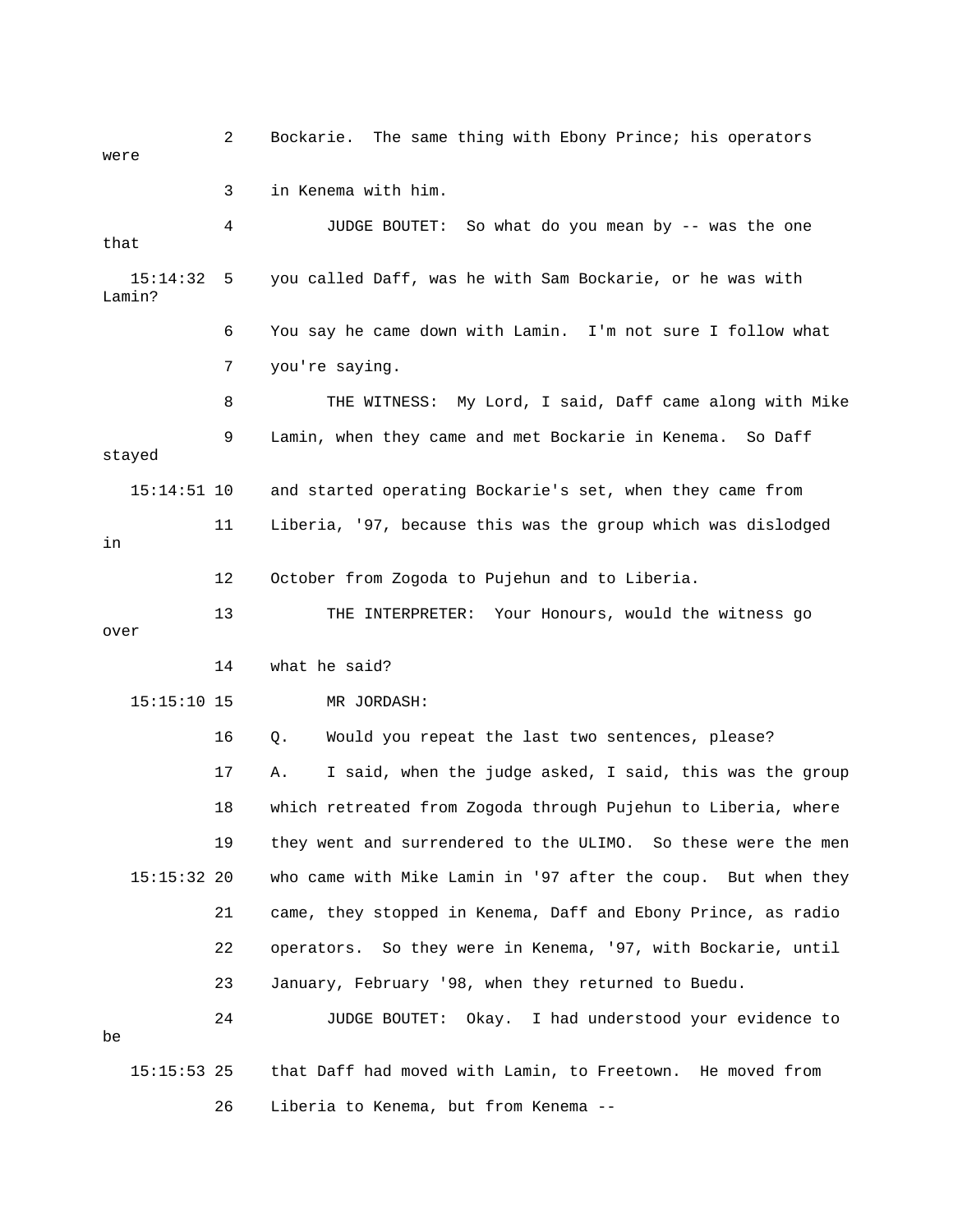2 Bockarie. The same thing with Ebony Prince; his operators were

3 in Kenema with him.

4 JUDGE BOUTET: So what do you mean by -- was the one that

15:14:32 5 you called Daff, was he with Sam Bockarie, or he was with Lamin?

6 You say he came down with Lamin. I'm not sure I follow what

7 you're saying.

8 THE WITNESS: My Lord, I said, Daff came along with Mike

9 Lamin, when they came and met Bockarie in Kenema. So Daff stayed

15:14:51 10 and started operating Bockarie's set, when they came from

11 Liberia, '97, because this was the group which was dislodged in

12 October from Zogoda to Pujehun and to Liberia.

13 THE INTERPRETER: Your Honours, would the witness go over

14 what he said?

15:15:10 15 MR JORDASH:

16 Q. Would you repeat the last two sentences, please?

17 A. I said, when the judge asked, I said, this was the group

18 which retreated from Zogoda through Pujehun to Liberia, where

19 they went and surrendered to the ULIMO. So these were the men

15:15:32 20 who came with Mike Lamin in '97 after the coup. But when they

21 came, they stopped in Kenema, Daff and Ebony Prince, as radio

22 operators. So they were in Kenema, '97, with Bockarie, until

23 January, February '98, when they returned to Buedu.

24 JUDGE BOUTET: Okay. I had understood your evidence to be

15:15:53 25 that Daff had moved with Lamin, to Freetown. He moved from

26 Liberia to Kenema, but from Kenema --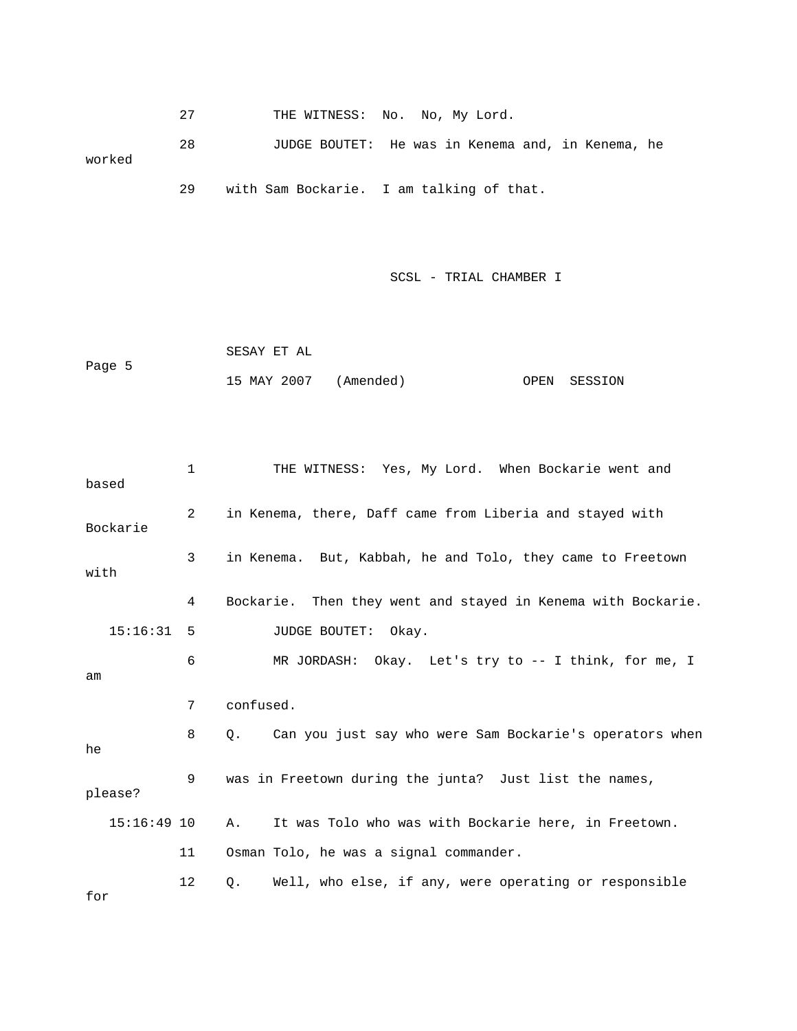27 THE WITNESS: No. No, My Lord.

28 JUDGE BOUTET: He was in Kenema and, in Kenema, he worked

29 with Sam Bockarie. I am talking of that.

1 THE WITNESS: Yes, My Lord. When Bockarie went and based

2 in Kenema, there, Daff came from Liberia and stayed with Bockarie

3 in Kenema. But, Kabbah, he and Tolo, they came to Freetown with

4 Bockarie. Then they went and stayed in Kenema with Bockarie.

15:16:31 5 JUDGE BOUTET: Okay.

6 MR JORDASH: Okay. Let's try to -- I think, for me, I am

7 confused.

8 Q. Can you just say who were Sam Bockarie's operators when he

9 was in Freetown during the junta? Just list the names, please?

15:16:49 10 A. It was Tolo who was with Bockarie here, in Freetown.

11 Osman Tolo, he was a signal commander.

12 Q. Well, who else, if any, were operating or responsible for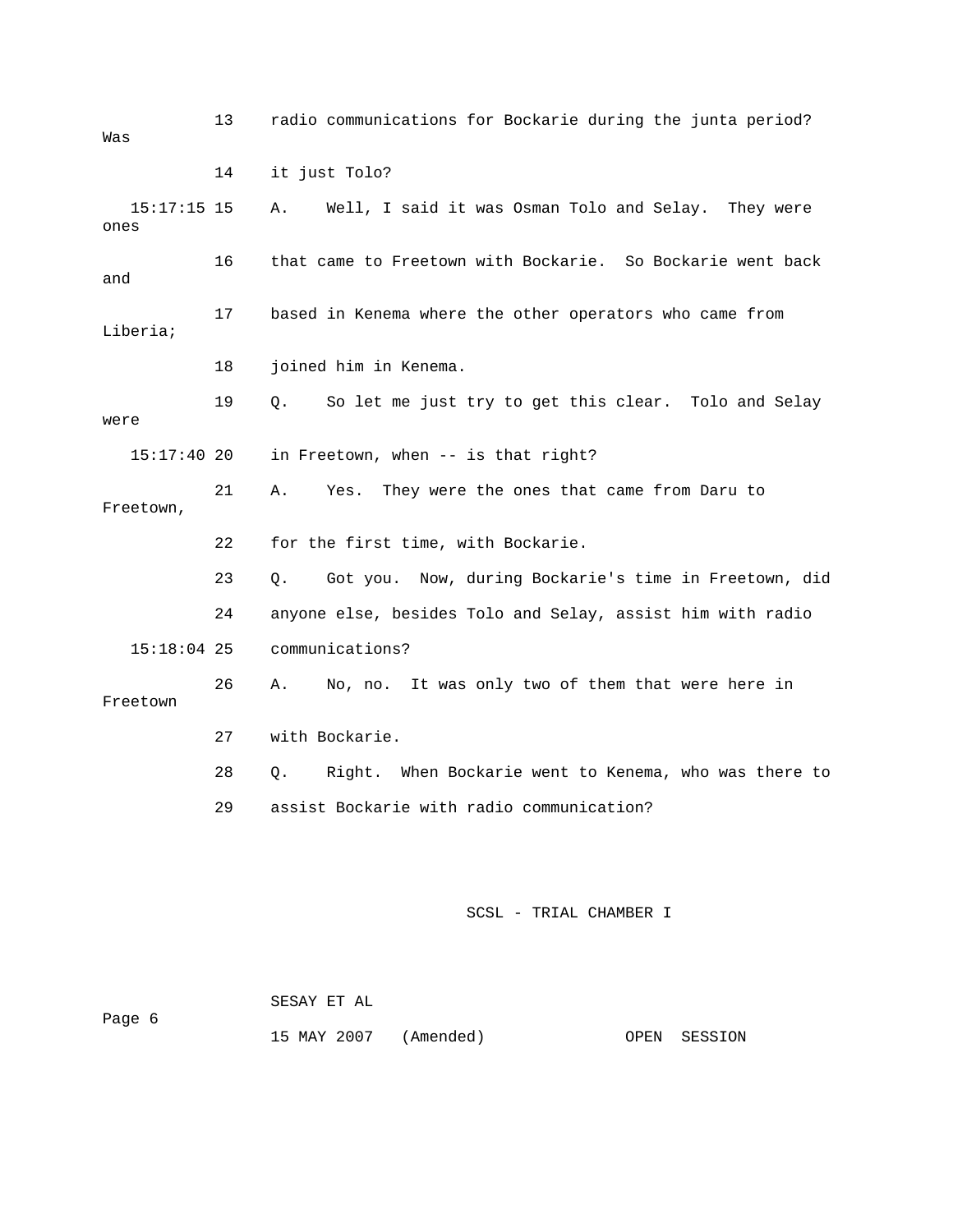13 radio communications for Bockarie during the junta period? Was

14 it just Tolo?

15:17:15 15 A. Well, I said it was Osman Tolo and Selay. They were ones

16 that came to Freetown with Bockarie. So Bockarie went back and

17 based in Kenema where the other operators who came from Liberia;

18 joined him in Kenema.

19 Q. So let me just try to get this clear. Tolo and Selay were

15:17:40 20 in Freetown, when -- is that right?

21 A. Yes. They were the ones that came from Daru to Freetown,

22 for the first time, with Bockarie.

23 Q. Got you. Now, during Bockarie's time in Freetown, did

24 anyone else, besides Tolo and Selay, assist him with radio

15:18:04 25 communications?

26 A. No, no. It was only two of them that were here in Freetown

27 with Bockarie.

28 Q. Right. When Bockarie went to Kenema, who was there to

29 assist Bockarie with radio communication?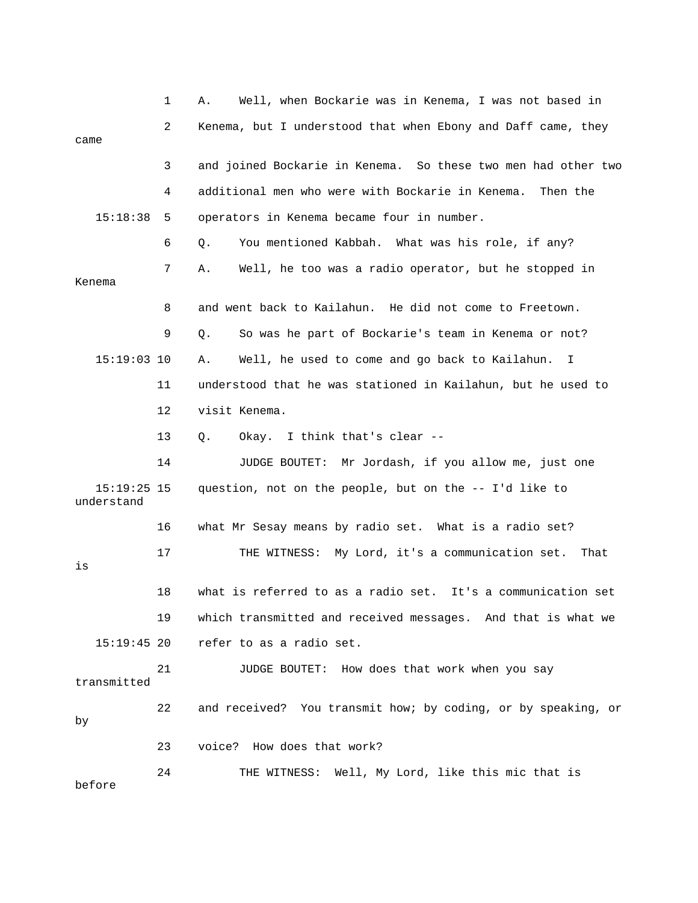1 A. Well, when Bockarie was in Kenema, I was not based in

2 Kenema, but I understood that when Ebony and Daff came, they came

3 and joined Bockarie in Kenema. So these two men had other two

4 additional men who were with Bockarie in Kenema. Then the

15:18:38 5 operators in Kenema became four in number.

6 Q. You mentioned Kabbah. What was his role, if any?

7 A. Well, he too was a radio operator, but he stopped in Kenema

8 and went back to Kailahun. He did not come to Freetown.

9 Q. So was he part of Bockarie's team in Kenema or not?

15:19:03 10 A. Well, he used to come and go back to Kailahun. I

11 understood that he was stationed in Kailahun, but he used to

12 visit Kenema.

13 Q. Okay. I think that's clear --

14 JUDGE BOUTET: Mr Jordash, if you allow me, just one

15:19:25 15 question, not on the people, but on the -- I'd like to understand

16 what Mr Sesay means by radio set. What is a radio set?

17 THE WITNESS: My Lord, it's a communication set. That is

18 what is referred to as a radio set. It's a communication set

19 which transmitted and received messages. And that is what we

15:19:45 20 refer to as a radio set.

21 JUDGE BOUTET: How does that work when you say transmitted

22 and received? You transmit how; by coding, or by speaking, or by

23 voice? How does that work?

24 THE WITNESS: Well, My Lord, like this mic that is before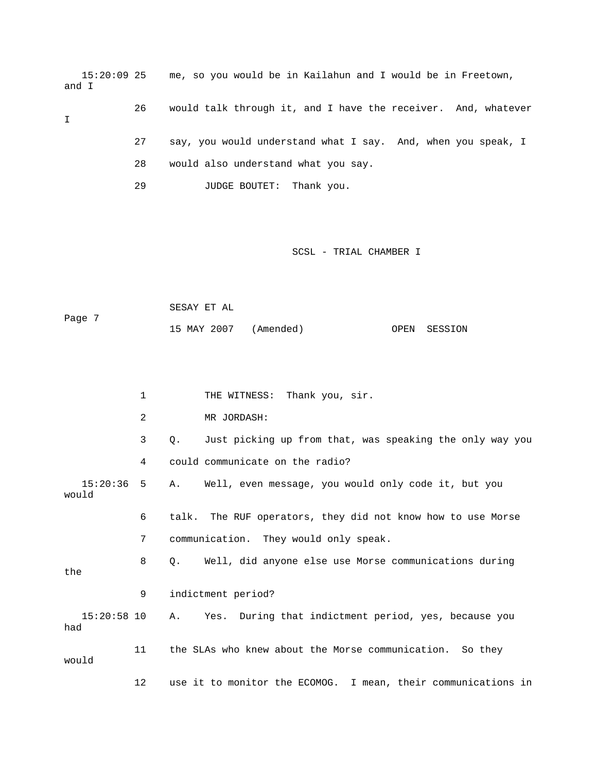15:20:09 25    me, so you would be in Kailahun and I would be in Freetown, and I

26    would talk through it, and I have the receiver.  And, whatever I

27    say, you would understand what I say.  And, when you speak, I

28    would also understand what you say.

29          JUDGE BOUTET:  Thank you.

SCSL - TRIAL CHAMBER I

SESAY ET AL

Page 7

15 MAY 2007   (Amended)               OPEN  SESSION

1          THE WITNESS:  Thank you, sir.

2          MR JORDASH:

3    Q.    Just picking up from that, was speaking the only way you

4    could communicate on the radio?

15:20:36  5    A.    Well, even message, you would only code it, but you would

6    talk.  The RUF operators, they did not know how to use Morse

7    communication.  They would only speak.

8    Q.    Well, did anyone else use Morse communications during the

9    indictment period?

15:20:58 10    A.    Yes.  During that indictment period, yes, because you had

11    the SLAs who knew about the Morse communication.  So they would

12    use it to monitor the ECOMOG.  I mean, their communications in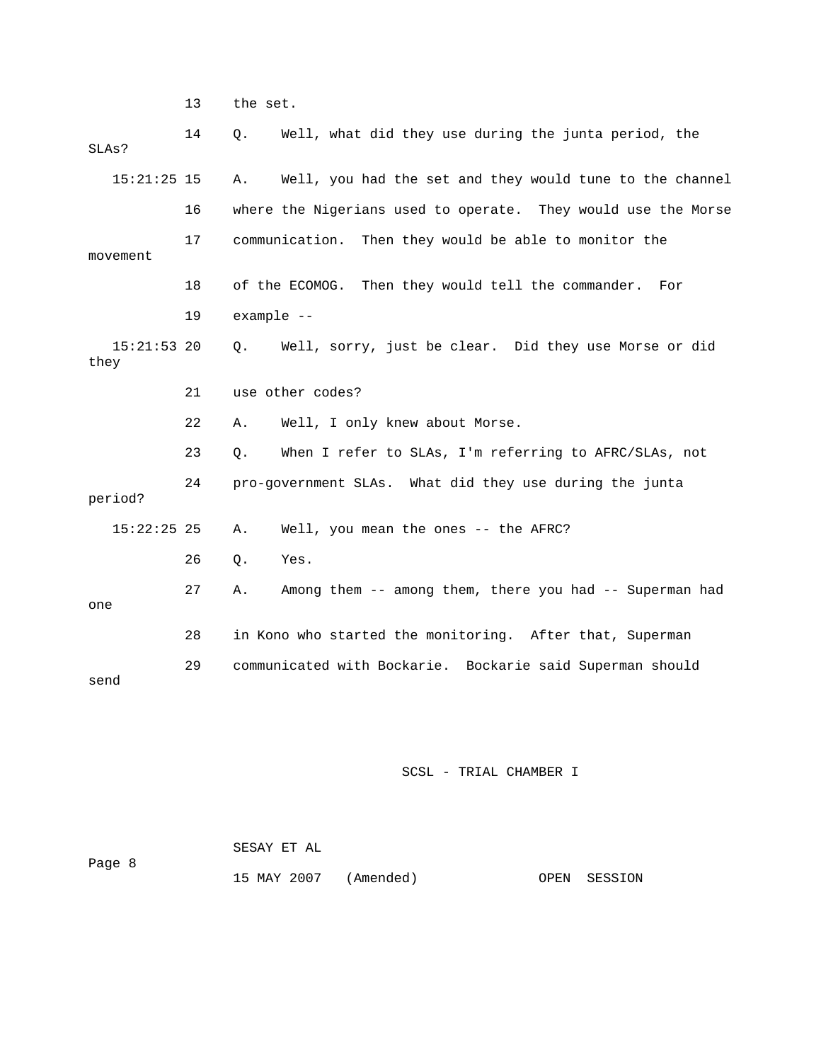13 the set.

14 Q. Well, what did they use during the junta period, the SLAs?

15:21:25 15 A. Well, you had the set and they would tune to the channel

16 where the Nigerians used to operate. They would use the Morse

17 communication. Then they would be able to monitor the movement

18 of the ECOMOG. Then they would tell the commander. For

19 example --

15:21:53 20 Q. Well, sorry, just be clear. Did they use Morse or did they

21 use other codes?

22 A. Well, I only knew about Morse.

23 Q. When I refer to SLAs, I'm referring to AFRC/SLAs, not

24 pro-government SLAs. What did they use during the junta period?

15:22:25 25 A. Well, you mean the ones -- the AFRC?

26 Q. Yes.

27 A. Among them -- among them, there you had -- Superman had one

28 in Kono who started the monitoring. After that, Superman

29 communicated with Bockarie. Bockarie said Superman should send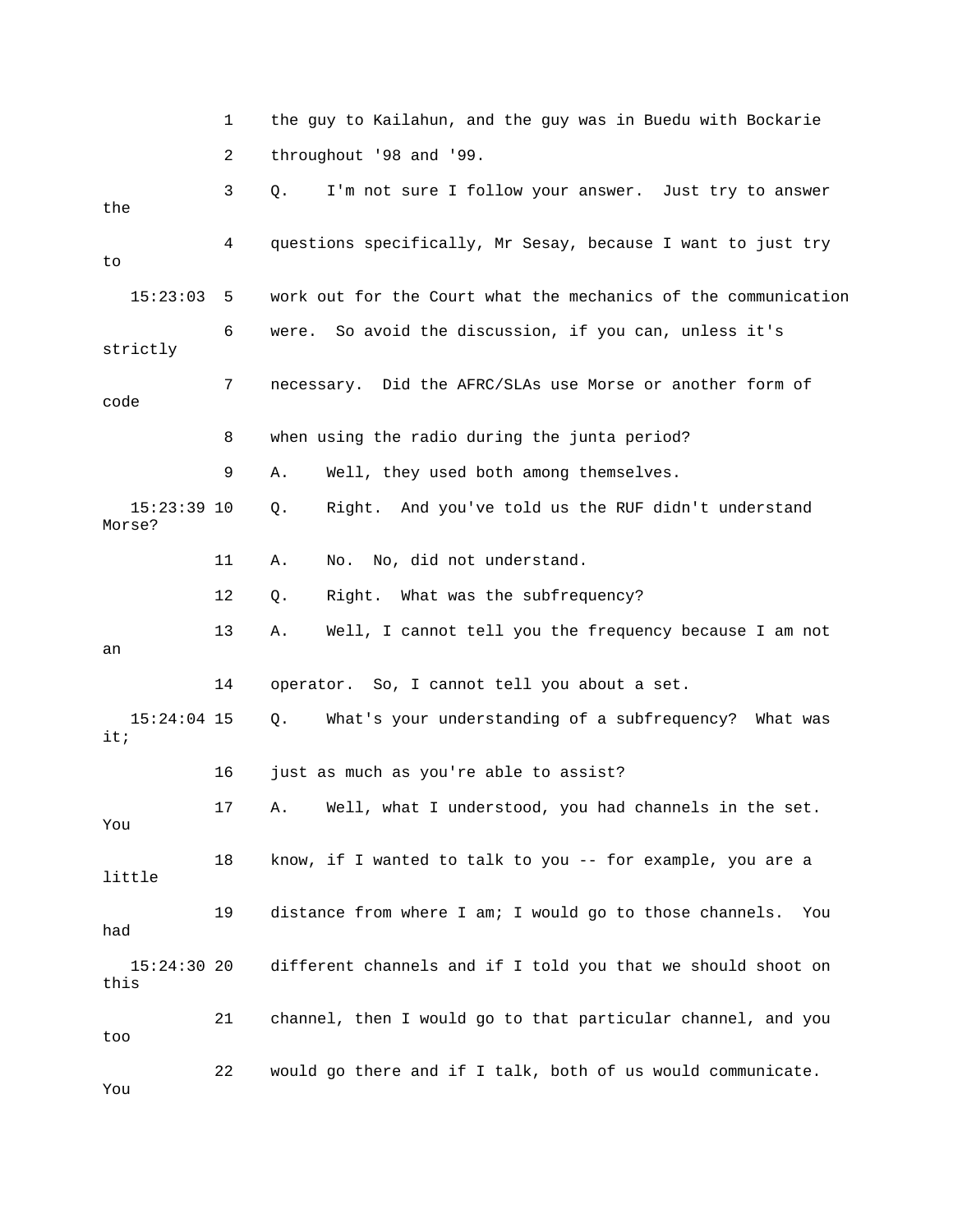1 the guy to Kailahun, and the guy was in Buedu with Bockarie

2 throughout '98 and '99.

3 Q. I'm not sure I follow your answer. Just try to answer the

4 questions specifically, Mr Sesay, because I want to just try to

15:23:03 5 work out for the Court what the mechanics of the communication

6 were. So avoid the discussion, if you can, unless it's strictly

7 necessary. Did the AFRC/SLAs use Morse or another form of code

8 when using the radio during the junta period?

9 A. Well, they used both among themselves.

15:23:39 10 Q. Right. And you've told us the RUF didn't understand Morse?

11 A. No. No, did not understand.

12 Q. Right. What was the subfrequency?

13 A. Well, I cannot tell you the frequency because I am not an

14 operator. So, I cannot tell you about a set.

15:24:04 15 Q. What's your understanding of a subfrequency? What was it;

16 just as much as you're able to assist?

17 A. Well, what I understood, you had channels in the set. You

18 know, if I wanted to talk to you -- for example, you are a little

19 distance from where I am; I would go to those channels. You had

15:24:30 20 different channels and if I told you that we should shoot on this

21 channel, then I would go to that particular channel, and you too

22 would go there and if I talk, both of us would communicate. You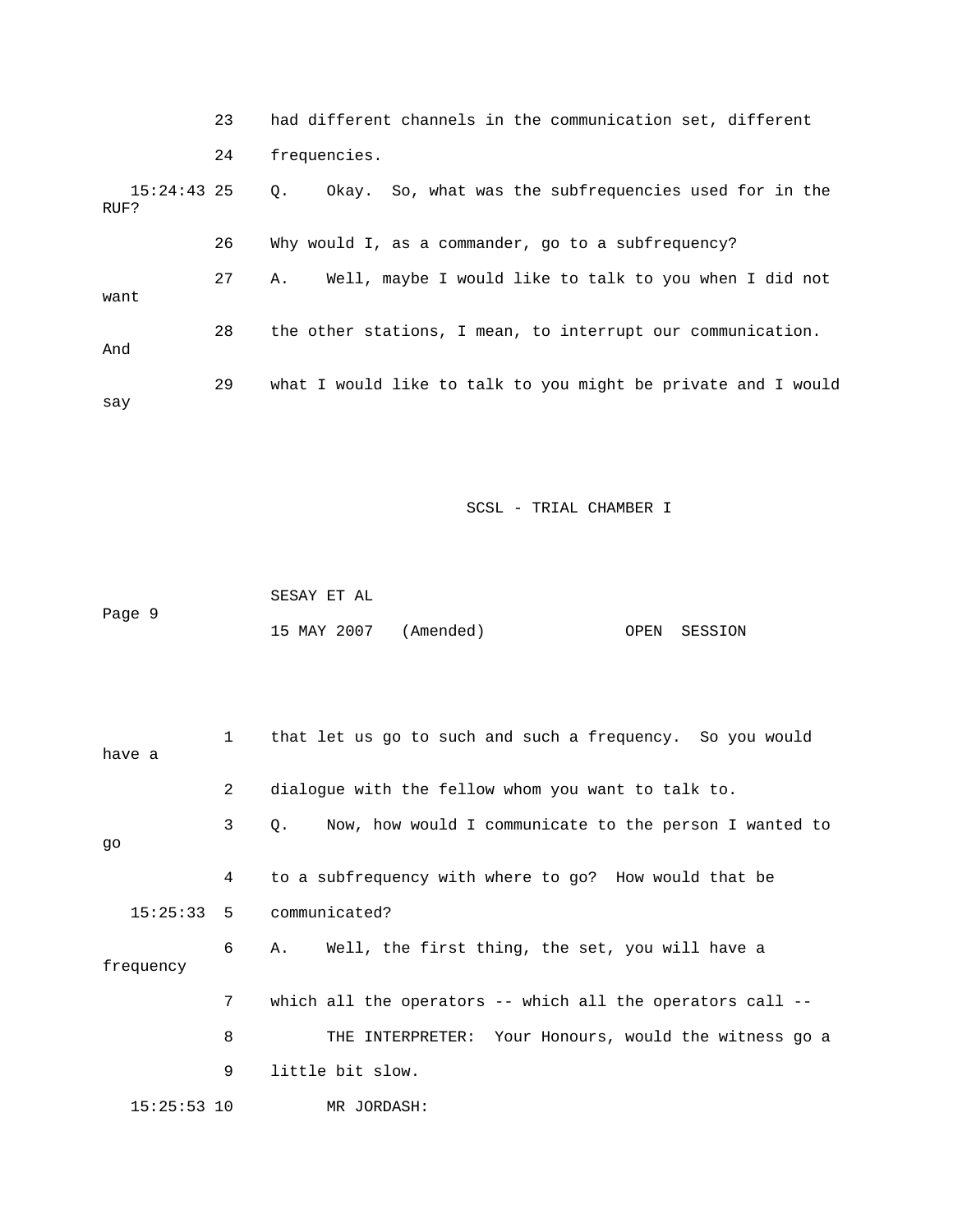23 had different channels in the communication set, different

24 frequencies.

15:24:43 25 Q. Okay. So, what was the subfrequencies used for in the RUF?

26 Why would I, as a commander, go to a subfrequency?

27 A. Well, maybe I would like to talk to you when I did not want

28 the other stations, I mean, to interrupt our communication. And

29 what I would like to talk to you might be private and I would say

1 that let us go to such and such a frequency. So you would have a

2 dialogue with the fellow whom you want to talk to.

3 Q. Now, how would I communicate to the person I wanted to go

4 to a subfrequency with where to go? How would that be

15:25:33 5 communicated?

6 A. Well, the first thing, the set, you will have a frequency

7 which all the operators -- which all the operators call --

8 THE INTERPRETER: Your Honours, would the witness go a

9 little bit slow.

15:25:53 10 MR JORDASH: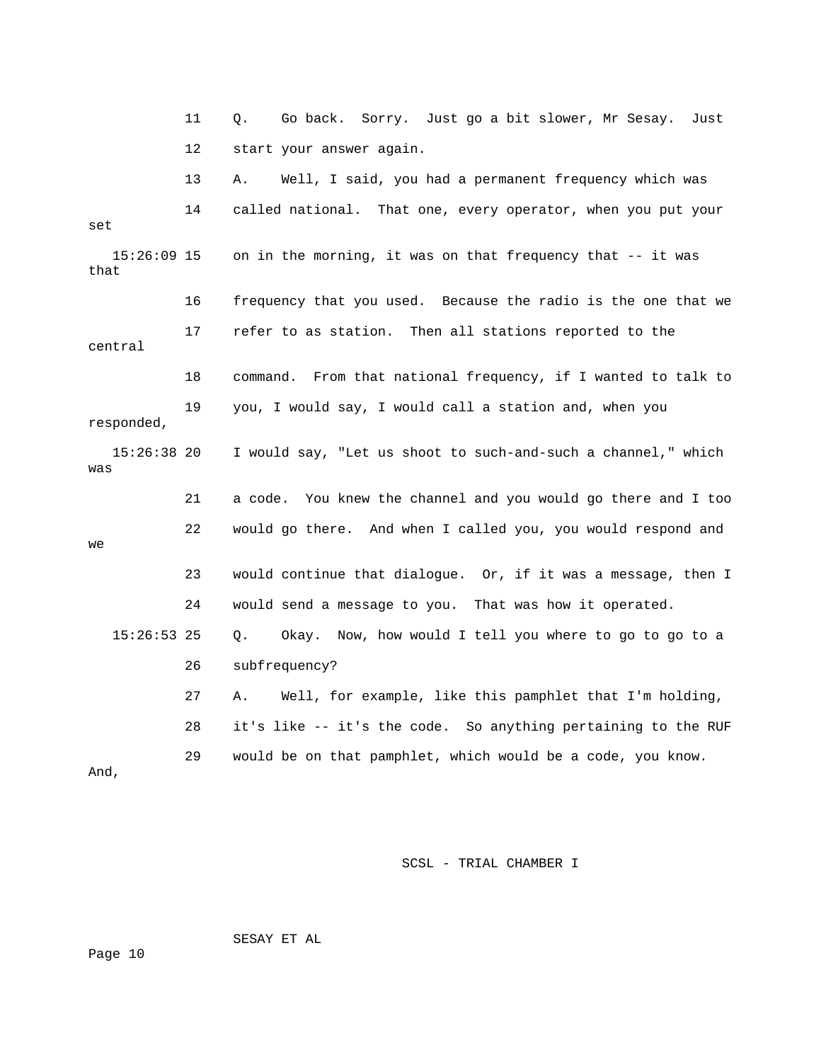11 Q. Go back. Sorry. Just go a bit slower, Mr Sesay. Just

12 start your answer again.

13 A. Well, I said, you had a permanent frequency which was

14 called national. That one, every operator, when you put your set

15:26:09 15 on in the morning, it was on that frequency that -- it was that

16 frequency that you used. Because the radio is the one that we

17 refer to as station. Then all stations reported to the central

18 command. From that national frequency, if I wanted to talk to

19 you, I would say, I would call a station and, when you responded,

15:26:38 20 I would say, "Let us shoot to such-and-such a channel," which was

21 a code. You knew the channel and you would go there and I too

22 would go there. And when I called you, you would respond and we

23 would continue that dialogue. Or, if it was a message, then I

24 would send a message to you. That was how it operated.

15:26:53 25 Q. Okay. Now, how would I tell you where to go to go to a

26 subfrequency?

27 A. Well, for example, like this pamphlet that I'm holding,

28 it's like -- it's the code. So anything pertaining to the RUF

29 would be on that pamphlet, which would be a code, you know. And,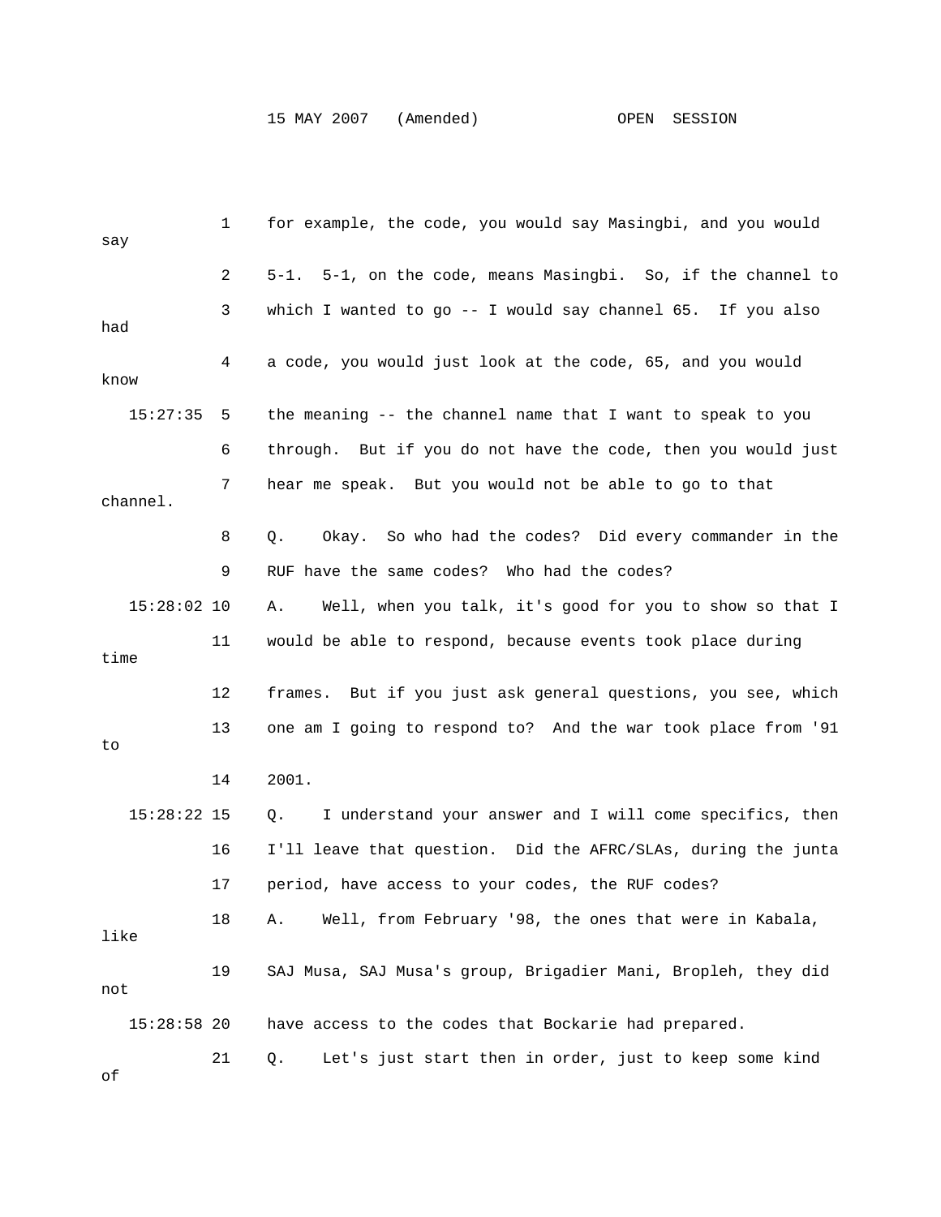1 for example, the code, you would say Masingbi, and you would say

2 5-1. 5-1, on the code, means Masingbi. So, if the channel to

3 which I wanted to go -- I would say channel 65. If you also had

4 a code, you would just look at the code, 65, and you would know

15:27:35 5 the meaning -- the channel name that I want to speak to you

6 through. But if you do not have the code, then you would just

7 hear me speak. But you would not be able to go to that channel.

8 Q. Okay. So who had the codes? Did every commander in the

9 RUF have the same codes? Who had the codes?

15:28:02 10 A. Well, when you talk, it's good for you to show so that I

11 would be able to respond, because events took place during time

12 frames. But if you just ask general questions, you see, which

13 one am I going to respond to? And the war took place from '91 to

14 2001.

15:28:22 15 Q. I understand your answer and I will come specifics, then

16 I'll leave that question. Did the AFRC/SLAs, during the junta

17 period, have access to your codes, the RUF codes?

18 A. Well, from February '98, the ones that were in Kabala, like

19 SAJ Musa, SAJ Musa's group, Brigadier Mani, Bropleh, they did not

15:28:58 20 have access to the codes that Bockarie had prepared.

21 Q. Let's just start then in order, just to keep some kind of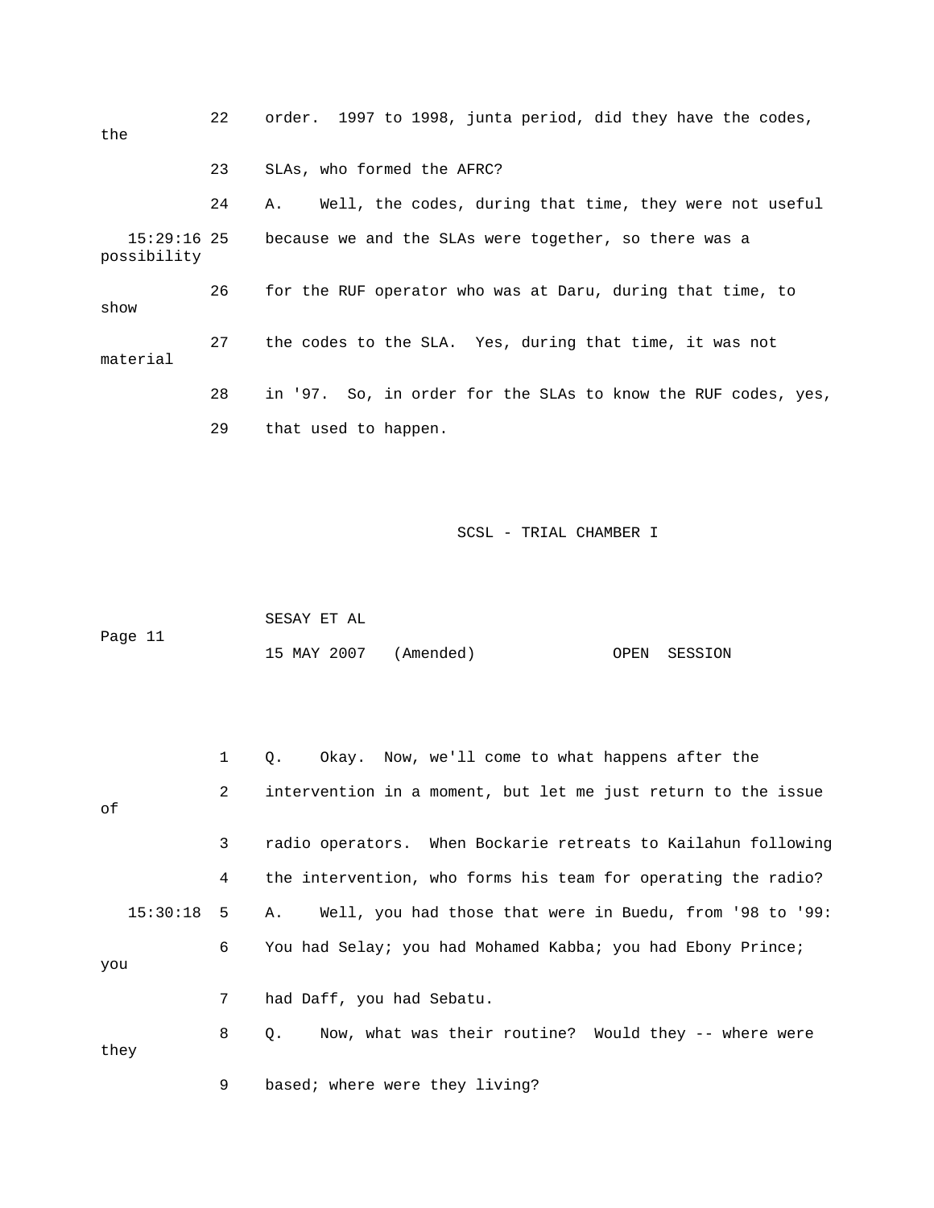22 order. 1997 to 1998, junta period, did they have the codes, the

23 SLAs, who formed the AFRC?

24 A. Well, the codes, during that time, they were not useful

15:29:16 25 because we and the SLAs were together, so there was a possibility

26 for the RUF operator who was at Daru, during that time, to show

27 the codes to the SLA. Yes, during that time, it was not material

28 in '97. So, in order for the SLAs to know the RUF codes, yes,

29 that used to happen.

1 Q. Okay. Now, we'll come to what happens after the

2 intervention in a moment, but let me just return to the issue of

3 radio operators. When Bockarie retreats to Kailahun following

4 the intervention, who forms his team for operating the radio?

15:30:18 5 A. Well, you had those that were in Buedu, from '98 to '99:

6 You had Selay; you had Mohamed Kabba; you had Ebony Prince; you

7 had Daff, you had Sebatu.

8 Q. Now, what was their routine? Would they -- where were they

9 based; where were they living?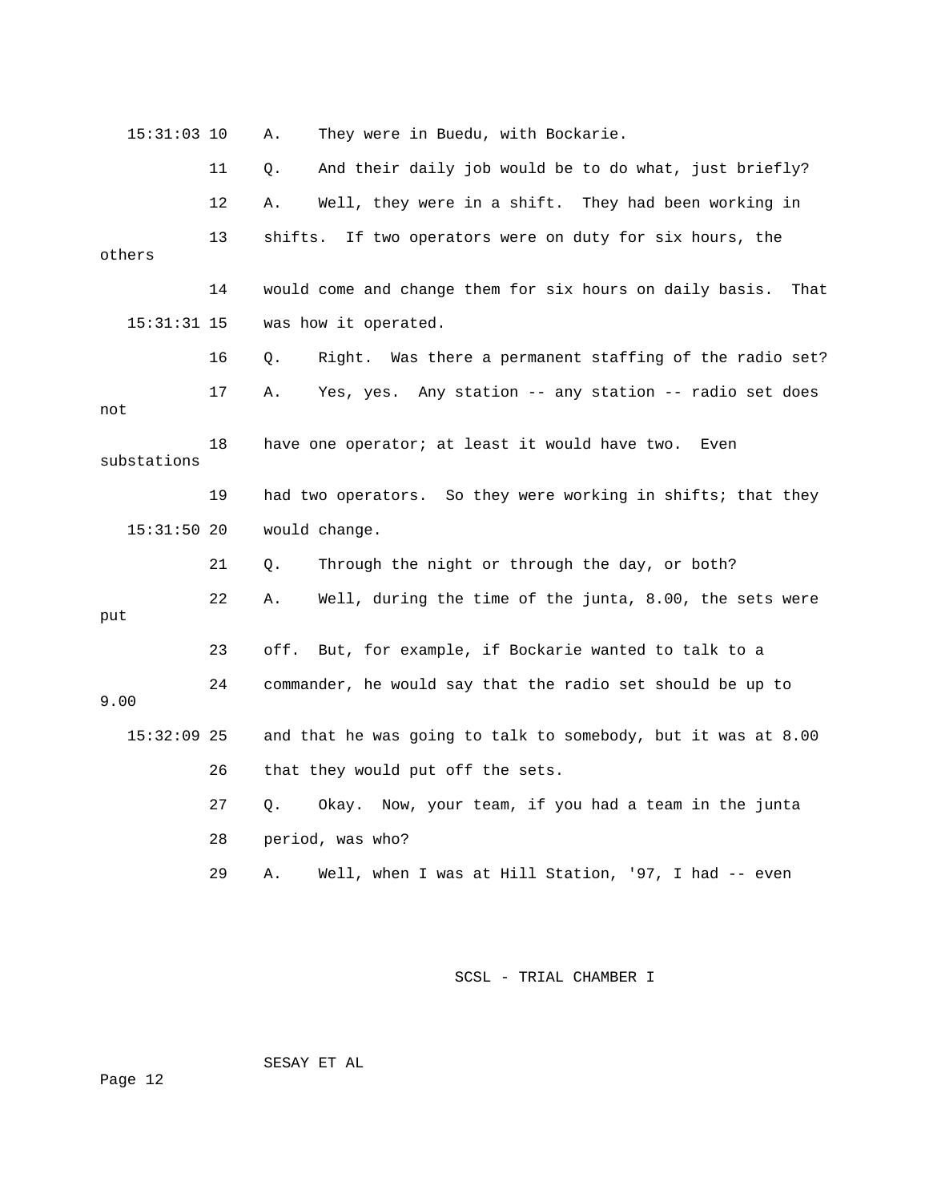15:31:03 10 A. They were in Buedu, with Bockarie.

11 Q. And their daily job would be to do what, just briefly?

12 A. Well, they were in a shift. They had been working in

13 shifts. If two operators were on duty for six hours, the others

14 would come and change them for six hours on daily basis. That

15:31:31 15 was how it operated.

16 Q. Right. Was there a permanent staffing of the radio set?

17 A. Yes, yes. Any station -- any station -- radio set does not

18 have one operator; at least it would have two. Even substations

19 had two operators. So they were working in shifts; that they

15:31:50 20 would change.

21 Q. Through the night or through the day, or both?

22 A. Well, during the time of the junta, 8.00, the sets were put

23 off. But, for example, if Bockarie wanted to talk to a

24 commander, he would say that the radio set should be up to 9.00

15:32:09 25 and that he was going to talk to somebody, but it was at 8.00

26 that they would put off the sets.

27 Q. Okay. Now, your team, if you had a team in the junta

28 period, was who?

29 A. Well, when I was at Hill Station, '97, I had -- even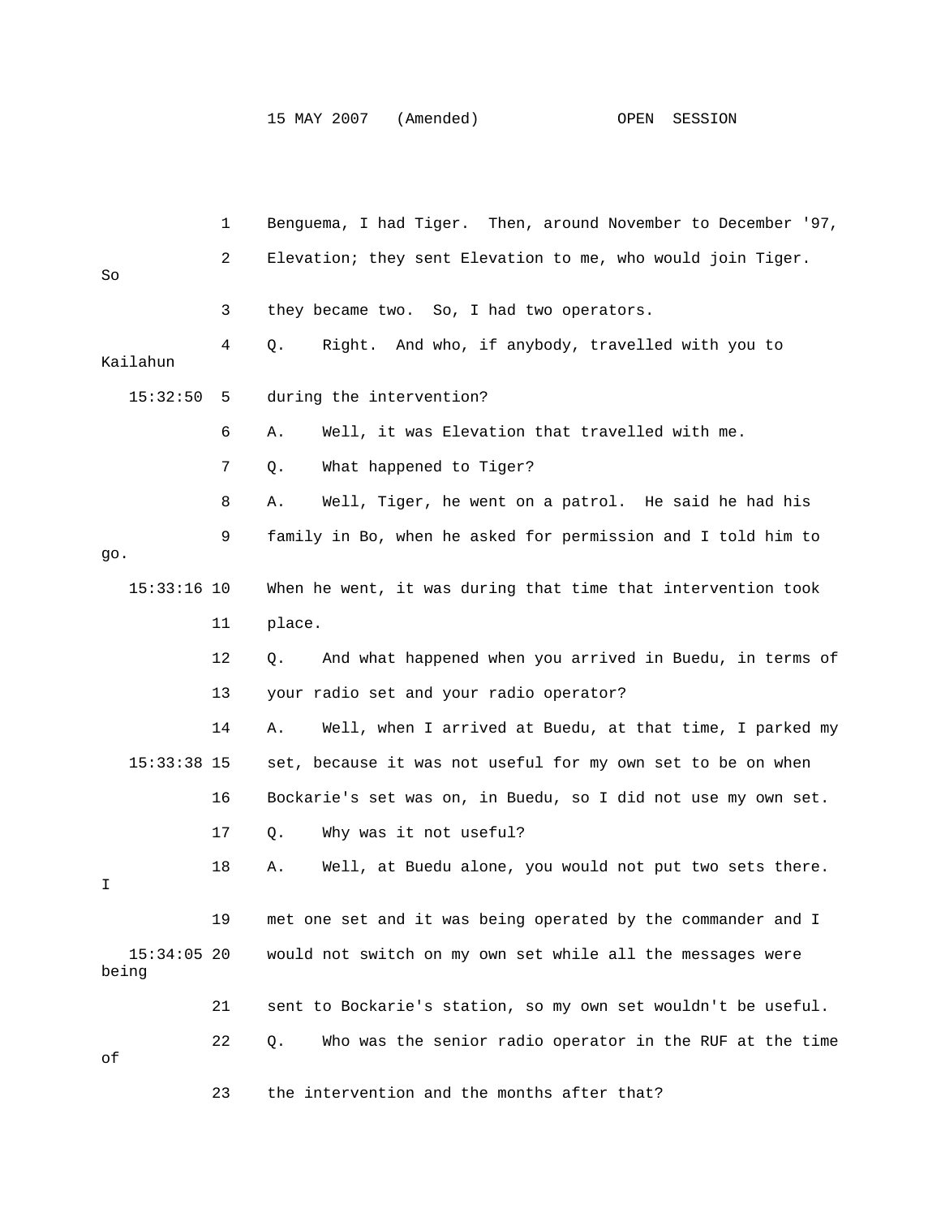1 Benguema, I had Tiger. Then, around November to December '97,

2 Elevation; they sent Elevation to me, who would join Tiger. So

3 they became two. So, I had two operators.

4 Q. Right. And who, if anybody, travelled with you to Kailahun

15:32:50 5 during the intervention?

6 A. Well, it was Elevation that travelled with me.

7 Q. What happened to Tiger?

8 A. Well, Tiger, he went on a patrol. He said he had his

9 family in Bo, when he asked for permission and I told him to go.

15:33:16 10 When he went, it was during that time that intervention took

11 place.

12 Q. And what happened when you arrived in Buedu, in terms of

13 your radio set and your radio operator?

14 A. Well, when I arrived at Buedu, at that time, I parked my

15:33:38 15 set, because it was not useful for my own set to be on when

16 Bockarie's set was on, in Buedu, so I did not use my own set.

17 Q. Why was it not useful?

18 A. Well, at Buedu alone, you would not put two sets there. I

19 met one set and it was being operated by the commander and I

15:34:05 20 would not switch on my own set while all the messages were being

21 sent to Bockarie's station, so my own set wouldn't be useful.

22 Q. Who was the senior radio operator in the RUF at the time of

23 the intervention and the months after that?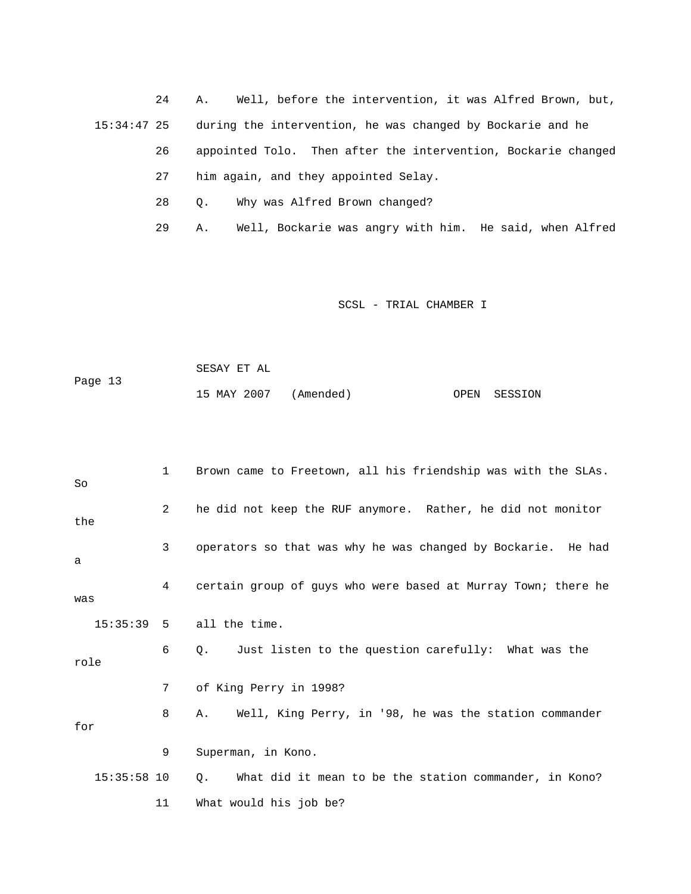24 A. Well, before the intervention, it was Alfred Brown, but,

15:34:47 25 during the intervention, he was changed by Bockarie and he

26 appointed Tolo. Then after the intervention, Bockarie changed

27 him again, and they appointed Selay.

28 Q. Why was Alfred Brown changed?

29 A. Well, Bockarie was angry with him. He said, when Alfred

1 Brown came to Freetown, all his friendship was with the SLAs. So

2 he did not keep the RUF anymore. Rather, he did not monitor the

3 operators so that was why he was changed by Bockarie. He had a

4 certain group of guys who were based at Murray Town; there he was

15:35:39 5 all the time.

6 Q. Just listen to the question carefully: What was the role

7 of King Perry in 1998?

8 A. Well, King Perry, in '98, he was the station commander for

9 Superman, in Kono.

15:35:58 10 Q. What did it mean to be the station commander, in Kono?

11 What would his job be?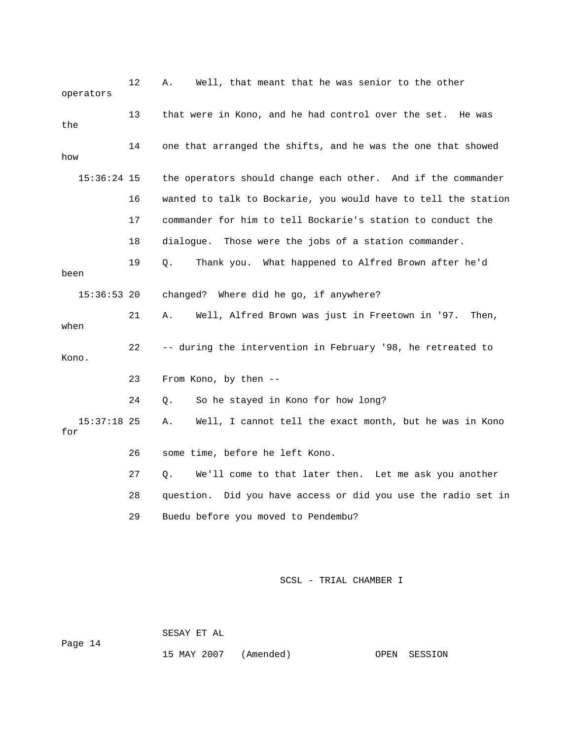12 A. Well, that meant that he was senior to the other operators

13 that were in Kono, and he had control over the set. He was the

14 one that arranged the shifts, and he was the one that showed how

15:36:24 15 the operators should change each other. And if the commander

16 wanted to talk to Bockarie, you would have to tell the station

17 commander for him to tell Bockarie's station to conduct the

18 dialogue. Those were the jobs of a station commander.

19 Q. Thank you. What happened to Alfred Brown after he'd been

15:36:53 20 changed? Where did he go, if anywhere?

21 A. Well, Alfred Brown was just in Freetown in '97. Then, when

22 -- during the intervention in February '98, he retreated to Kono.

23 From Kono, by then --

24 Q. So he stayed in Kono for how long?

15:37:18 25 A. Well, I cannot tell the exact month, but he was in Kono for

26 some time, before he left Kono.

27 Q. We'll come to that later then. Let me ask you another

28 question. Did you have access or did you use the radio set in

29 Buedu before you moved to Pendembu?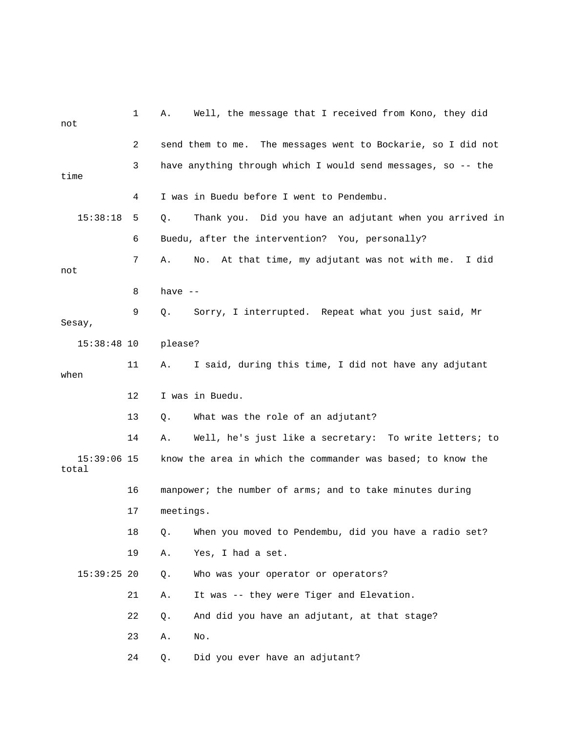1 A. Well, the message that I received from Kono, they did not

2 send them to me. The messages went to Bockarie, so I did not

3 have anything through which I would send messages, so -- the time

4 I was in Buedu before I went to Pendembu.

15:38:18 5 Q. Thank you. Did you have an adjutant when you arrived in

6 Buedu, after the intervention? You, personally?

7 A. No. At that time, my adjutant was not with me. I did not

8 have --

9 Q. Sorry, I interrupted. Repeat what you just said, Mr Sesay,

15:38:48 10 please?

11 A. I said, during this time, I did not have any adjutant when

12 I was in Buedu.

13 Q. What was the role of an adjutant?

14 A. Well, he's just like a secretary: To write letters; to

15:39:06 15 know the area in which the commander was based; to know the total

16 manpower; the number of arms; and to take minutes during

17 meetings.

18 Q. When you moved to Pendembu, did you have a radio set?

19 A. Yes, I had a set.

15:39:25 20 Q. Who was your operator or operators?

21 A. It was -- they were Tiger and Elevation.

22 Q. And did you have an adjutant, at that stage?

23 A. No.

24 Q. Did you ever have an adjutant?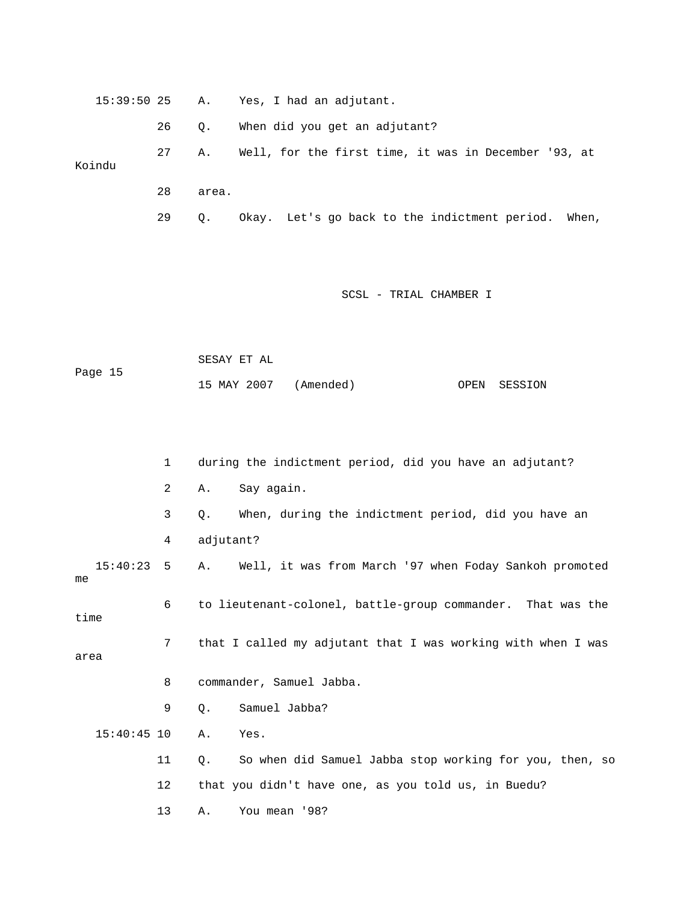15:39:50 25 A. Yes, I had an adjutant.

26 Q. When did you get an adjutant?

27 A. Well, for the first time, it was in December '93, at Koindu

28 area.

29 Q. Okay. Let's go back to the indictment period. When,

1 during the indictment period, did you have an adjutant?

2 A. Say again.

3 Q. When, during the indictment period, did you have an

4 adjutant?

15:40:23 5 A. Well, it was from March '97 when Foday Sankoh promoted me

6 to lieutenant-colonel, battle-group commander. That was the time

7 that I called my adjutant that I was working with when I was area

8 commander, Samuel Jabba.

9 Q. Samuel Jabba?

15:40:45 10 A. Yes.

11 Q. So when did Samuel Jabba stop working for you, then, so

12 that you didn't have one, as you told us, in Buedu?

13 A. You mean '98?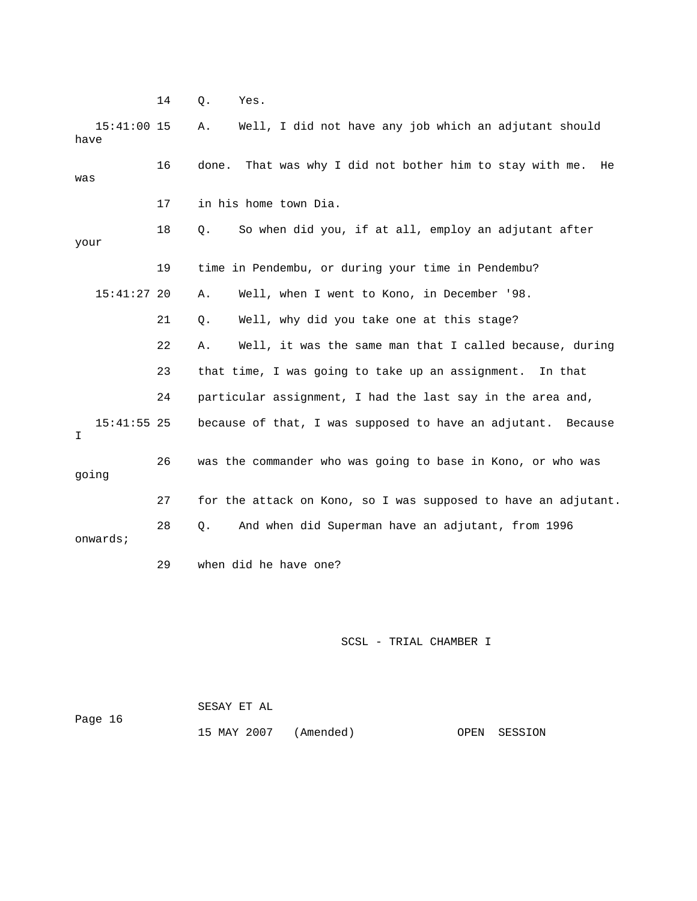14 Q. Yes.

15:41:00 15 A. Well, I did not have any job which an adjutant should have

16 done. That was why I did not bother him to stay with me. He was

17 in his home town Dia.

18 Q. So when did you, if at all, employ an adjutant after your

19 time in Pendembu, or during your time in Pendembu?

15:41:27 20 A. Well, when I went to Kono, in December '98.

21 Q. Well, why did you take one at this stage?

22 A. Well, it was the same man that I called because, during

23 that time, I was going to take up an assignment. In that

24 particular assignment, I had the last say in the area and,

15:41:55 25 because of that, I was supposed to have an adjutant. Because I

26 was the commander who was going to base in Kono, or who was going

27 for the attack on Kono, so I was supposed to have an adjutant.

28 Q. And when did Superman have an adjutant, from 1996 onwards;

29 when did he have one?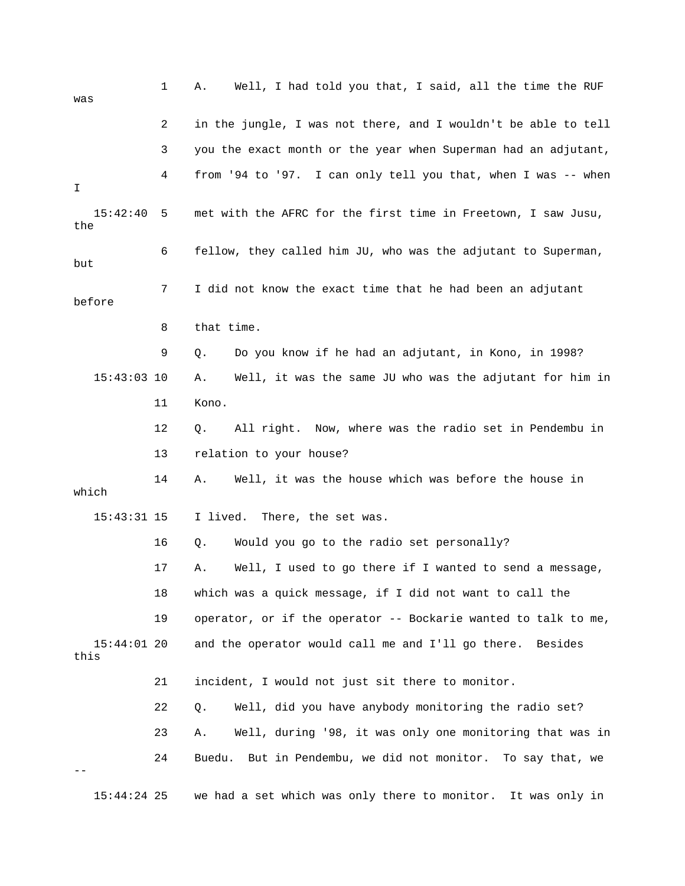1 A. Well, I had told you that, I said, all the time the RUF was

2 in the jungle, I was not there, and I wouldn't be able to tell

3 you the exact month or the year when Superman had an adjutant,

4 from '94 to '97. I can only tell you that, when I was -- when I

15:42:40 5 met with the AFRC for the first time in Freetown, I saw Jusu, the

6 fellow, they called him JU, who was the adjutant to Superman, but

7 I did not know the exact time that he had been an adjutant before

8 that time.

9 Q. Do you know if he had an adjutant, in Kono, in 1998?

15:43:03 10 A. Well, it was the same JU who was the adjutant for him in

11 Kono.

12 Q. All right. Now, where was the radio set in Pendembu in

13 relation to your house?

14 A. Well, it was the house which was before the house in which

15:43:31 15 I lived. There, the set was.

16 Q. Would you go to the radio set personally?

17 A. Well, I used to go there if I wanted to send a message,

18 which was a quick message, if I did not want to call the

19 operator, or if the operator -- Bockarie wanted to talk to me,

15:44:01 20 and the operator would call me and I'll go there. Besides this

21 incident, I would not just sit there to monitor.

22 Q. Well, did you have anybody monitoring the radio set?

23 A. Well, during '98, it was only one monitoring that was in

24 Buedu. But in Pendembu, we did not monitor. To say that, we --

15:44:24 25 we had a set which was only there to monitor. It was only in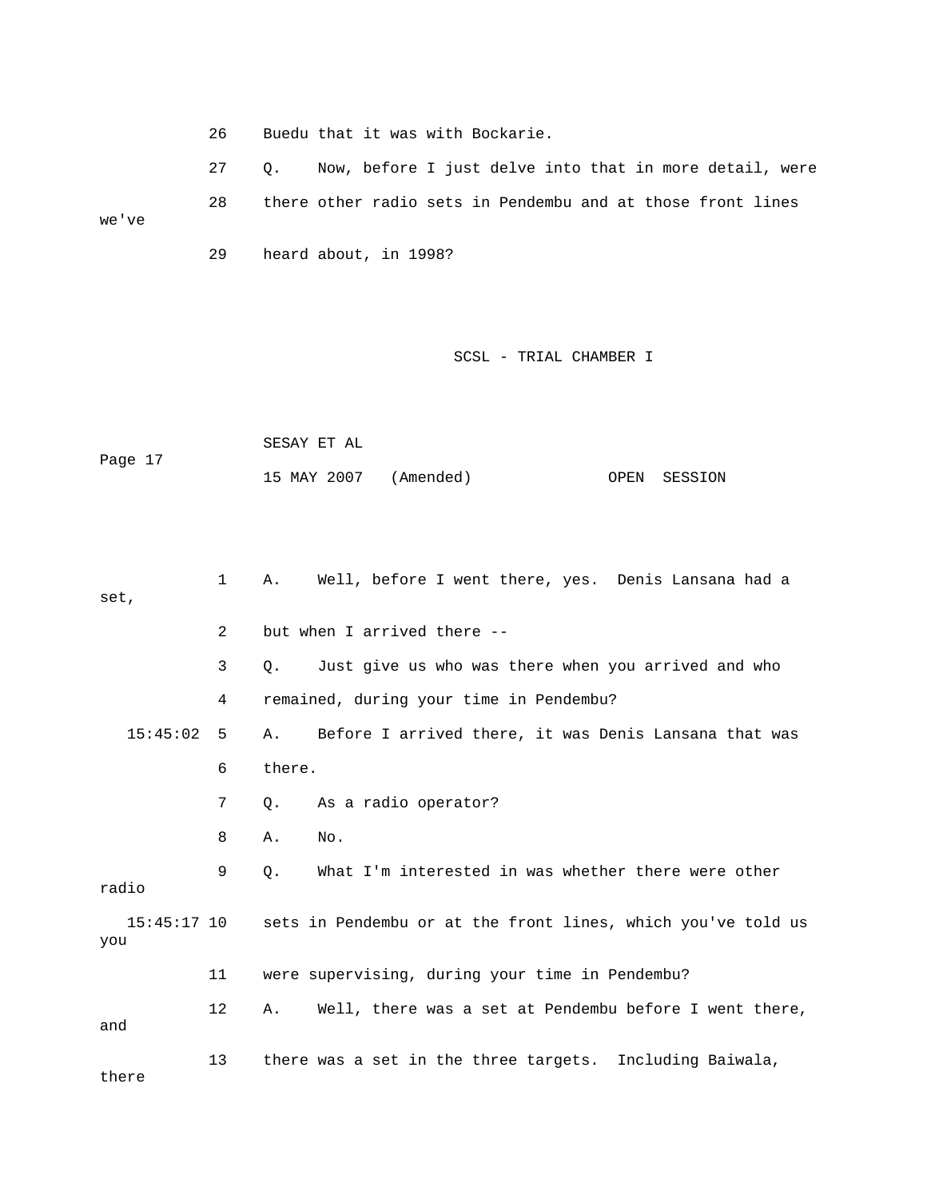26 Buedu that it was with Bockarie.

27 Q. Now, before I just delve into that in more detail, were

28 there other radio sets in Pendembu and at those front lines we've

29 heard about, in 1998?

1 A. Well, before I went there, yes. Denis Lansana had a set,

2 but when I arrived there --

3 Q. Just give us who was there when you arrived and who

4 remained, during your time in Pendembu?

15:45:02 5 A. Before I arrived there, it was Denis Lansana that was

6 there.

7 Q. As a radio operator?

8 A. No.

9 Q. What I'm interested in was whether there were other radio

15:45:17 10 sets in Pendembu or at the front lines, which you've told us you

11 were supervising, during your time in Pendembu?

12 A. Well, there was a set at Pendembu before I went there, and

13 there was a set in the three targets. Including Baiwala, there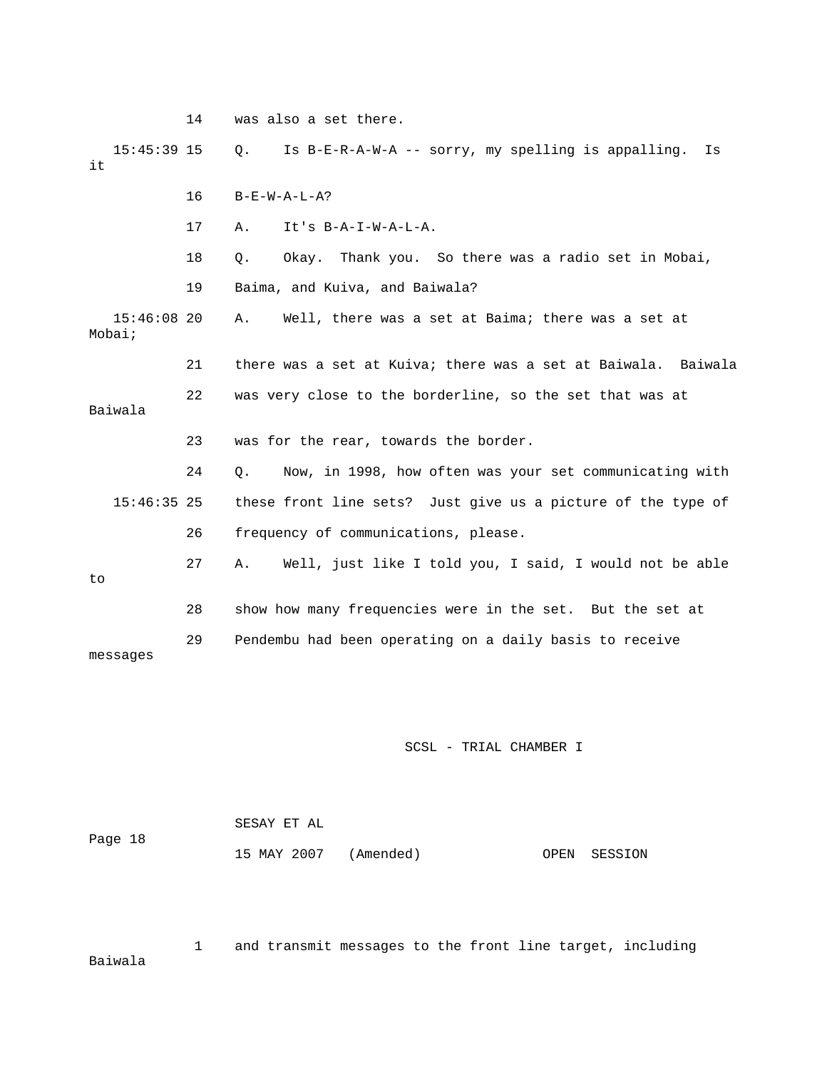14 was also a set there.

15:45:39 15 Q. Is B-E-R-A-W-A -- sorry, my spelling is appalling. Is it

16 B-E-W-A-L-A?

17 A. It's B-A-I-W-A-L-A.

18 Q. Okay. Thank you. So there was a radio set in Mobai,

19 Baima, and Kuiva, and Baiwala?

15:46:08 20 A. Well, there was a set at Baima; there was a set at Mobai;

21 there was a set at Kuiva; there was a set at Baiwala. Baiwala

22 was very close to the borderline, so the set that was at Baiwala

23 was for the rear, towards the border.

24 Q. Now, in 1998, how often was your set communicating with

15:46:35 25 these front line sets? Just give us a picture of the type of

26 frequency of communications, please.

27 A. Well, just like I told you, I said, I would not be able to

28 show how many frequencies were in the set. But the set at

29 Pendembu had been operating on a daily basis to receive messages

1 and transmit messages to the front line target, including Baiwala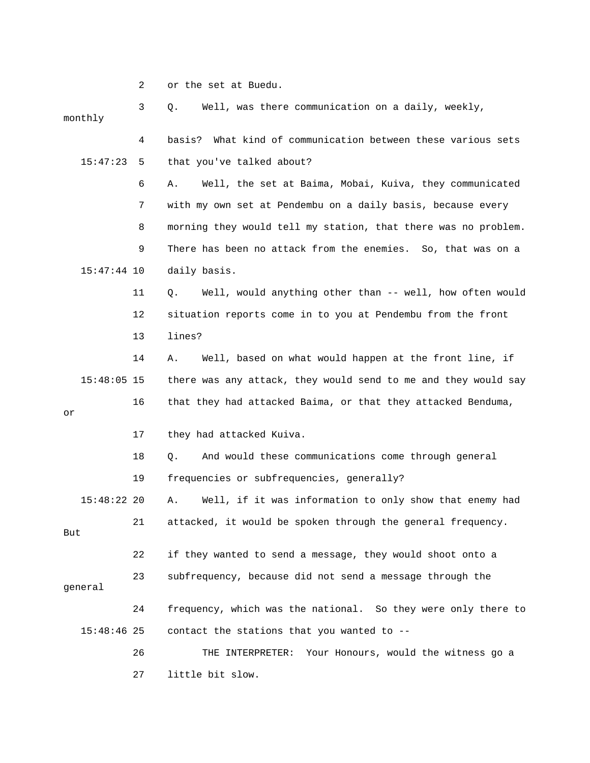or the set at Buedu.

Q. Well, was there communication on a daily, weekly, monthly basis? What kind of communication between these various sets that you've talked about?

A. Well, the set at Baima, Mobai, Kuiva, they communicated with my own set at Pendembu on a daily basis, because every morning they would tell my station, that there was no problem. There has been no attack from the enemies. So, that was on a daily basis.

Q. Well, would anything other than -- well, how often would situation reports come in to you at Pendembu from the front lines?

A. Well, based on what would happen at the front line, if there was any attack, they would send to me and they would say that they had attacked Baima, or that they attacked Benduma, or they had attacked Kuiva.

Q. And would these communications come through general frequencies or subfrequencies, generally?

A. Well, if it was information to only show that enemy had attacked, it would be spoken through the general frequency. But if they wanted to send a message, they would shoot onto a subfrequency, because did not send a message through the general frequency, which was the national. So they were only there to contact the stations that you wanted to --

THE INTERPRETER: Your Honours, would the witness go a little bit slow.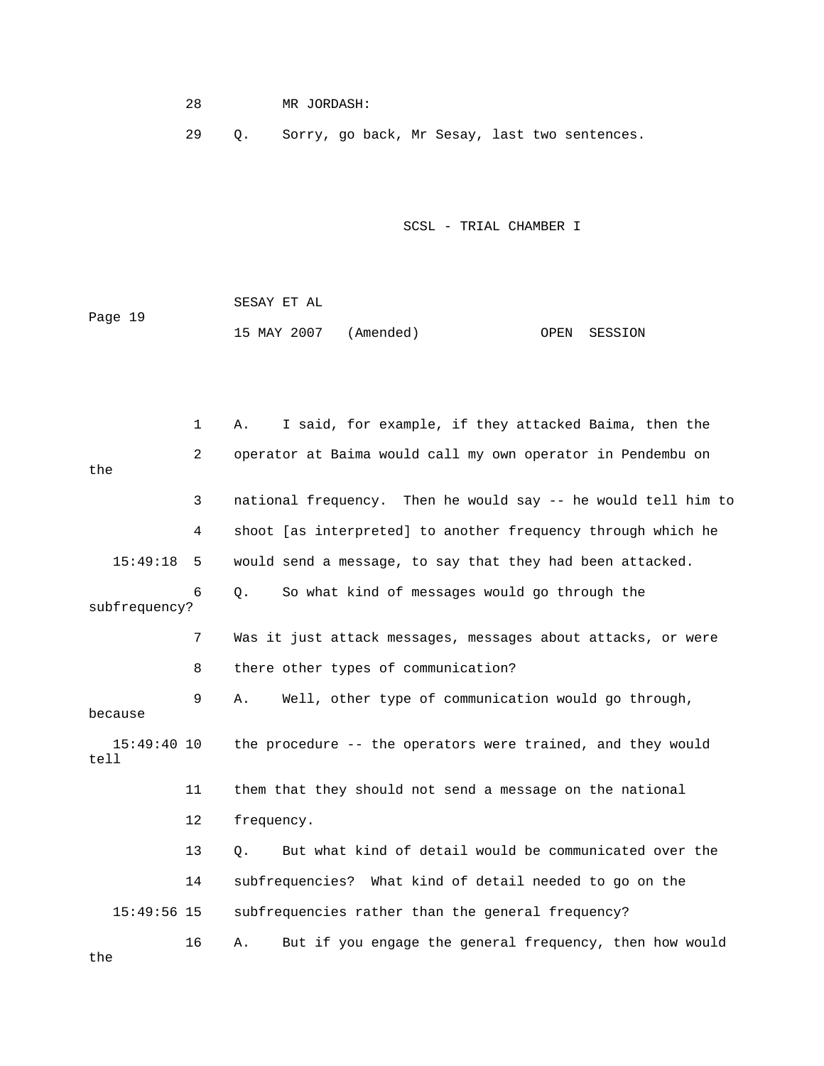28 MR JORDASH:

29 Q. Sorry, go back, Mr Sesay, last two sentences.

1 A. I said, for example, if they attacked Baima, then the

2 operator at Baima would call my own operator in Pendembu on the

3 national frequency. Then he would say -- he would tell him to

4 shoot [as interpreted] to another frequency through which he

15:49:18 5 would send a message, to say that they had been attacked.

6 Q. So what kind of messages would go through the subfrequency?

7 Was it just attack messages, messages about attacks, or were

8 there other types of communication?

9 A. Well, other type of communication would go through, because

15:49:40 10 the procedure -- the operators were trained, and they would tell

11 them that they should not send a message on the national

12 frequency.

13 Q. But what kind of detail would be communicated over the

14 subfrequencies? What kind of detail needed to go on the

15:49:56 15 subfrequencies rather than the general frequency?

16 A. But if you engage the general frequency, then how would the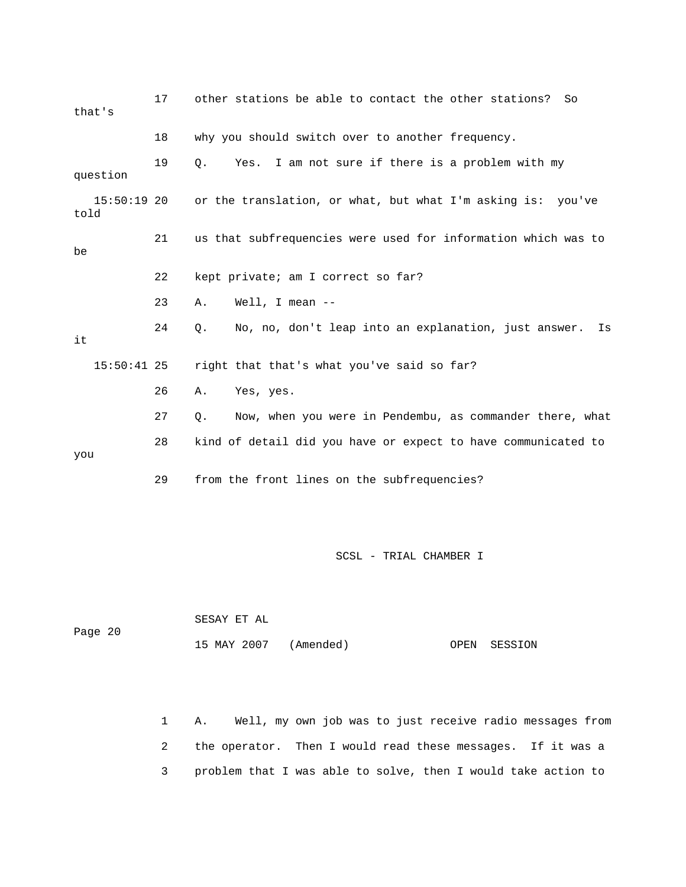17 other stations be able to contact the other stations? So that's

18 why you should switch over to another frequency.

19 Q. Yes. I am not sure if there is a problem with my question

15:50:19 20 or the translation, or what, but what I'm asking is: you've told

21 us that subfrequencies were used for information which was to be

22 kept private; am I correct so far?

23 A. Well, I mean --

24 Q. No, no, don't leap into an explanation, just answer. Is it

15:50:41 25 right that that's what you've said so far?

26 A. Yes, yes.

27 Q. Now, when you were in Pendembu, as commander there, what

28 kind of detail did you have or expect to have communicated to you

29 from the front lines on the subfrequencies?

1 A. Well, my own job was to just receive radio messages from

2 the operator. Then I would read these messages. If it was a

3 problem that I was able to solve, then I would take action to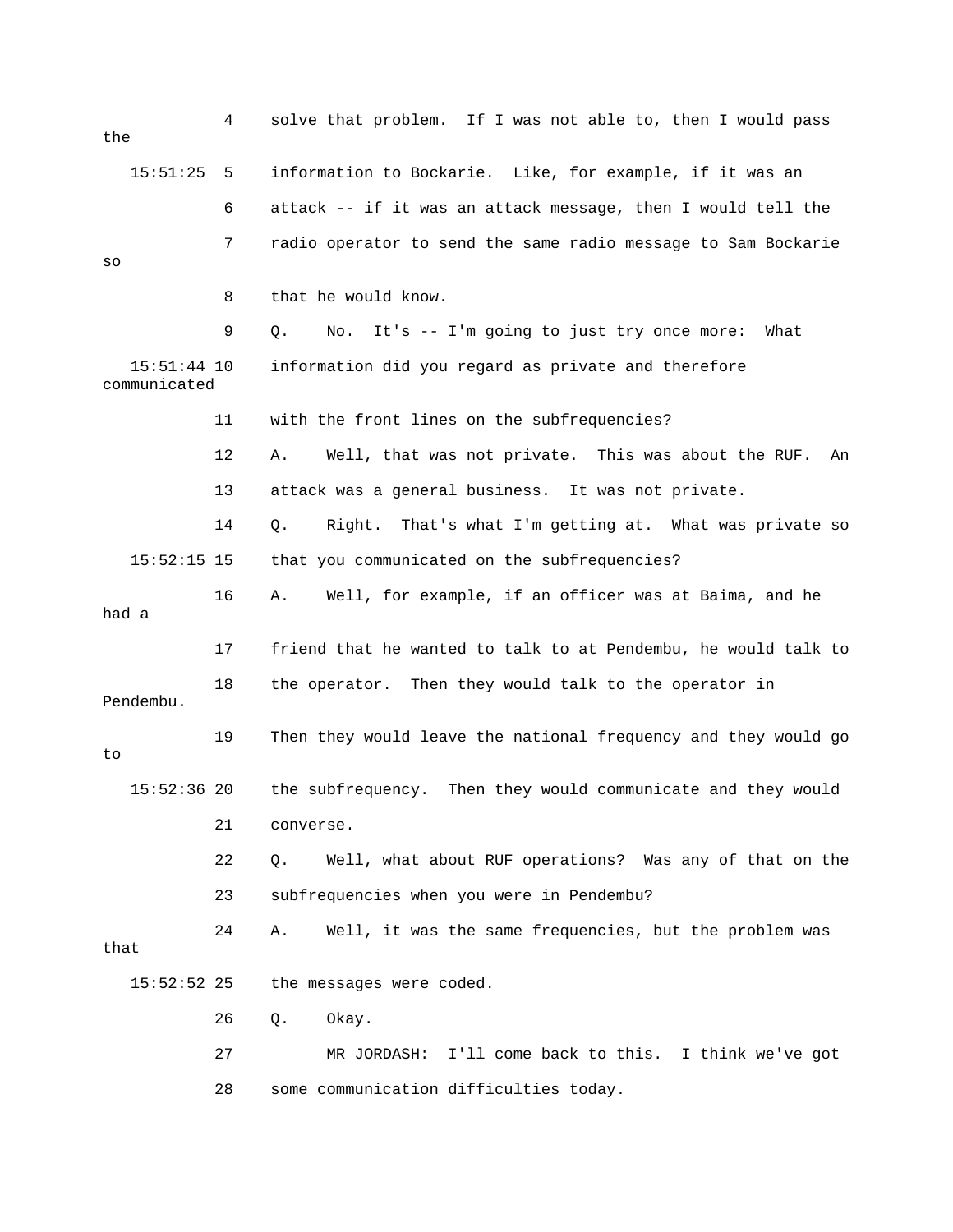4 solve that problem. If I was not able to, then I would pass the

15:51:25 5 information to Bockarie. Like, for example, if it was an

6 attack -- if it was an attack message, then I would tell the

7 radio operator to send the same radio message to Sam Bockarie so

8 that he would know.

9 Q. No. It's -- I'm going to just try once more: What

15:51:44 10 information did you regard as private and therefore communicated

11 with the front lines on the subfrequencies?

12 A. Well, that was not private. This was about the RUF. An

13 attack was a general business. It was not private.

14 Q. Right. That's what I'm getting at. What was private so

15:52:15 15 that you communicated on the subfrequencies?

16 A. Well, for example, if an officer was at Baima, and he had a

17 friend that he wanted to talk to at Pendembu, he would talk to

18 the operator. Then they would talk to the operator in Pendembu.

19 Then they would leave the national frequency and they would go to

15:52:36 20 the subfrequency. Then they would communicate and they would

21 converse.

22 Q. Well, what about RUF operations? Was any of that on the

23 subfrequencies when you were in Pendembu?

24 A. Well, it was the same frequencies, but the problem was that

15:52:52 25 the messages were coded.

26 Q. Okay.

27 MR JORDASH: I'll come back to this. I think we've got

28 some communication difficulties today.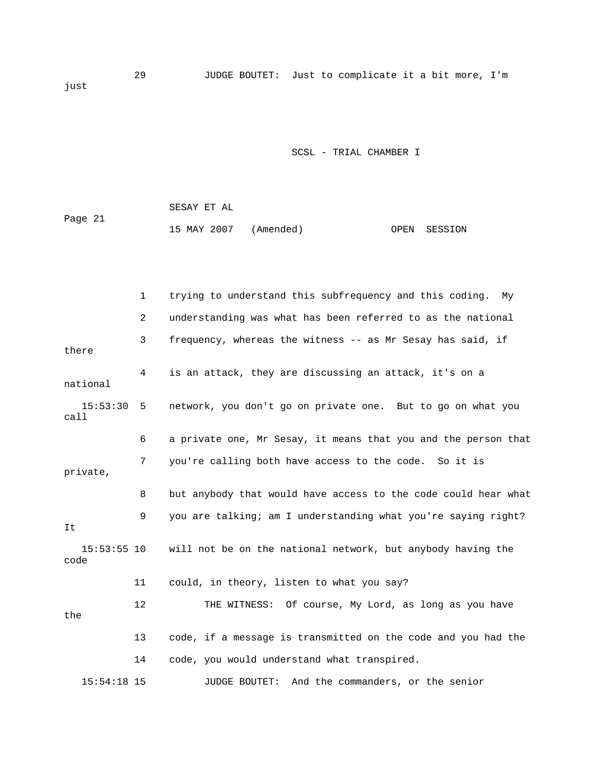29 JUDGE BOUTET: Just to complicate it a bit more, I'm just

1 trying to understand this subfrequency and this coding. My
2 understanding was what has been referred to as the national
3 frequency, whereas the witness -- as Mr Sesay has said, if there
4 is an attack, they are discussing an attack, it's on a national
15:53:30 5 network, you don't go on private one. But to go on what you call
6 a private one, Mr Sesay, it means that you and the person that
7 you're calling both have access to the code. So it is private,
8 but anybody that would have access to the code could hear what
9 you are talking; am I understanding what you're saying right? It
15:53:55 10 will not be on the national network, but anybody having the code
11 could, in theory, listen to what you say?
12 THE WITNESS: Of course, My Lord, as long as you have the
13 code, if a message is transmitted on the code and you had the
14 code, you would understand what transpired.
15:54:18 15 JUDGE BOUTET: And the commanders, or the senior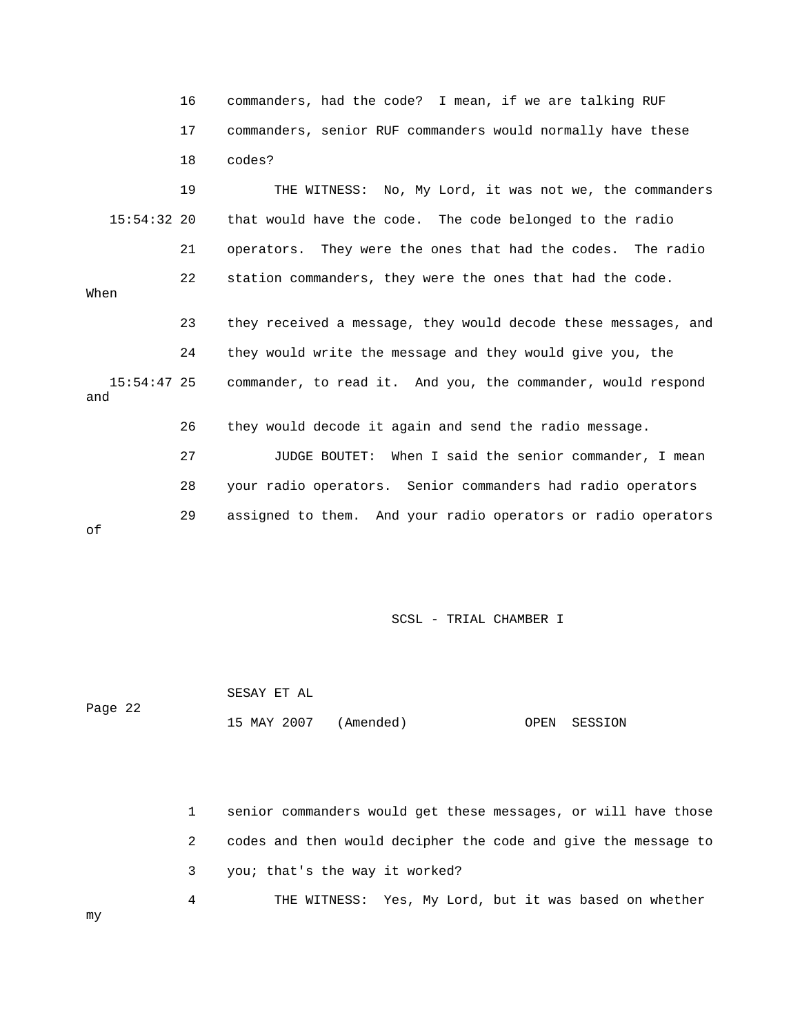16 commanders, had the code? I mean, if we are talking RUF

17 commanders, senior RUF commanders would normally have these

18 codes?

19 THE WITNESS: No, My Lord, it was not we, the commanders

15:54:32 20 that would have the code. The code belonged to the radio

21 operators. They were the ones that had the codes. The radio

22 station commanders, they were the ones that had the code. When

23 they received a message, they would decode these messages, and

24 they would write the message and they would give you, the

15:54:47 25 commander, to read it. And you, the commander, would respond and

26 they would decode it again and send the radio message.

27 JUDGE BOUTET: When I said the senior commander, I mean

28 your radio operators. Senior commanders had radio operators

29 assigned to them. And your radio operators or radio operators of

1 senior commanders would get these messages, or will have those

2 codes and then would decipher the code and give the message to

3 you; that's the way it worked?

4 THE WITNESS: Yes, My Lord, but it was based on whether my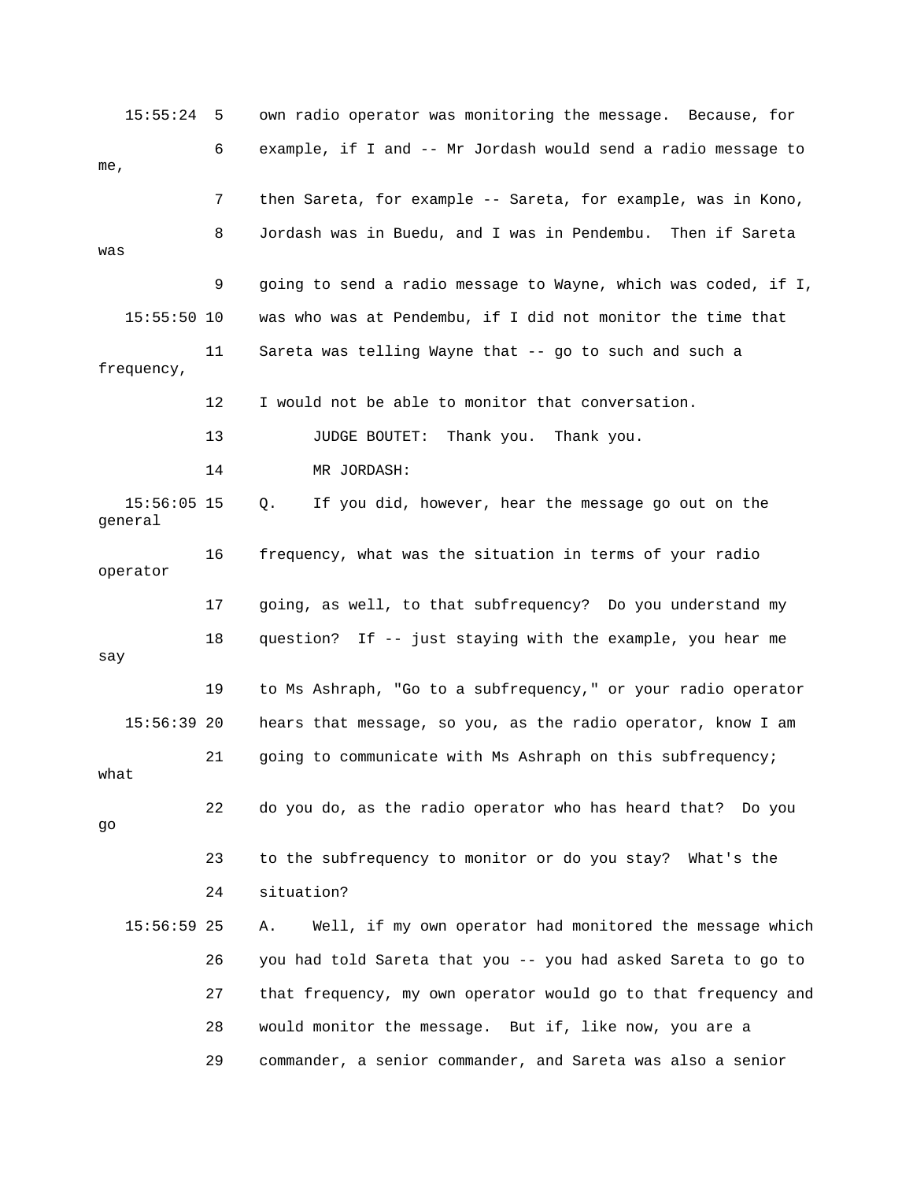15:55:24 5 own radio operator was monitoring the message. Because, for

6 example, if I and -- Mr Jordash would send a radio message to me,

7 then Sareta, for example -- Sareta, for example, was in Kono,

8 Jordash was in Buedu, and I was in Pendembu. Then if Sareta was

9 going to send a radio message to Wayne, which was coded, if I,

15:55:50 10 was who was at Pendembu, if I did not monitor the time that

11 Sareta was telling Wayne that -- go to such and such a frequency,

12 I would not be able to monitor that conversation.

13 JUDGE BOUTET: Thank you. Thank you.

14 MR JORDASH:

15:56:05 15 Q. If you did, however, hear the message go out on the general

16 frequency, what was the situation in terms of your radio operator

17 going, as well, to that subfrequency? Do you understand my

18 question? If -- just staying with the example, you hear me say

19 to Ms Ashraph, "Go to a subfrequency," or your radio operator

15:56:39 20 hears that message, so you, as the radio operator, know I am

21 going to communicate with Ms Ashraph on this subfrequency; what

22 do you do, as the radio operator who has heard that? Do you go

23 to the subfrequency to monitor or do you stay? What's the

24 situation?

15:56:59 25 A. Well, if my own operator had monitored the message which

26 you had told Sareta that you -- you had asked Sareta to go to

27 that frequency, my own operator would go to that frequency and

28 would monitor the message. But if, like now, you are a

29 commander, a senior commander, and Sareta was also a senior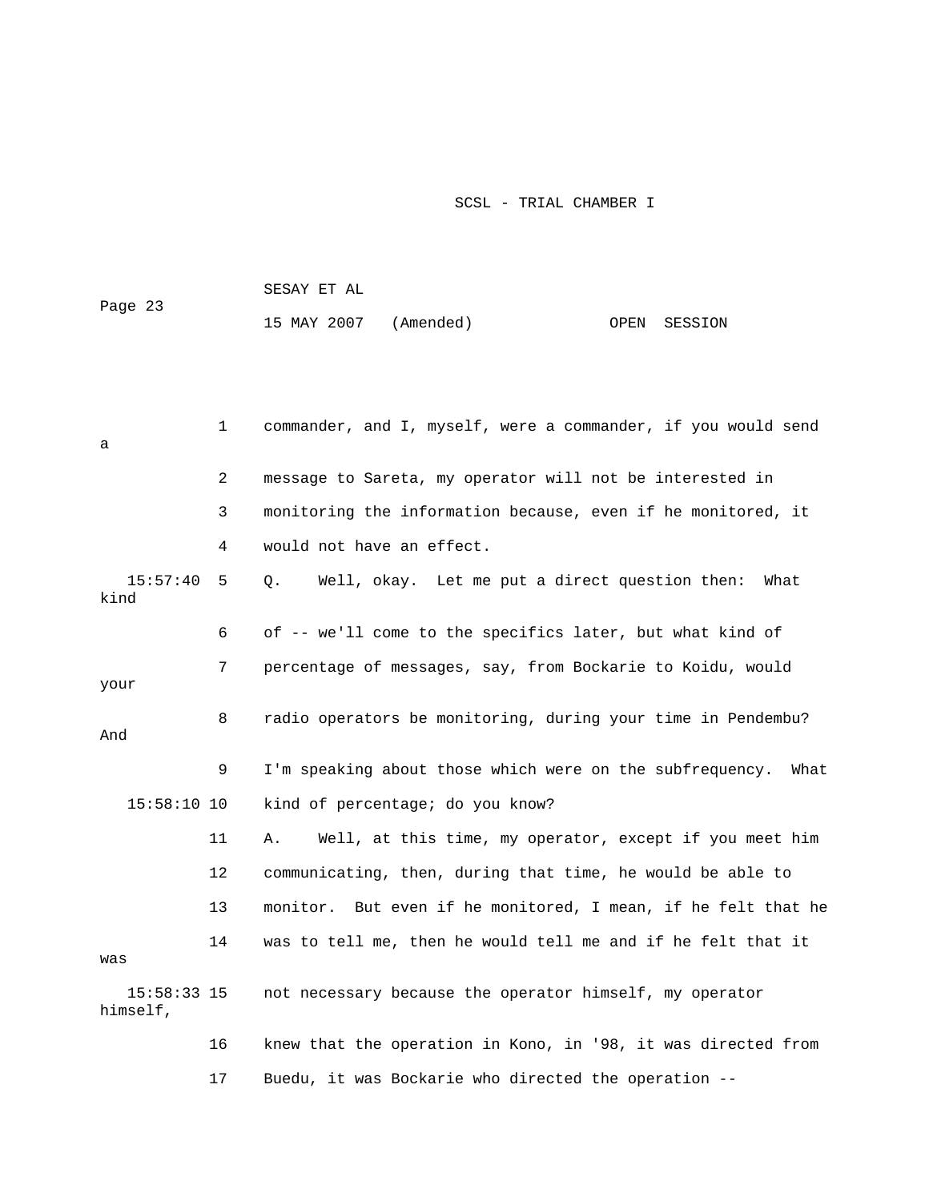1 commander, and I, myself, were a commander, if you would send a

2 message to Sareta, my operator will not be interested in

3 monitoring the information because, even if he monitored, it

4 would not have an effect.

15:57:40 5 Q. Well, okay. Let me put a direct question then: What kind

6 of -- we'll come to the specifics later, but what kind of

7 percentage of messages, say, from Bockarie to Koidu, would your

8 radio operators be monitoring, during your time in Pendembu? And

9 I'm speaking about those which were on the subfrequency. What

15:58:10 10 kind of percentage; do you know?

11 A. Well, at this time, my operator, except if you meet him

12 communicating, then, during that time, he would be able to

13 monitor. But even if he monitored, I mean, if he felt that he

14 was to tell me, then he would tell me and if he felt that it was

15:58:33 15 not necessary because the operator himself, my operator himself,

16 knew that the operation in Kono, in '98, it was directed from

17 Buedu, it was Bockarie who directed the operation --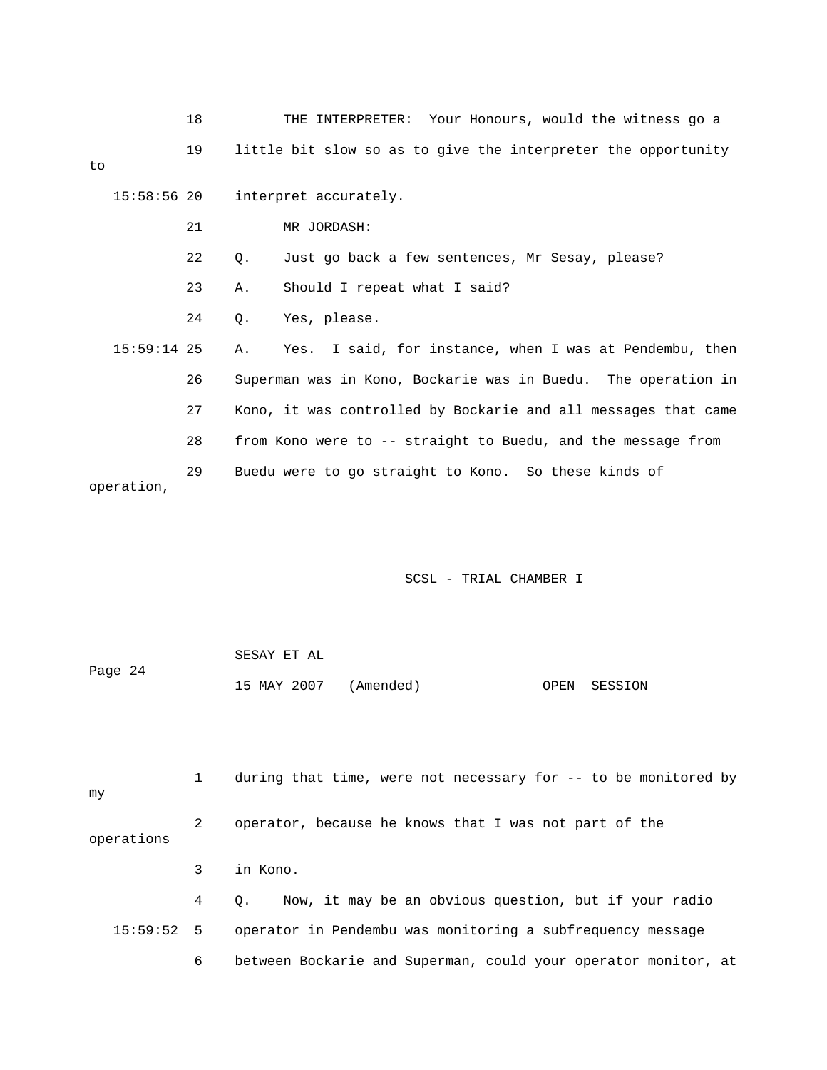18 THE INTERPRETER: Your Honours, would the witness go a

19 little bit slow so as to give the interpreter the opportunity to

15:58:56 20 interpret accurately.

21 MR JORDASH:

22 Q. Just go back a few sentences, Mr Sesay, please?

23 A. Should I repeat what I said?

24 Q. Yes, please.

15:59:14 25 A. Yes. I said, for instance, when I was at Pendembu, then

26 Superman was in Kono, Bockarie was in Buedu. The operation in

27 Kono, it was controlled by Bockarie and all messages that came

28 from Kono were to -- straight to Buedu, and the message from

29 Buedu were to go straight to Kono. So these kinds of operation,

1 during that time, were not necessary for -- to be monitored by my

2 operator, because he knows that I was not part of the operations

3 in Kono.

4 Q. Now, it may be an obvious question, but if your radio

15:59:52 5 operator in Pendembu was monitoring a subfrequency message

6 between Bockarie and Superman, could your operator monitor, at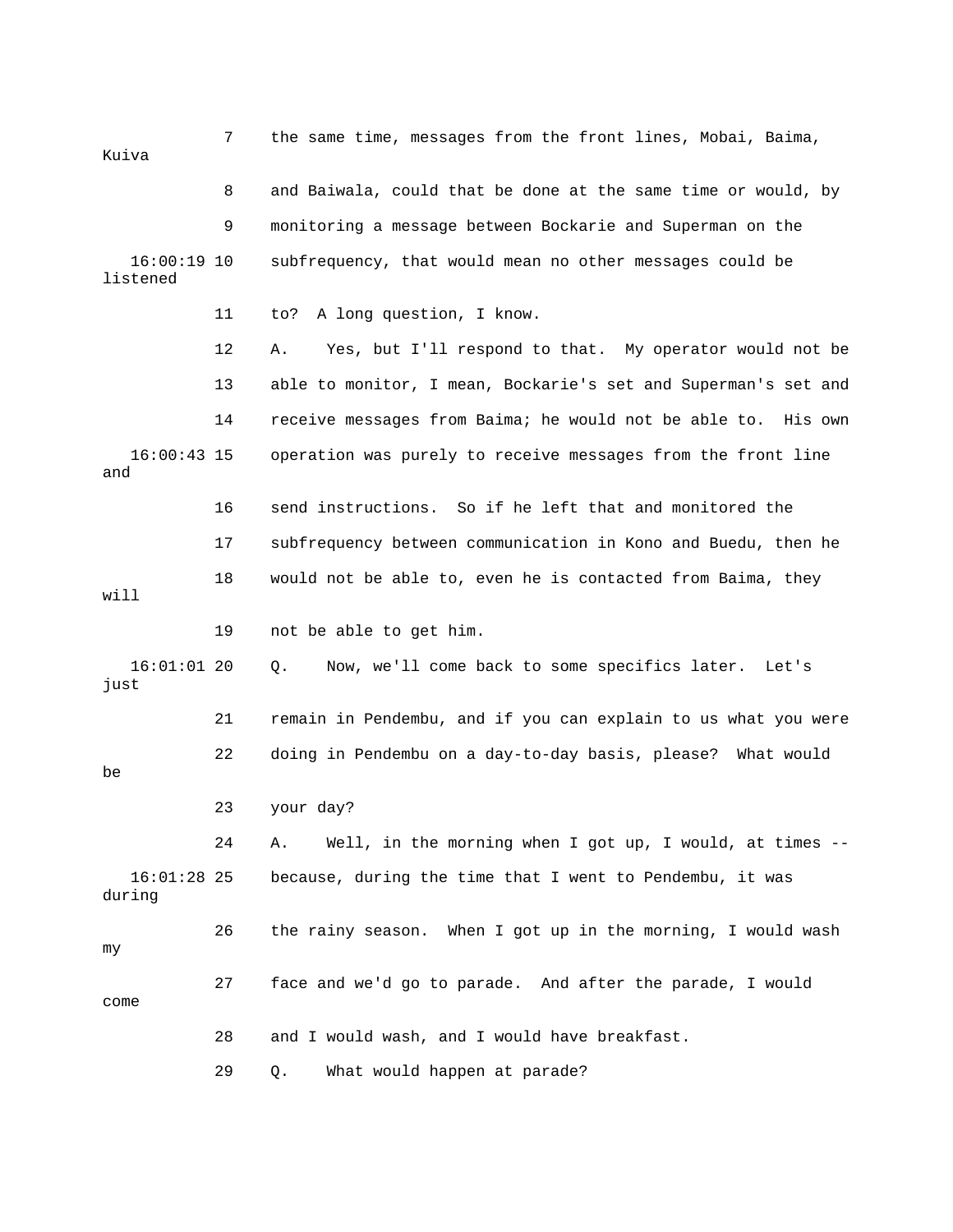7 the same time, messages from the front lines, Mobai, Baima, Kuiva

8 and Baiwala, could that be done at the same time or would, by

9 monitoring a message between Bockarie and Superman on the

16:00:19 10 subfrequency, that would mean no other messages could be listened

11 to? A long question, I know.

12 A. Yes, but I'll respond to that. My operator would not be

13 able to monitor, I mean, Bockarie's set and Superman's set and

14 receive messages from Baima; he would not be able to. His own

16:00:43 15 operation was purely to receive messages from the front line and

16 send instructions. So if he left that and monitored the

17 subfrequency between communication in Kono and Buedu, then he

18 would not be able to, even he is contacted from Baima, they will

19 not be able to get him.

16:01:01 20 Q. Now, we'll come back to some specifics later. Let's just

21 remain in Pendembu, and if you can explain to us what you were

22 doing in Pendembu on a day-to-day basis, please? What would be

23 your day?

24 A. Well, in the morning when I got up, I would, at times --

16:01:28 25 because, during the time that I went to Pendembu, it was during

26 the rainy season. When I got up in the morning, I would wash my

27 face and we'd go to parade. And after the parade, I would come

28 and I would wash, and I would have breakfast.

29 Q. What would happen at parade?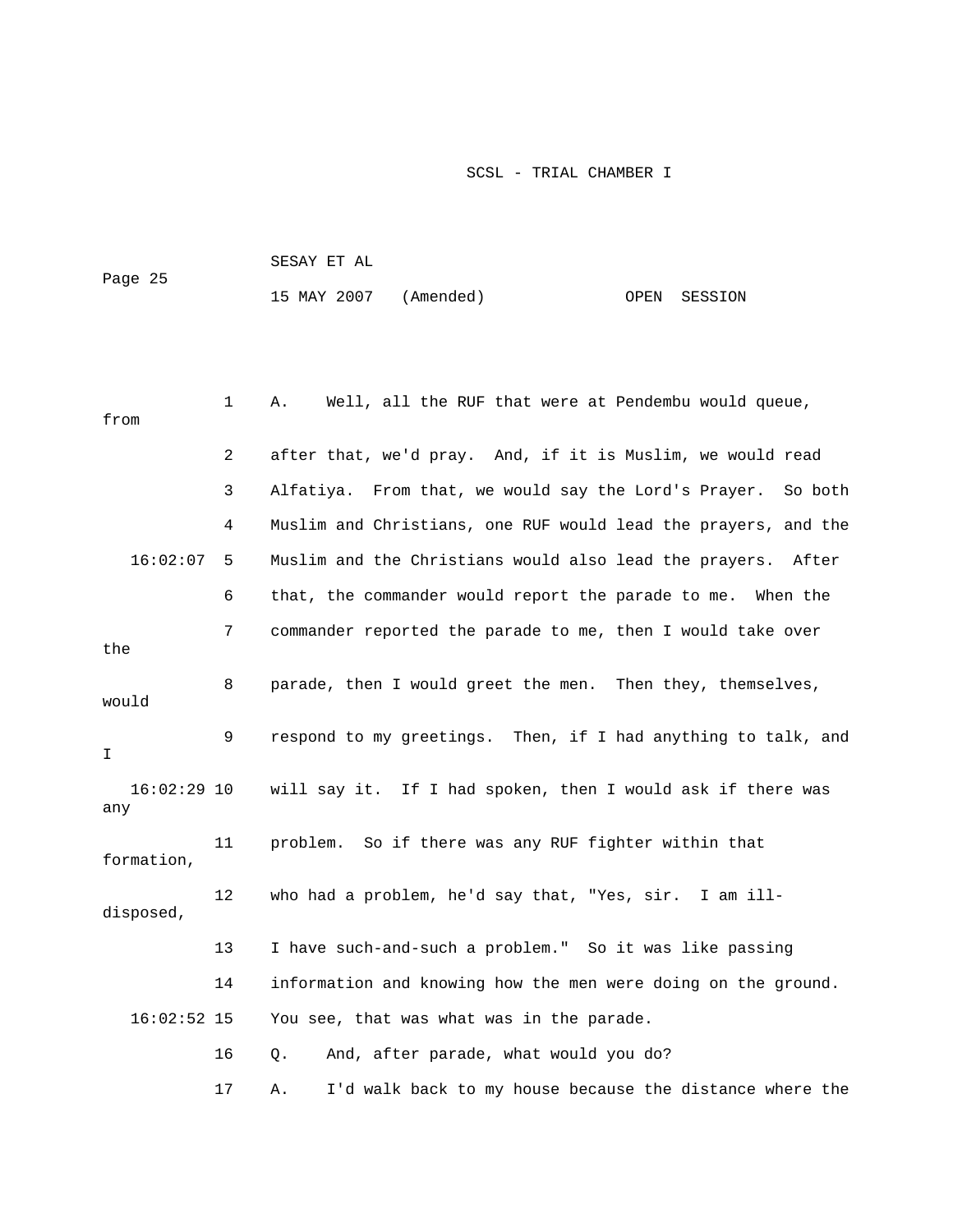1 A. Well, all the RUF that were at Pendembu would queue, from

2 after that, we'd pray. And, if it is Muslim, we would read

3 Alfatiya. From that, we would say the Lord's Prayer. So both

4 Muslim and Christians, one RUF would lead the prayers, and the

16:02:07 5 Muslim and the Christians would also lead the prayers. After

6 that, the commander would report the parade to me. When the

7 commander reported the parade to me, then I would take over the

8 parade, then I would greet the men. Then they, themselves, would

9 respond to my greetings. Then, if I had anything to talk, and I

16:02:29 10 will say it. If I had spoken, then I would ask if there was any

11 problem. So if there was any RUF fighter within that formation,

12 who had a problem, he'd say that, "Yes, sir. I am ill-disposed,

13 I have such-and-such a problem." So it was like passing

14 information and knowing how the men were doing on the ground.

16:02:52 15 You see, that was what was in the parade.

16 Q. And, after parade, what would you do?

17 A. I'd walk back to my house because the distance where the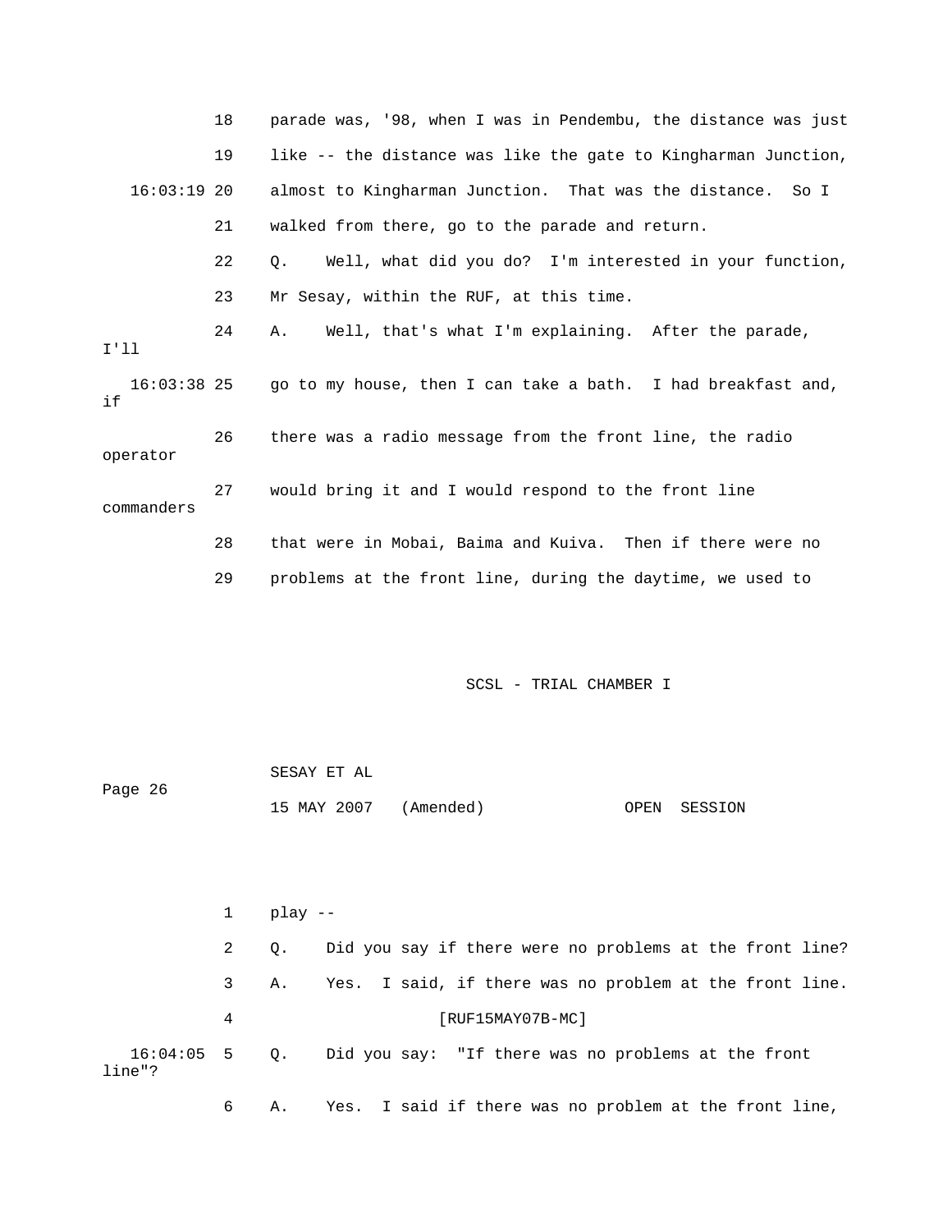18 parade was, '98, when I was in Pendembu, the distance was just

19 like -- the distance was like the gate to Kingharman Junction,

16:03:19 20 almost to Kingharman Junction. That was the distance. So I

21 walked from there, go to the parade and return.

22 Q. Well, what did you do? I'm interested in your function,

23 Mr Sesay, within the RUF, at this time.

24 A. Well, that's what I'm explaining. After the parade, I'll

16:03:38 25 go to my house, then I can take a bath. I had breakfast and, if

26 there was a radio message from the front line, the radio operator

27 would bring it and I would respond to the front line commanders

28 that were in Mobai, Baima and Kuiva. Then if there were no

29 problems at the front line, during the daytime, we used to

1 play --

2 Q. Did you say if there were no problems at the front line?

3 A. Yes. I said, if there was no problem at the front line.

4 [RUF15MAY07B-MC]

16:04:05 5 Q. Did you say: "If there was no problems at the front line"?

6 A. Yes. I said if there was no problem at the front line,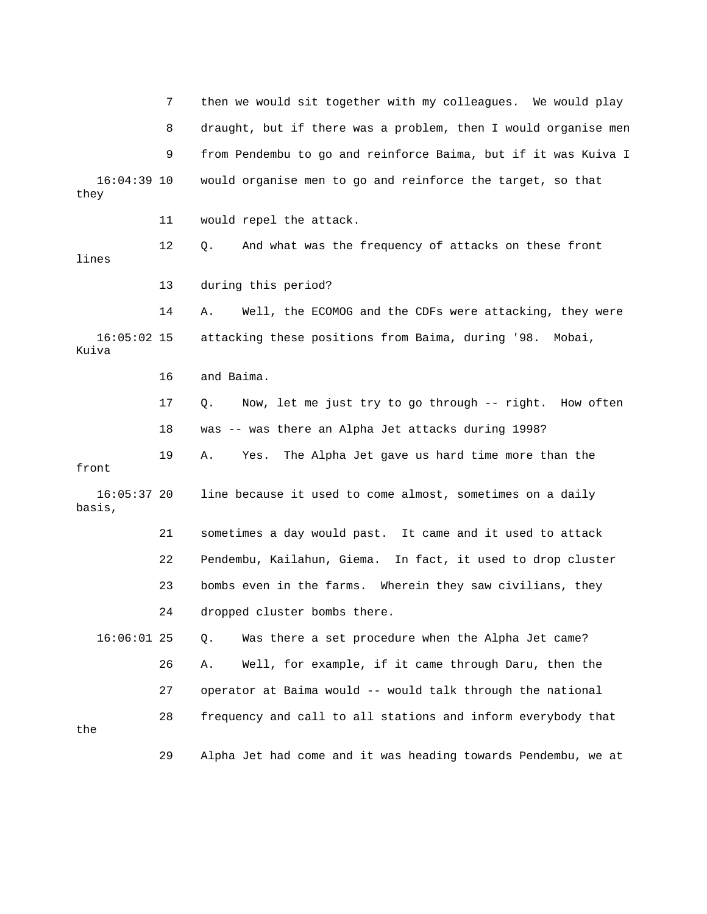7 then we would sit together with my colleagues. We would play

8 draught, but if there was a problem, then I would organise men

9 from Pendembu to go and reinforce Baima, but if it was Kuiva I

16:04:39 10 would organise men to go and reinforce the target, so that they

11 would repel the attack.

12 Q. And what was the frequency of attacks on these front lines

13 during this period?

14 A. Well, the ECOMOG and the CDFs were attacking, they were

16:05:02 15 attacking these positions from Baima, during '98. Mobai, Kuiva

16 and Baima.

17 Q. Now, let me just try to go through -- right. How often

18 was -- was there an Alpha Jet attacks during 1998?

19 A. Yes. The Alpha Jet gave us hard time more than the front

16:05:37 20 line because it used to come almost, sometimes on a daily basis,

21 sometimes a day would past. It came and it used to attack

22 Pendembu, Kailahun, Giema. In fact, it used to drop cluster

23 bombs even in the farms. Wherein they saw civilians, they

24 dropped cluster bombs there.

16:06:01 25 Q. Was there a set procedure when the Alpha Jet came?

26 A. Well, for example, if it came through Daru, then the

27 operator at Baima would -- would talk through the national

28 frequency and call to all stations and inform everybody that the

29 Alpha Jet had come and it was heading towards Pendembu, we at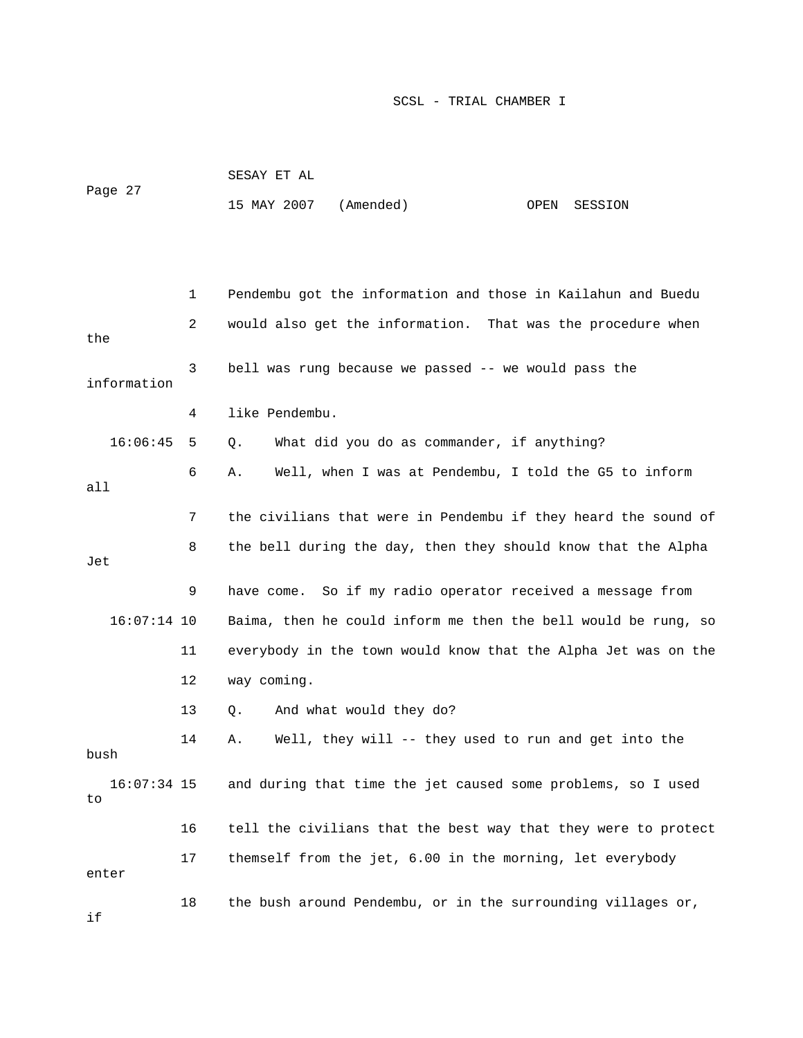1 Pendembu got the information and those in Kailahun and Buedu

2 would also get the information. That was the procedure when the

3 bell was rung because we passed -- we would pass the information

4 like Pendembu.

16:06:45 5 Q. What did you do as commander, if anything?

6 A. Well, when I was at Pendembu, I told the G5 to inform all

7 the civilians that were in Pendembu if they heard the sound of

8 the bell during the day, then they should know that the Alpha Jet

9 have come. So if my radio operator received a message from

16:07:14 10 Baima, then he could inform me then the bell would be rung, so

11 everybody in the town would know that the Alpha Jet was on the

12 way coming.

13 Q. And what would they do?

14 A. Well, they will -- they used to run and get into the bush

16:07:34 15 and during that time the jet caused some problems, so I used to

16 tell the civilians that the best way that they were to protect

17 themself from the jet, 6.00 in the morning, let everybody enter

18 the bush around Pendembu, or in the surrounding villages or, if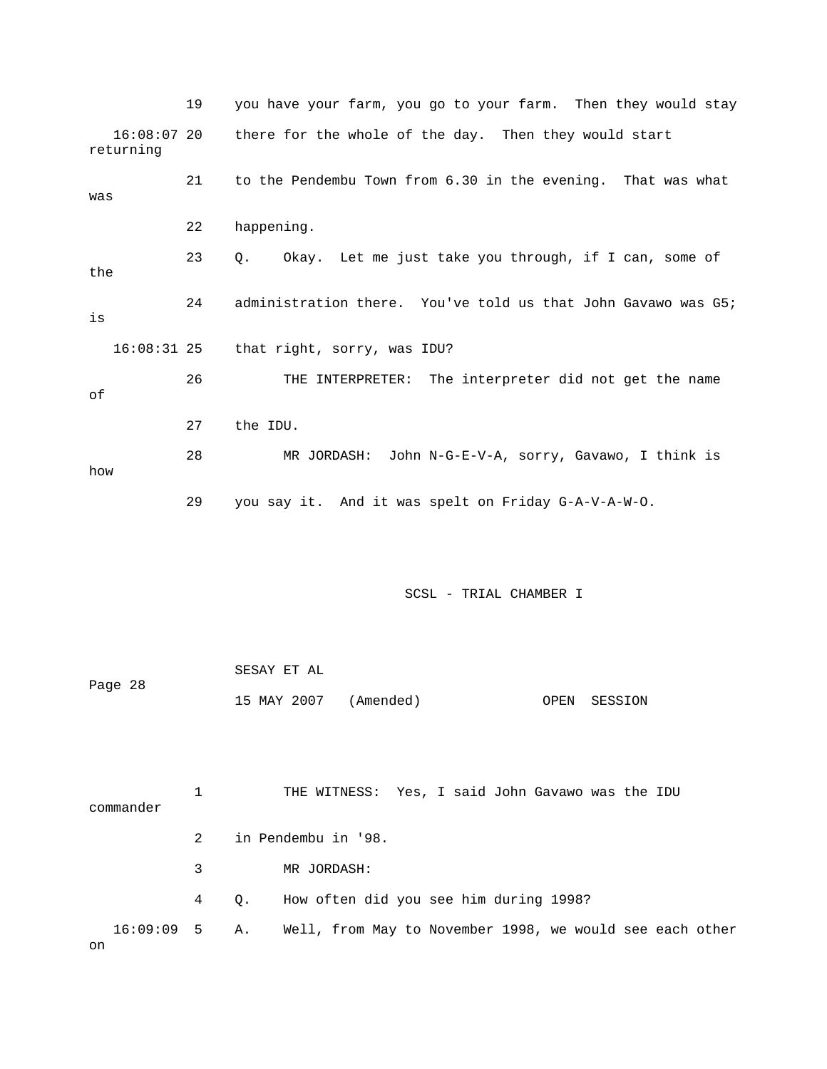19 you have your farm, you go to your farm. Then they would stay

16:08:07 20 there for the whole of the day. Then they would start returning

21 to the Pendembu Town from 6.30 in the evening. That was what was

22 happening.

23 Q. Okay. Let me just take you through, if I can, some of the

24 administration there. You've told us that John Gavawo was G5; is

16:08:31 25 that right, sorry, was IDU?

26 THE INTERPRETER: The interpreter did not get the name of

27 the IDU.

28 MR JORDASH: John N-G-E-V-A, sorry, Gavawo, I think is how

29 you say it. And it was spelt on Friday G-A-V-A-W-O.

1 THE WITNESS: Yes, I said John Gavawo was the IDU commander

2 in Pendembu in '98.

3 MR JORDASH:

4 Q. How often did you see him during 1998?

16:09:09 5 A. Well, from May to November 1998, we would see each other on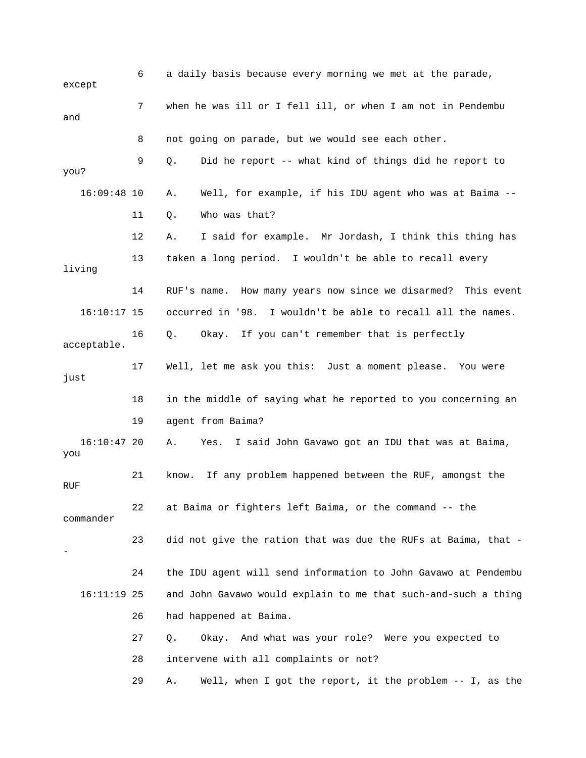6 a daily basis because every morning we met at the parade, except

7 when he was ill or I fell ill, or when I am not in Pendembu and

8 not going on parade, but we would see each other.

9 Q. Did he report -- what kind of things did he report to you?

16:09:48 10 A. Well, for example, if his IDU agent who was at Baima --

11 Q. Who was that?

12 A. I said for example. Mr Jordash, I think this thing has

13 taken a long period. I wouldn't be able to recall every living

14 RUF's name. How many years now since we disarmed? This event

16:10:17 15 occurred in '98. I wouldn't be able to recall all the names.

16 Q. Okay. If you can't remember that is perfectly acceptable.

17 Well, let me ask you this: Just a moment please. You were just

18 in the middle of saying what he reported to you concerning an

19 agent from Baima?

16:10:47 20 A. Yes. I said John Gavawo got an IDU that was at Baima, you

21 know. If any problem happened between the RUF, amongst the RUF

22 at Baima or fighters left Baima, or the command -- the commander

23 did not give the ration that was due the RUFs at Baima, that --

24 the IDU agent will send information to John Gavawo at Pendembu

16:11:19 25 and John Gavawo would explain to me that such-and-such a thing

26 had happened at Baima.

27 Q. Okay. And what was your role? Were you expected to

28 intervene with all complaints or not?

29 A. Well, when I got the report, it the problem -- I, as the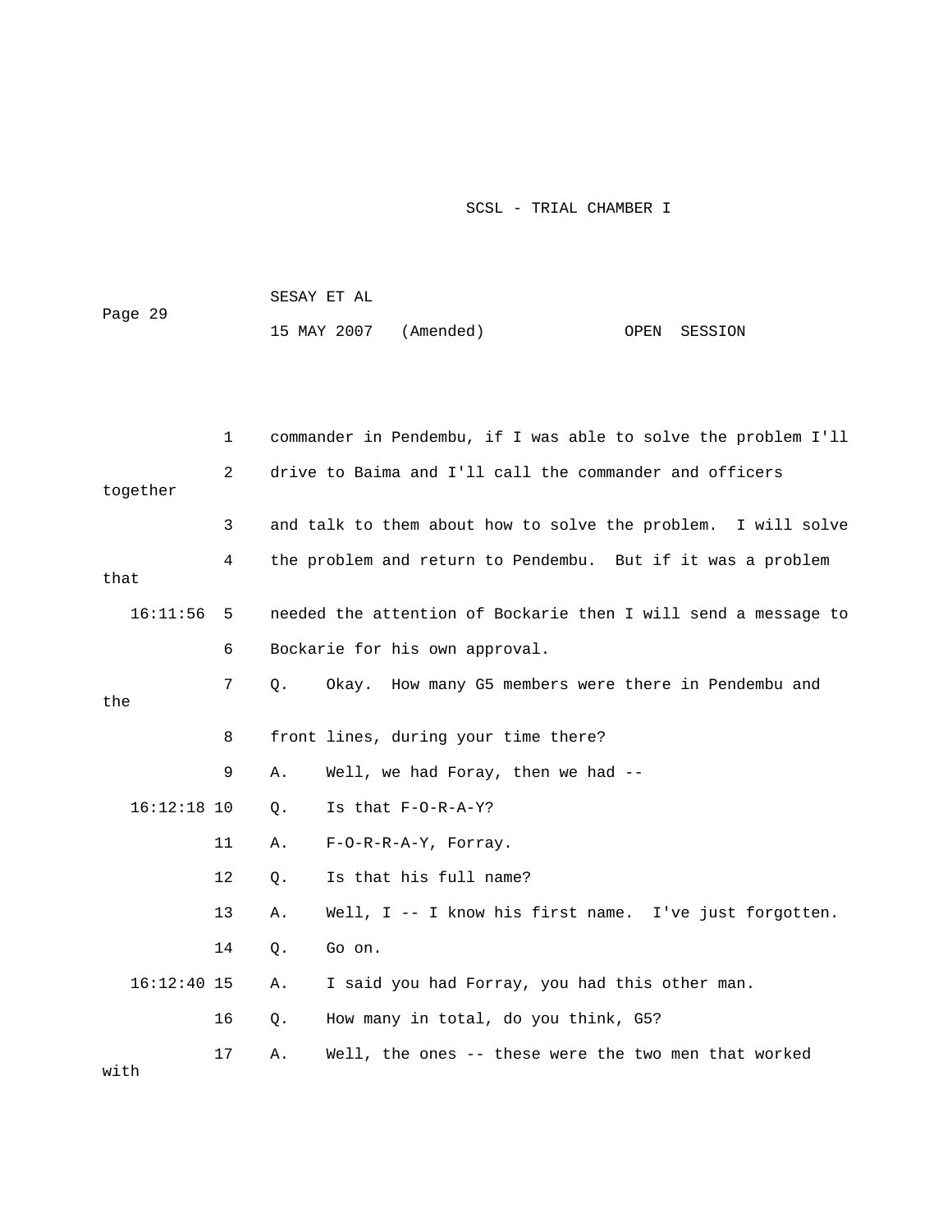1 commander in Pendembu, if I was able to solve the problem I'll

2 drive to Baima and I'll call the commander and officers together

3 and talk to them about how to solve the problem. I will solve

4 the problem and return to Pendembu. But if it was a problem that

16:11:56 5 needed the attention of Bockarie then I will send a message to

6 Bockarie for his own approval.

7 Q. Okay. How many G5 members were there in Pendembu and the

8 front lines, during your time there?

9 A. Well, we had Foray, then we had --

16:12:18 10 Q. Is that F-O-R-A-Y?

11 A. F-O-R-R-A-Y, Forray.

12 Q. Is that his full name?

13 A. Well, I -- I know his first name. I've just forgotten.

14 Q. Go on.

16:12:40 15 A. I said you had Forray, you had this other man.

16 Q. How many in total, do you think, G5?

17 A. Well, the ones -- these were the two men that worked with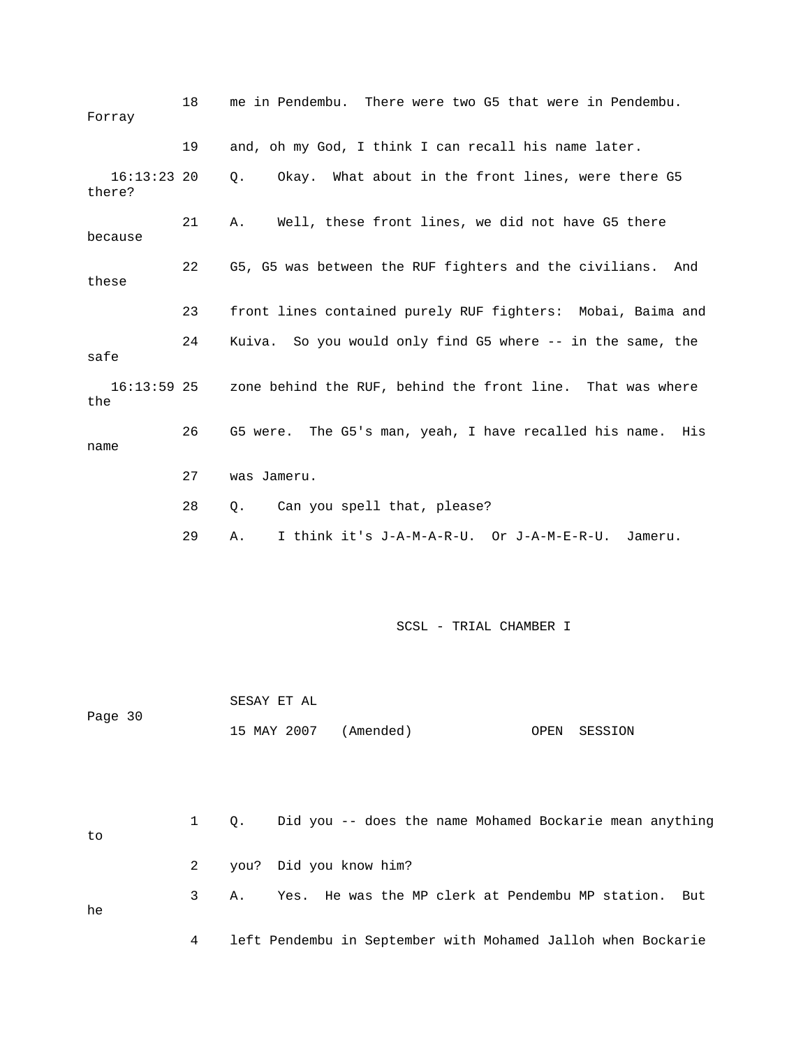18 me in Pendembu. There were two G5 that were in Pendembu. Forray

19 and, oh my God, I think I can recall his name later.

16:13:23 20 Q. Okay. What about in the front lines, were there G5 there?

21 A. Well, these front lines, we did not have G5 there because

22 G5, G5 was between the RUF fighters and the civilians. And these

23 front lines contained purely RUF fighters: Mobai, Baima and

24 Kuiva. So you would only find G5 where -- in the same, the safe

16:13:59 25 zone behind the RUF, behind the front line. That was where the

26 G5 were. The G5's man, yeah, I have recalled his name. His name

27 was Jameru.

28 Q. Can you spell that, please?

29 A. I think it's J-A-M-A-R-U. Or J-A-M-E-R-U. Jameru.

1 Q. Did you -- does the name Mohamed Bockarie mean anything to

2 you? Did you know him?

3 A. Yes. He was the MP clerk at Pendembu MP station. But he

4 left Pendembu in September with Mohamed Jalloh when Bockarie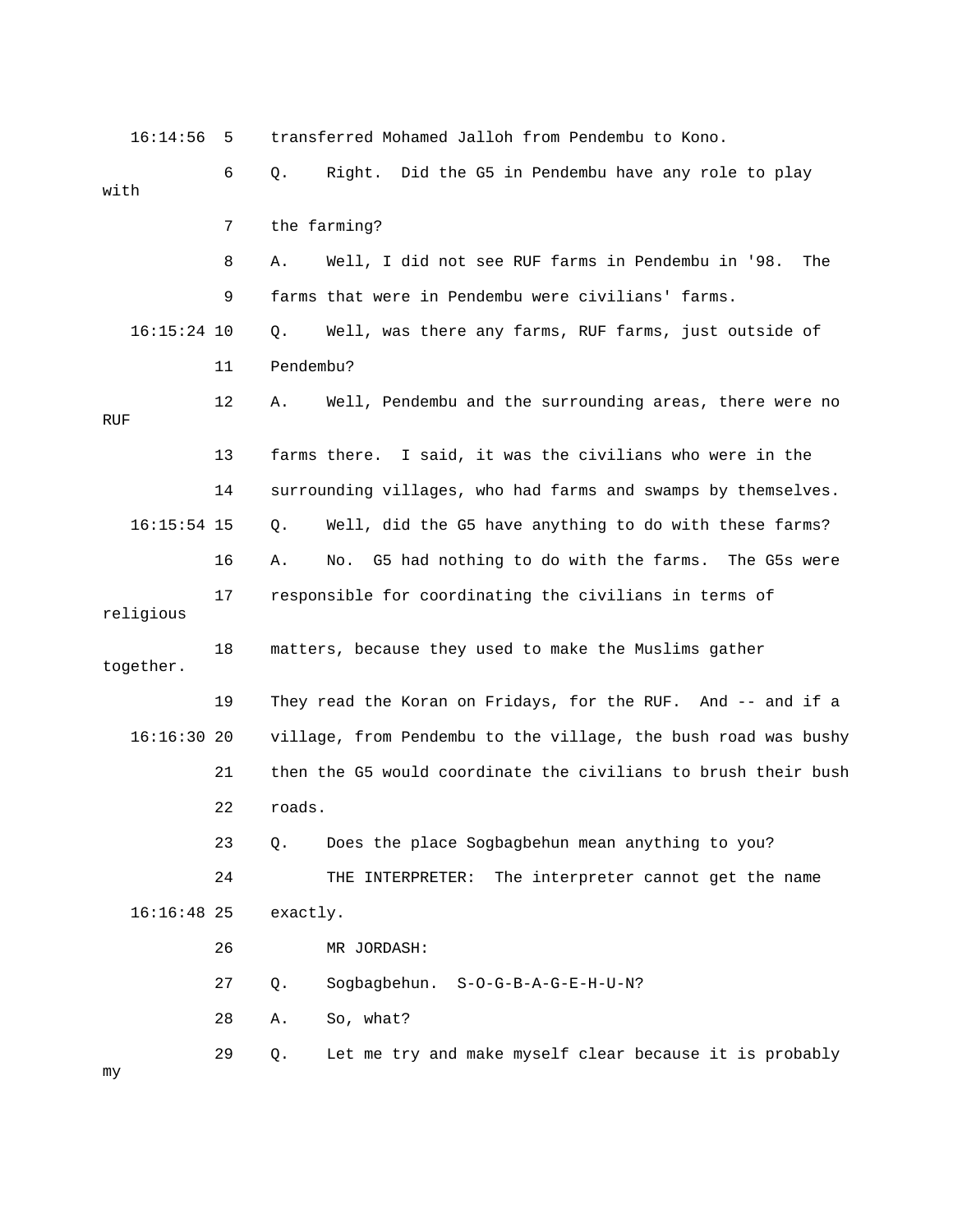16:14:56 5 transferred Mohamed Jalloh from Pendembu to Kono.

6 Q. Right. Did the G5 in Pendembu have any role to play with

7 the farming?

8 A. Well, I did not see RUF farms in Pendembu in '98. The

9 farms that were in Pendembu were civilians' farms.

16:15:24 10 Q. Well, was there any farms, RUF farms, just outside of

11 Pendembu?

12 A. Well, Pendembu and the surrounding areas, there were no RUF

13 farms there. I said, it was the civilians who were in the

14 surrounding villages, who had farms and swamps by themselves.

16:15:54 15 Q. Well, did the G5 have anything to do with these farms?

16 A. No. G5 had nothing to do with the farms. The G5s were

17 responsible for coordinating the civilians in terms of religious

18 matters, because they used to make the Muslims gather together.

19 They read the Koran on Fridays, for the RUF. And -- and if a

16:16:30 20 village, from Pendembu to the village, the bush road was bushy

21 then the G5 would coordinate the civilians to brush their bush

22 roads.

23 Q. Does the place Sogbagbehun mean anything to you?

24 THE INTERPRETER: The interpreter cannot get the name

16:16:48 25 exactly.

26 MR JORDASH:

27 Q. Sogbagbehun. S-O-G-B-A-G-E-H-U-N?

28 A. So, what?

29 Q. Let me try and make myself clear because it is probably my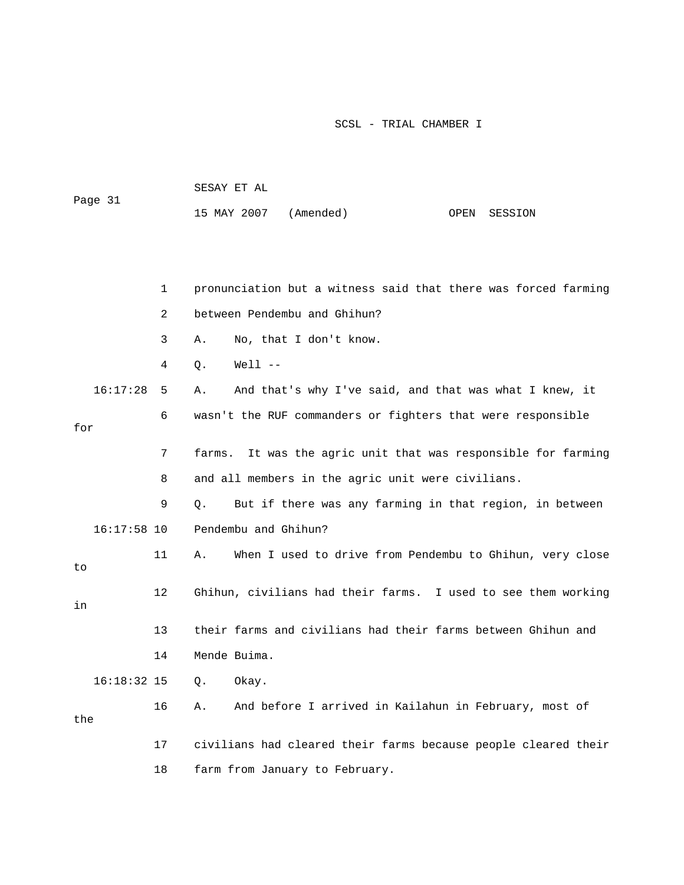1 pronunciation but a witness said that there was forced farming

2 between Pendembu and Ghihun?

3 A. No, that I don't know.

4 Q. Well --

16:17:28 5 A. And that's why I've said, and that was what I knew, it

6 wasn't the RUF commanders or fighters that were responsible for

7 farms. It was the agric unit that was responsible for farming

8 and all members in the agric unit were civilians.

9 Q. But if there was any farming in that region, in between

16:17:58 10 Pendembu and Ghihun?

11 A. When I used to drive from Pendembu to Ghihun, very close to

12 Ghihun, civilians had their farms. I used to see them working in

13 their farms and civilians had their farms between Ghihun and

14 Mende Buima.

16:18:32 15 Q. Okay.

16 A. And before I arrived in Kailahun in February, most of the

17 civilians had cleared their farms because people cleared their

18 farm from January to February.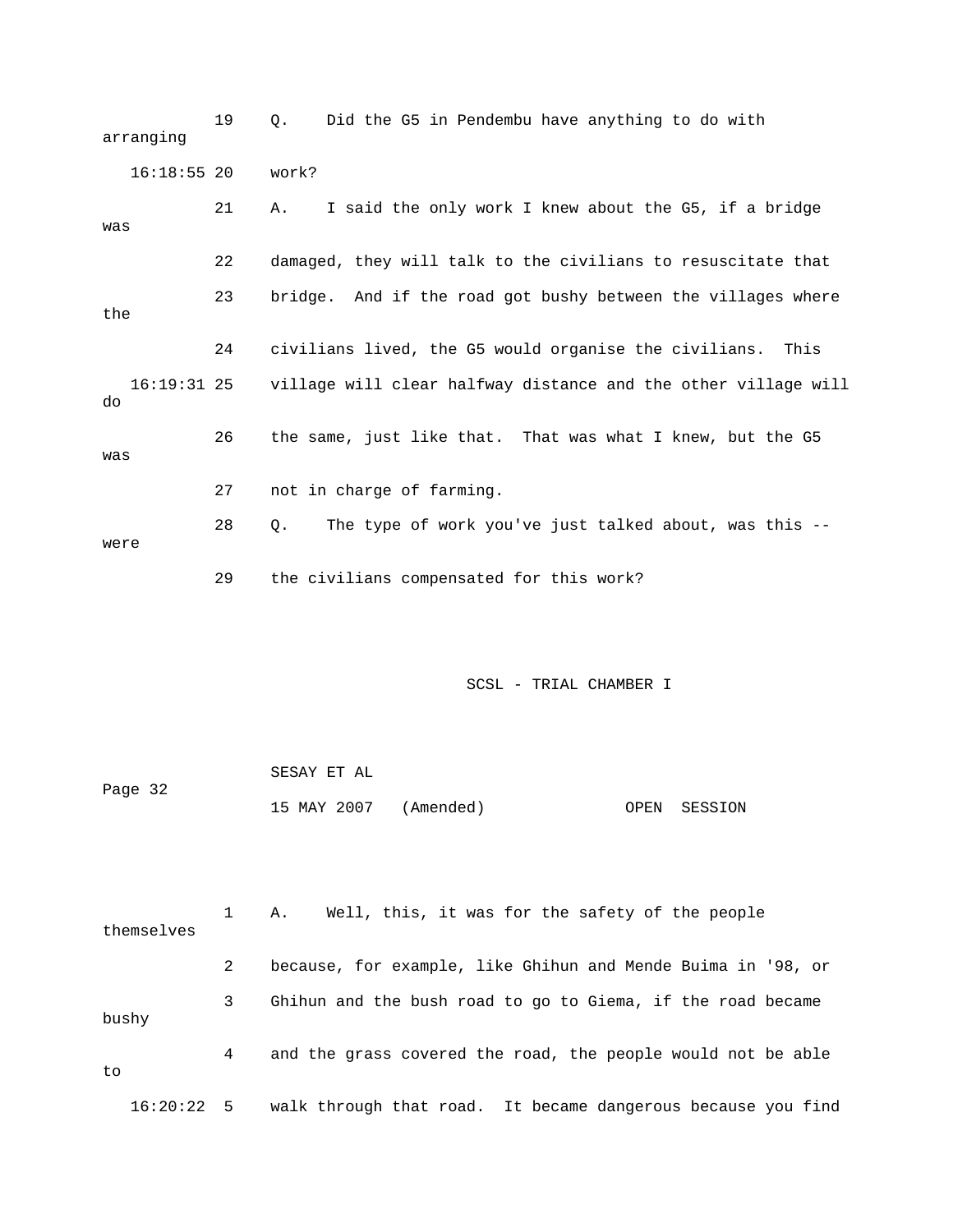19 Q. Did the G5 in Pendembu have anything to do with arranging

16:18:55 20 work?

21 A. I said the only work I knew about the G5, if a bridge was

22 damaged, they will talk to the civilians to resuscitate that

23 bridge. And if the road got bushy between the villages where the

24 civilians lived, the G5 would organise the civilians. This

16:19:31 25 village will clear halfway distance and the other village will do

26 the same, just like that. That was what I knew, but the G5 was

27 not in charge of farming.

28 Q. The type of work you've just talked about, was this -- were

29 the civilians compensated for this work?

1 A. Well, this, it was for the safety of the people themselves

2 because, for example, like Ghihun and Mende Buima in '98, or

3 Ghihun and the bush road to go to Giema, if the road became bushy

4 and the grass covered the road, the people would not be able to

16:20:22 5 walk through that road. It became dangerous because you find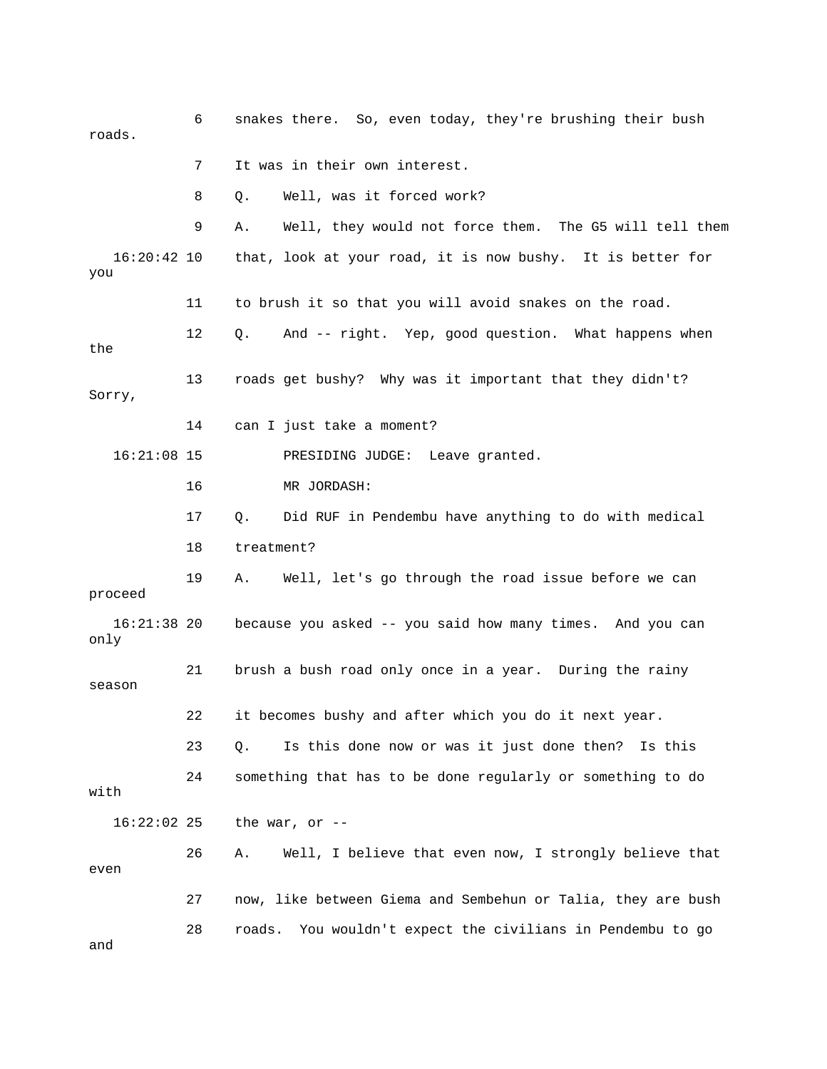6 snakes there. So, even today, they're brushing their bush roads.

7 It was in their own interest.

8 Q. Well, was it forced work?

9 A. Well, they would not force them. The G5 will tell them

16:20:42 10 that, look at your road, it is now bushy. It is better for you

11 to brush it so that you will avoid snakes on the road.

12 Q. And -- right. Yep, good question. What happens when the

13 roads get bushy? Why was it important that they didn't? Sorry,

14 can I just take a moment?

16:21:08 15 PRESIDING JUDGE: Leave granted.

16 MR JORDASH:

17 Q. Did RUF in Pendembu have anything to do with medical

18 treatment?

19 A. Well, let's go through the road issue before we can proceed

16:21:38 20 because you asked -- you said how many times. And you can only

21 brush a bush road only once in a year. During the rainy season

22 it becomes bushy and after which you do it next year.

23 Q. Is this done now or was it just done then? Is this

24 something that has to be done regularly or something to do with

16:22:02 25 the war, or --

26 A. Well, I believe that even now, I strongly believe that even

27 now, like between Giema and Sembehun or Talia, they are bush

28 roads. You wouldn't expect the civilians in Pendembu to go and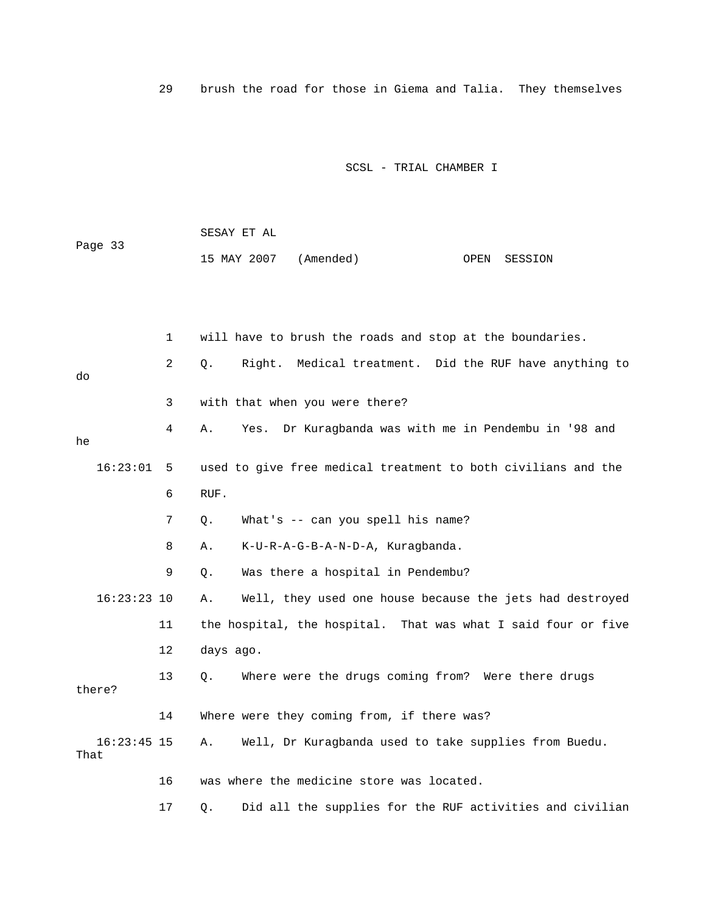29 brush the road for those in Giema and Talia. They themselves

1 will have to brush the roads and stop at the boundaries.

2 Q. Right. Medical treatment. Did the RUF have anything to do

3 with that when you were there?

4 A. Yes. Dr Kuragbanda was with me in Pendembu in '98 and he

16:23:01 5 used to give free medical treatment to both civilians and the

6 RUF.

7 Q. What's -- can you spell his name?

8 A. K-U-R-A-G-B-A-N-D-A, Kuragbanda.

9 Q. Was there a hospital in Pendembu?

16:23:23 10 A. Well, they used one house because the jets had destroyed

11 the hospital, the hospital. That was what I said four or five

12 days ago.

13 Q. Where were the drugs coming from? Were there drugs there?

14 Where were they coming from, if there was?

16:23:45 15 A. Well, Dr Kuragbanda used to take supplies from Buedu. That

16 was where the medicine store was located.

17 Q. Did all the supplies for the RUF activities and civilian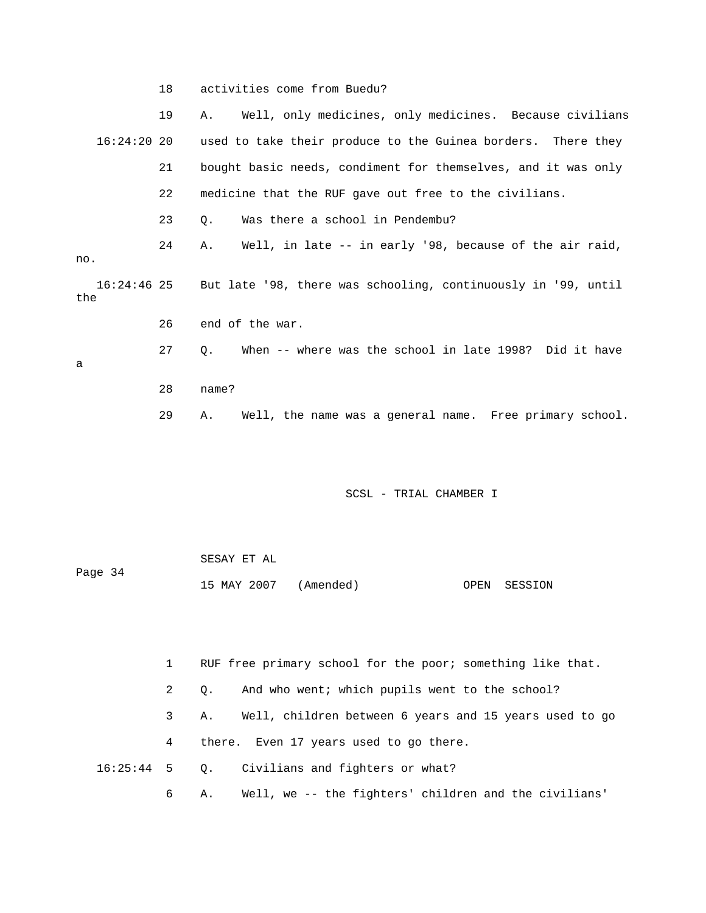18 activities come from Buedu?

19 A. Well, only medicines, only medicines. Because civilians

16:24:20 20 used to take their produce to the Guinea borders. There they

21 bought basic needs, condiment for themselves, and it was only

22 medicine that the RUF gave out free to the civilians.

23 Q. Was there a school in Pendembu?

24 A. Well, in late -- in early '98, because of the air raid, no.

16:24:46 25 But late '98, there was schooling, continuously in '99, until the

26 end of the war.

27 Q. When -- where was the school in late 1998? Did it have a

28 name?

29 A. Well, the name was a general name. Free primary school.

1 RUF free primary school for the poor; something like that.

2 Q. And who went; which pupils went to the school?

3 A. Well, children between 6 years and 15 years used to go

4 there. Even 17 years used to go there.

16:25:44 5 Q. Civilians and fighters or what?

6 A. Well, we -- the fighters' children and the civilians'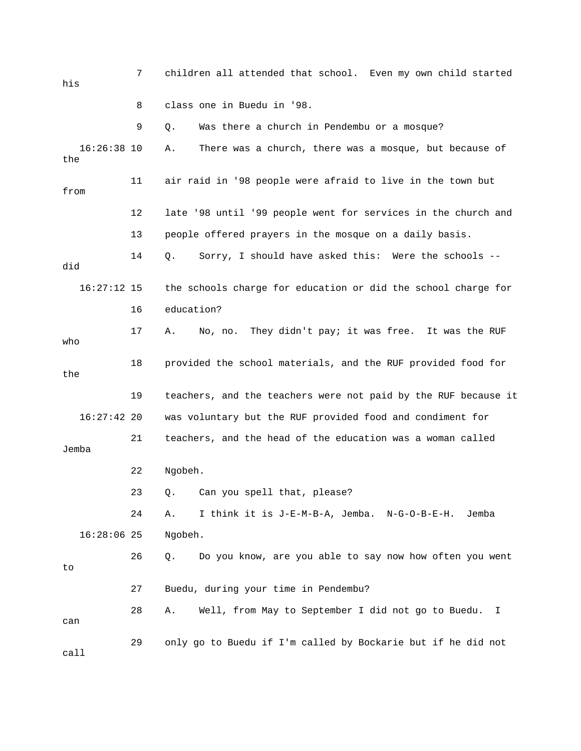7 children all attended that school. Even my own child started his

8 class one in Buedu in '98.

9 Q. Was there a church in Pendembu or a mosque?

16:26:38 10 A. There was a church, there was a mosque, but because of the

11 air raid in '98 people were afraid to live in the town but from

12 late '98 until '99 people went for services in the church and

13 people offered prayers in the mosque on a daily basis.

14 Q. Sorry, I should have asked this: Were the schools -- did

16:27:12 15 the schools charge for education or did the school charge for

16 education?

17 A. No, no. They didn't pay; it was free. It was the RUF who

18 provided the school materials, and the RUF provided food for the

19 teachers, and the teachers were not paid by the RUF because it

16:27:42 20 was voluntary but the RUF provided food and condiment for

21 teachers, and the head of the education was a woman called Jemba

22 Ngobeh.

23 Q. Can you spell that, please?

24 A. I think it is J-E-M-B-A, Jemba. N-G-O-B-E-H. Jemba

16:28:06 25 Ngobeh.

26 Q. Do you know, are you able to say now how often you went to

27 Buedu, during your time in Pendembu?

28 A. Well, from May to September I did not go to Buedu. I can

29 only go to Buedu if I'm called by Bockarie but if he did not call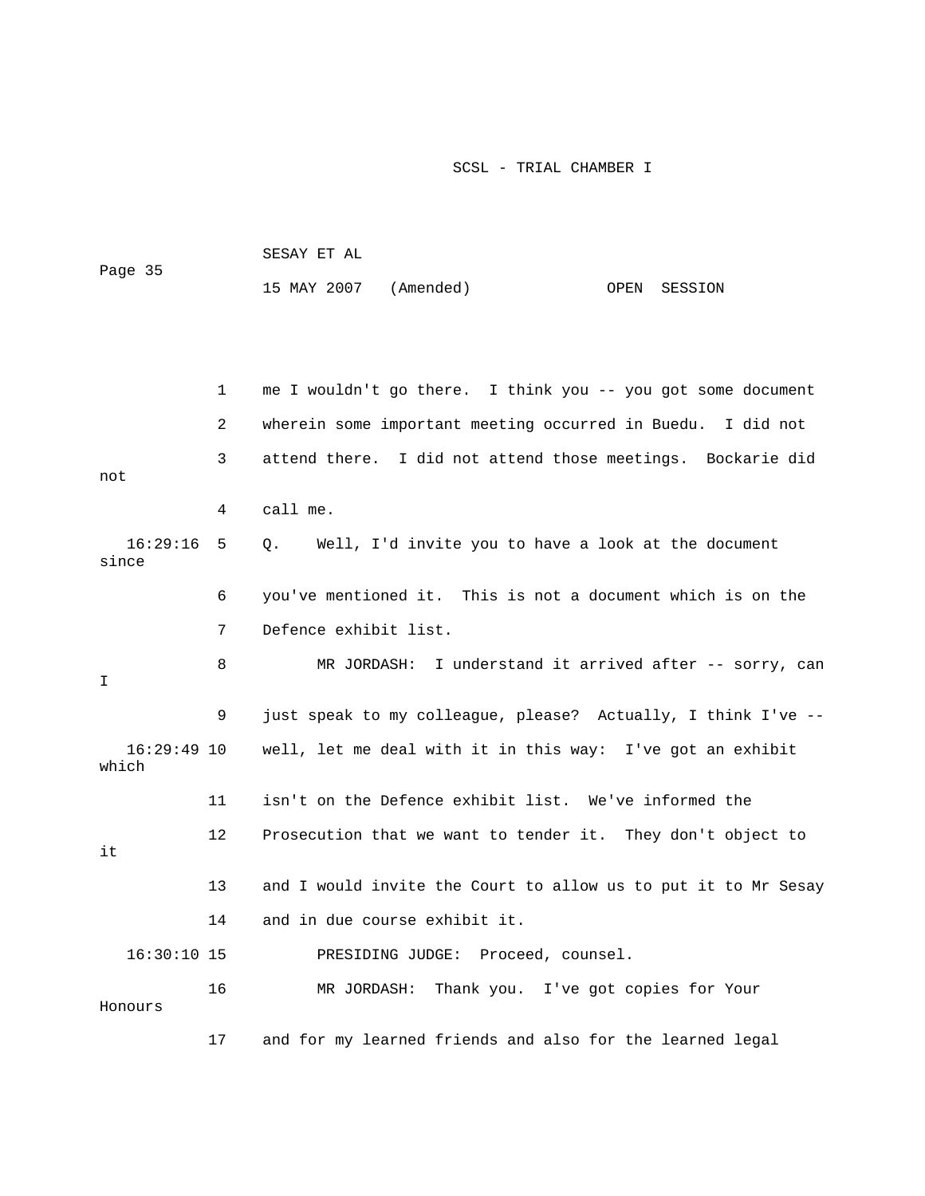1 me I wouldn't go there. I think you -- you got some document
2 wherein some important meeting occurred in Buedu. I did not
3 attend there. I did not attend those meetings. Bockarie did not
4 call me.

16:29:16 5 Q. Well, I'd invite you to have a look at the document since
6 you've mentioned it. This is not a document which is on the
7 Defence exhibit list.

8 MR JORDASH: I understand it arrived after -- sorry, can I
9 just speak to my colleague, please? Actually, I think I've --

16:29:49 10 well, let me deal with it in this way: I've got an exhibit which
11 isn't on the Defence exhibit list. We've informed the
12 Prosecution that we want to tender it. They don't object to it
13 and I would invite the Court to allow us to put it to Mr Sesay
14 and in due course exhibit it.

16:30:10 15 PRESIDING JUDGE: Proceed, counsel.

16 MR JORDASH: Thank you. I've got copies for Your Honours
17 and for my learned friends and also for the learned legal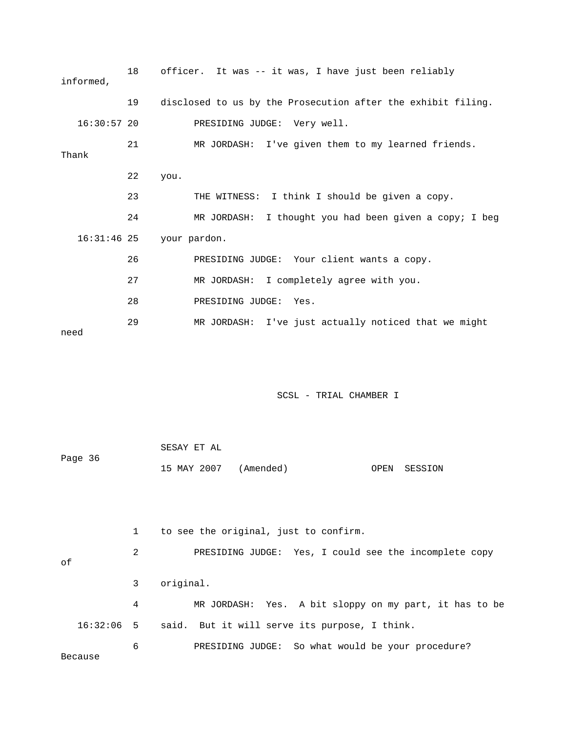18 officer. It was -- it was, I have just been reliably informed,

19 disclosed to us by the Prosecution after the exhibit filing.

16:30:57 20 PRESIDING JUDGE: Very well.

21 MR JORDASH: I've given them to my learned friends. Thank

22 you.

23 THE WITNESS: I think I should be given a copy.

24 MR JORDASH: I thought you had been given a copy; I beg

16:31:46 25 your pardon.

26 PRESIDING JUDGE: Your client wants a copy.

27 MR JORDASH: I completely agree with you.

28 PRESIDING JUDGE: Yes.

29 MR JORDASH: I've just actually noticed that we might need

1 to see the original, just to confirm.

2 PRESIDING JUDGE: Yes, I could see the incomplete copy of

3 original.

4 MR JORDASH: Yes. A bit sloppy on my part, it has to be

16:32:06 5 said. But it will serve its purpose, I think.

6 PRESIDING JUDGE: So what would be your procedure? Because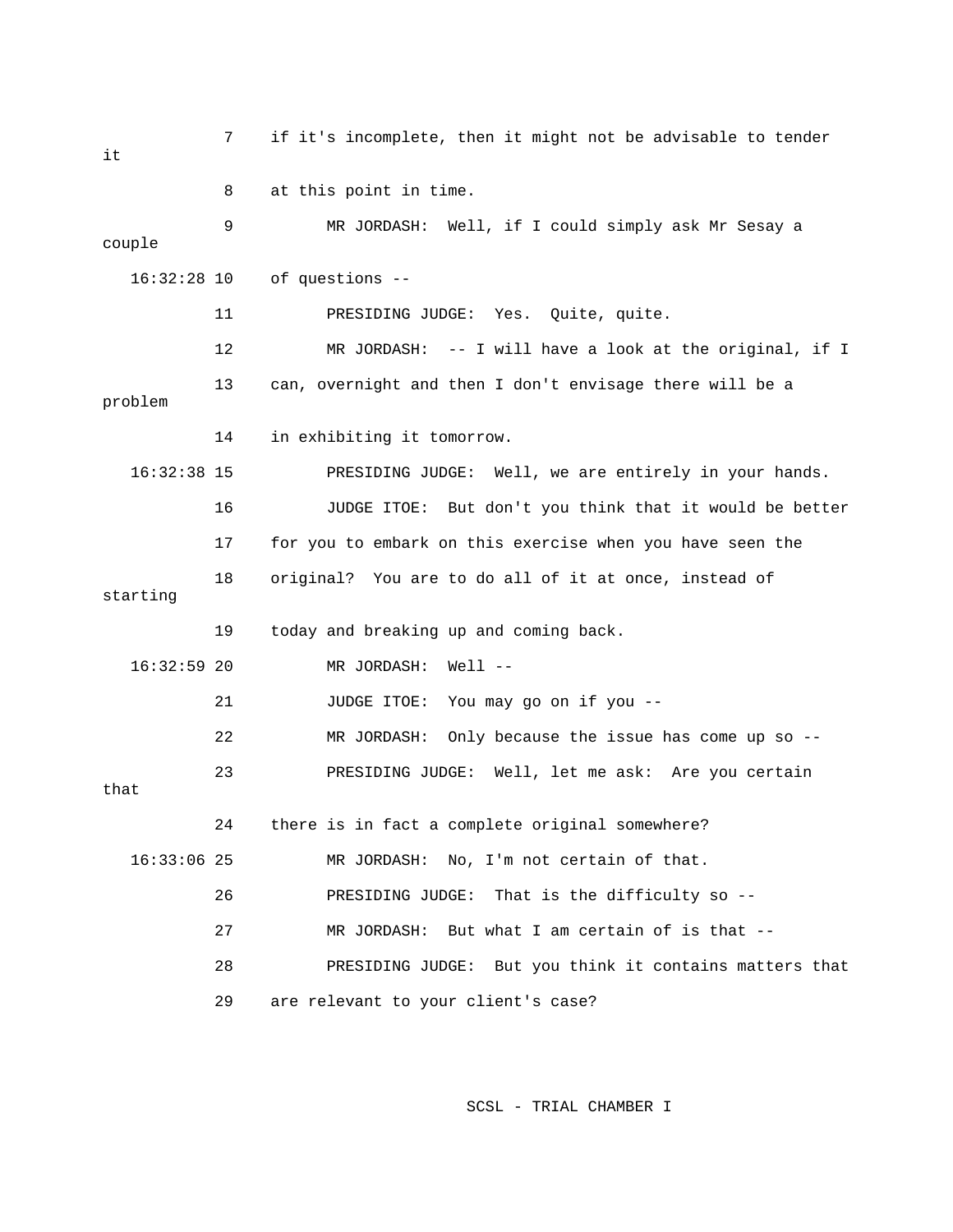7 if it's incomplete, then it might not be advisable to tender it

8 at this point in time.

9 MR JORDASH: Well, if I could simply ask Mr Sesay a couple

16:32:28 10 of questions --

11 PRESIDING JUDGE: Yes. Quite, quite.

12 MR JORDASH: -- I will have a look at the original, if I

13 can, overnight and then I don't envisage there will be a problem

14 in exhibiting it tomorrow.

16:32:38 15 PRESIDING JUDGE: Well, we are entirely in your hands.

16 JUDGE ITOE: But don't you think that it would be better

17 for you to embark on this exercise when you have seen the

18 original? You are to do all of it at once, instead of starting

19 today and breaking up and coming back.

16:32:59 20 MR JORDASH: Well --

21 JUDGE ITOE: You may go on if you --

22 MR JORDASH: Only because the issue has come up so --

23 PRESIDING JUDGE: Well, let me ask: Are you certain that

24 there is in fact a complete original somewhere?

16:33:06 25 MR JORDASH: No, I'm not certain of that.

26 PRESIDING JUDGE: That is the difficulty so --

27 MR JORDASH: But what I am certain of is that --

28 PRESIDING JUDGE: But you think it contains matters that

29 are relevant to your client's case?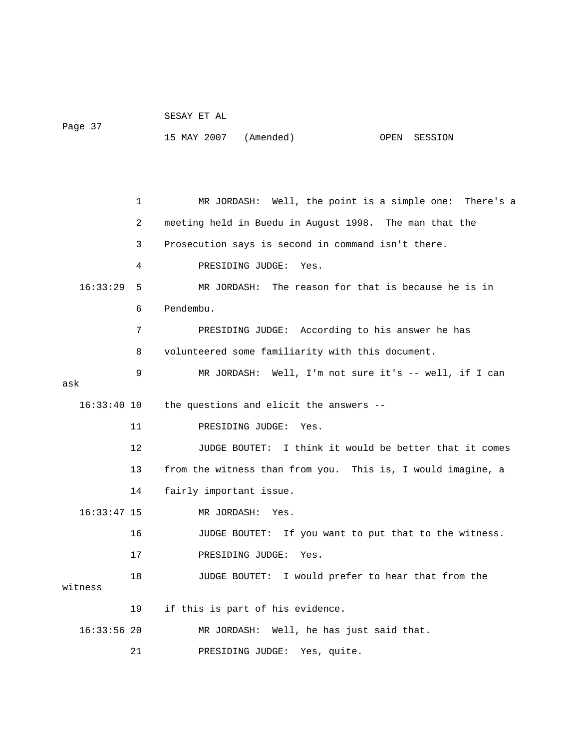MR JORDASH: Well, the point is a simple one: There's a meeting held in Buedu in August 1998. The man that the Prosecution says is second in command isn't there.

PRESIDING JUDGE: Yes.

MR JORDASH: The reason for that is because he is in Pendembu.

PRESIDING JUDGE: According to his answer he has volunteered some familiarity with this document.

MR JORDASH: Well, I'm not sure it's -- well, if I can ask the questions and elicit the answers --

PRESIDING JUDGE: Yes.

JUDGE BOUTET: I think it would be better that it comes from the witness than from you. This is, I would imagine, a fairly important issue.

MR JORDASH: Yes.

JUDGE BOUTET: If you want to put that to the witness.

PRESIDING JUDGE: Yes.

JUDGE BOUTET: I would prefer to hear that from the witness if this is part of his evidence.

MR JORDASH: Well, he has just said that.

PRESIDING JUDGE: Yes, quite.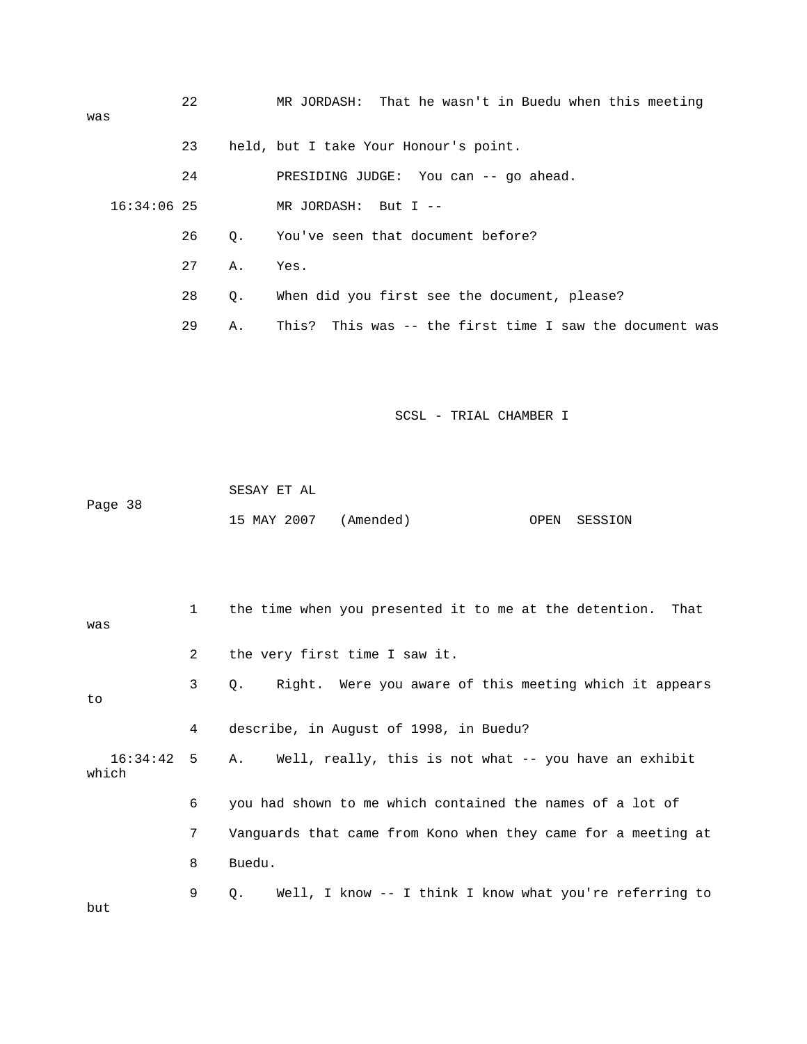22 MR JORDASH: That he wasn't in Buedu when this meeting was

23 held, but I take Your Honour's point.

24 PRESIDING JUDGE: You can -- go ahead.

16:34:06 25 MR JORDASH: But I --

26 Q. You've seen that document before?

27 A. Yes.

28 Q. When did you first see the document, please?

29 A. This? This was -- the first time I saw the document was

1 the time when you presented it to me at the detention. That was

2 the very first time I saw it.

3 Q. Right. Were you aware of this meeting which it appears to

4 describe, in August of 1998, in Buedu?

16:34:42 5 A. Well, really, this is not what -- you have an exhibit which

6 you had shown to me which contained the names of a lot of

7 Vanguards that came from Kono when they came for a meeting at

8 Buedu.

9 Q. Well, I know -- I think I know what you're referring to but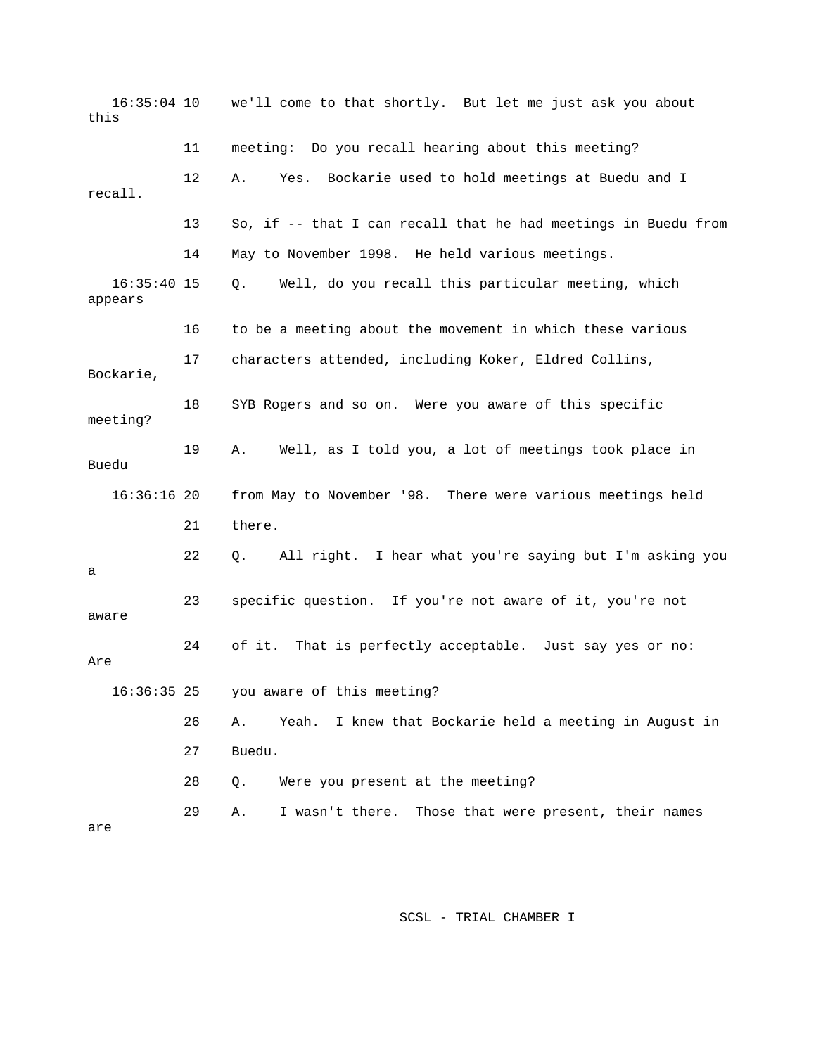16:35:04 10 we'll come to that shortly. But let me just ask you about this

11 meeting: Do you recall hearing about this meeting?

12 A. Yes. Bockarie used to hold meetings at Buedu and I recall.

13 So, if -- that I can recall that he had meetings in Buedu from

14 May to November 1998. He held various meetings.

16:35:40 15 Q. Well, do you recall this particular meeting, which appears

16 to be a meeting about the movement in which these various

17 characters attended, including Koker, Eldred Collins, Bockarie,

18 SYB Rogers and so on. Were you aware of this specific meeting?

19 A. Well, as I told you, a lot of meetings took place in Buedu

16:36:16 20 from May to November '98. There were various meetings held

21 there.

22 Q. All right. I hear what you're saying but I'm asking you a

23 specific question. If you're not aware of it, you're not aware

24 of it. That is perfectly acceptable. Just say yes or no: Are

16:36:35 25 you aware of this meeting?

26 A. Yeah. I knew that Bockarie held a meeting in August in

27 Buedu.

28 Q. Were you present at the meeting?

29 A. I wasn't there. Those that were present, their names are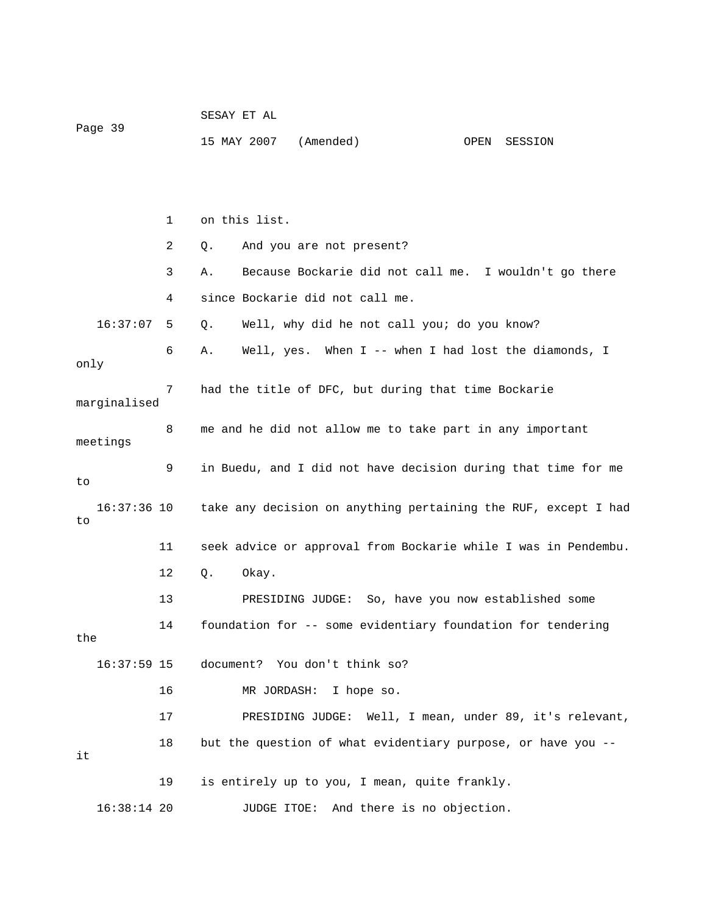1 on this list.

2 Q. And you are not present?

3 A. Because Bockarie did not call me. I wouldn't go there

4 since Bockarie did not call me.

16:37:07 5 Q. Well, why did he not call you; do you know?

6 A. Well, yes. When I -- when I had lost the diamonds, I only

7 had the title of DFC, but during that time Bockarie marginalised

8 me and he did not allow me to take part in any important meetings

9 in Buedu, and I did not have decision during that time for me to

16:37:36 10 take any decision on anything pertaining the RUF, except I had to

11 seek advice or approval from Bockarie while I was in Pendembu.

12 Q. Okay.

13 PRESIDING JUDGE: So, have you now established some

14 foundation for -- some evidentiary foundation for tendering the

16:37:59 15 document? You don't think so?

16 MR JORDASH: I hope so.

17 PRESIDING JUDGE: Well, I mean, under 89, it's relevant,

18 but the question of what evidentiary purpose, or have you -- it

19 is entirely up to you, I mean, quite frankly.

16:38:14 20 JUDGE ITOE: And there is no objection.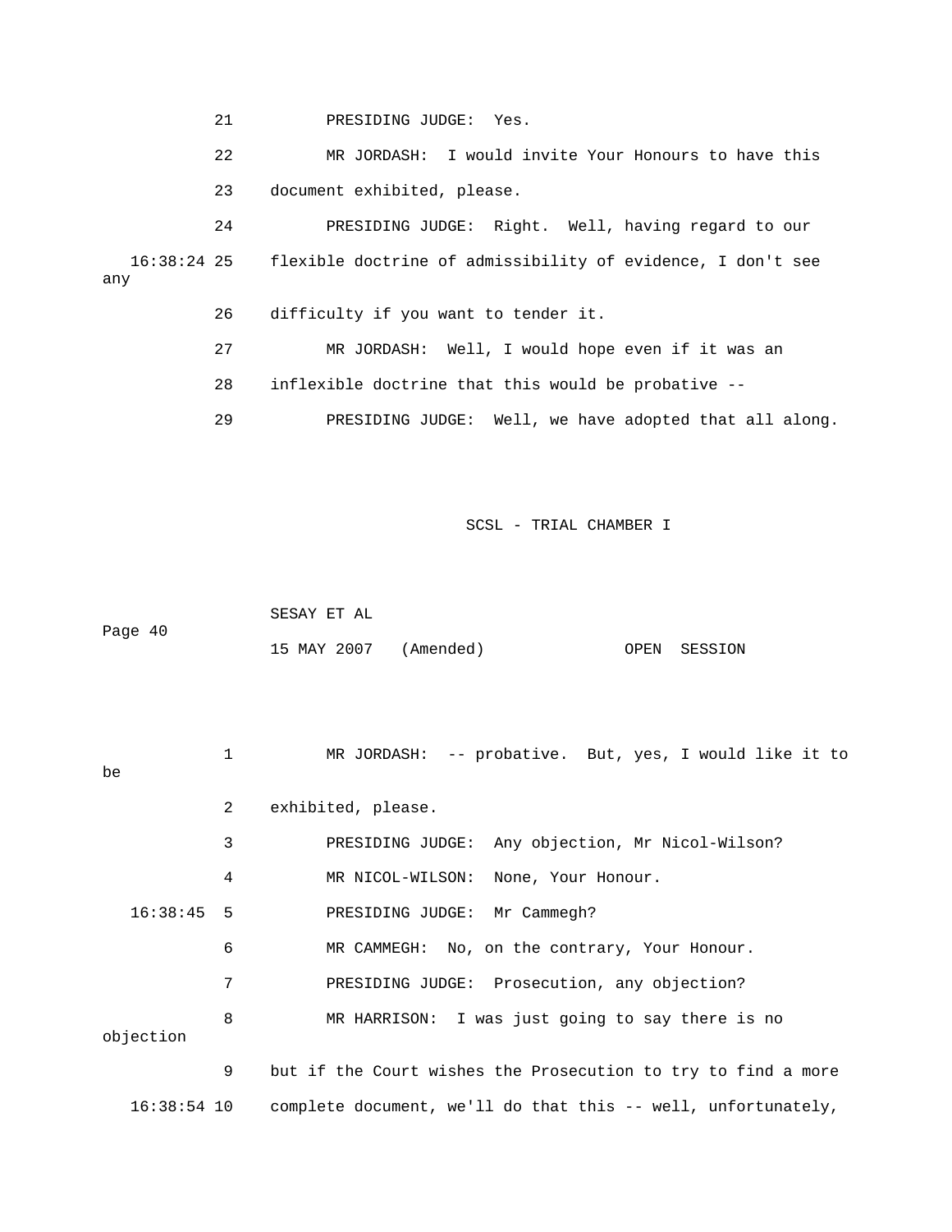21 PRESIDING JUDGE: Yes.

22 MR JORDASH: I would invite Your Honours to have this

23 document exhibited, please.

24 PRESIDING JUDGE: Right. Well, having regard to our

16:38:24 25 flexible doctrine of admissibility of evidence, I don't see any

26 difficulty if you want to tender it.

27 MR JORDASH: Well, I would hope even if it was an

28 inflexible doctrine that this would be probative --

29 PRESIDING JUDGE: Well, we have adopted that all along.

1 MR JORDASH: -- probative. But, yes, I would like it to be

2 exhibited, please.

3 PRESIDING JUDGE: Any objection, Mr Nicol-Wilson?

4 MR NICOL-WILSON: None, Your Honour.

16:38:45 5 PRESIDING JUDGE: Mr Cammegh?

6 MR CAMMEGH: No, on the contrary, Your Honour.

7 PRESIDING JUDGE: Prosecution, any objection?

8 MR HARRISON: I was just going to say there is no objection

9 but if the Court wishes the Prosecution to try to find a more

16:38:54 10 complete document, we'll do that this -- well, unfortunately,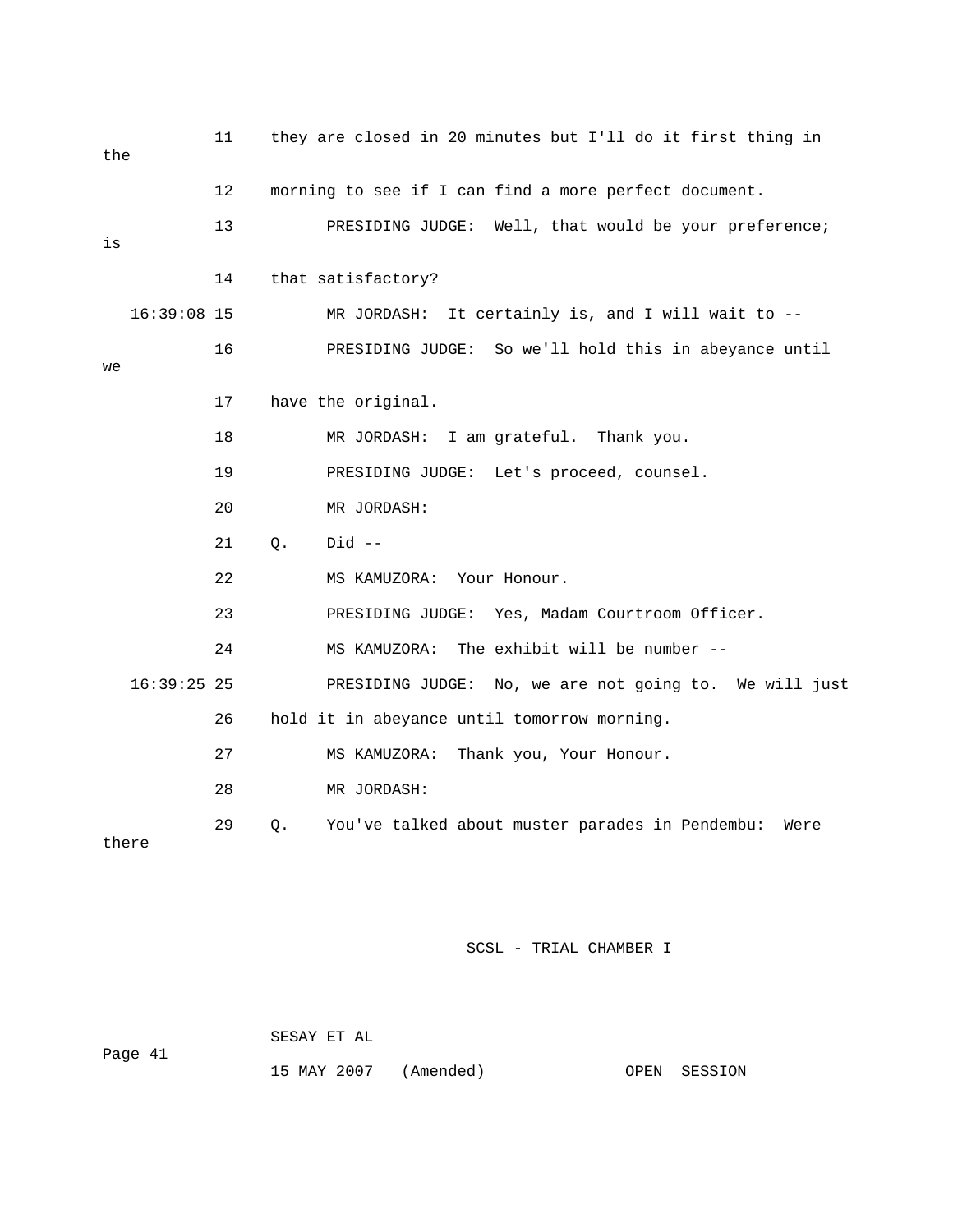11 they are closed in 20 minutes but I'll do it first thing in the

12 morning to see if I can find a more perfect document.

13 PRESIDING JUDGE: Well, that would be your preference; is

14 that satisfactory?

16:39:08 15 MR JORDASH: It certainly is, and I will wait to --

16 PRESIDING JUDGE: So we'll hold this in abeyance until we

17 have the original.

18 MR JORDASH: I am grateful. Thank you.

19 PRESIDING JUDGE: Let's proceed, counsel.

20 MR JORDASH:

21 Q. Did --

22 MS KAMUZORA: Your Honour.

23 PRESIDING JUDGE: Yes, Madam Courtroom Officer.

24 MS KAMUZORA: The exhibit will be number --

16:39:25 25 PRESIDING JUDGE: No, we are not going to. We will just

26 hold it in abeyance until tomorrow morning.

27 MS KAMUZORA: Thank you, Your Honour.

28 MR JORDASH:

29 Q. You've talked about muster parades in Pendembu: Were there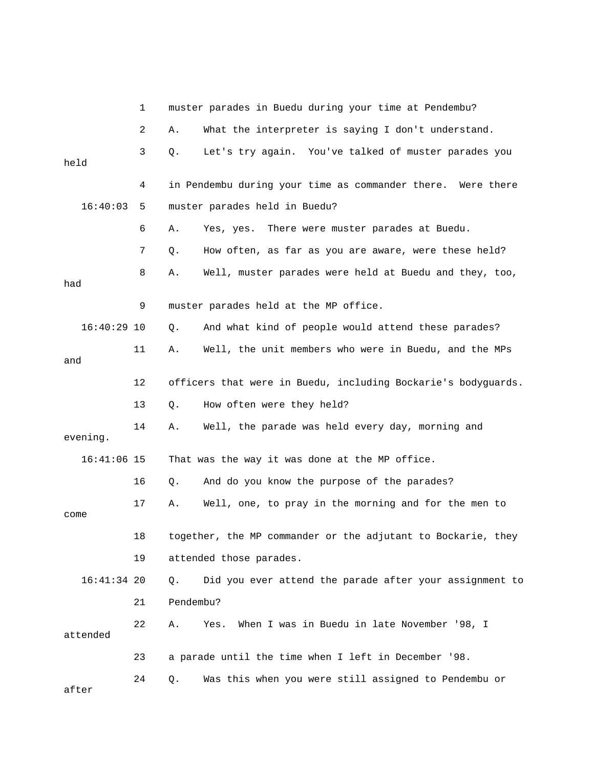1 muster parades in Buedu during your time at Pendembu?

2 A. What the interpreter is saying I don't understand.

3 Q. Let's try again. You've talked of muster parades you held

4 in Pendembu during your time as commander there. Were there

16:40:03 5 muster parades held in Buedu?

6 A. Yes, yes. There were muster parades at Buedu.

7 Q. How often, as far as you are aware, were these held?

8 A. Well, muster parades were held at Buedu and they, too, had

9 muster parades held at the MP office.

16:40:29 10 Q. And what kind of people would attend these parades?

11 A. Well, the unit members who were in Buedu, and the MPs and

12 officers that were in Buedu, including Bockarie's bodyguards.

13 Q. How often were they held?

14 A. Well, the parade was held every day, morning and evening.

16:41:06 15 That was the way it was done at the MP office.

16 Q. And do you know the purpose of the parades?

17 A. Well, one, to pray in the morning and for the men to come

18 together, the MP commander or the adjutant to Bockarie, they

19 attended those parades.

16:41:34 20 Q. Did you ever attend the parade after your assignment to

21 Pendembu?

22 A. Yes. When I was in Buedu in late November '98, I attended

23 a parade until the time when I left in December '98.

24 Q. Was this when you were still assigned to Pendembu or after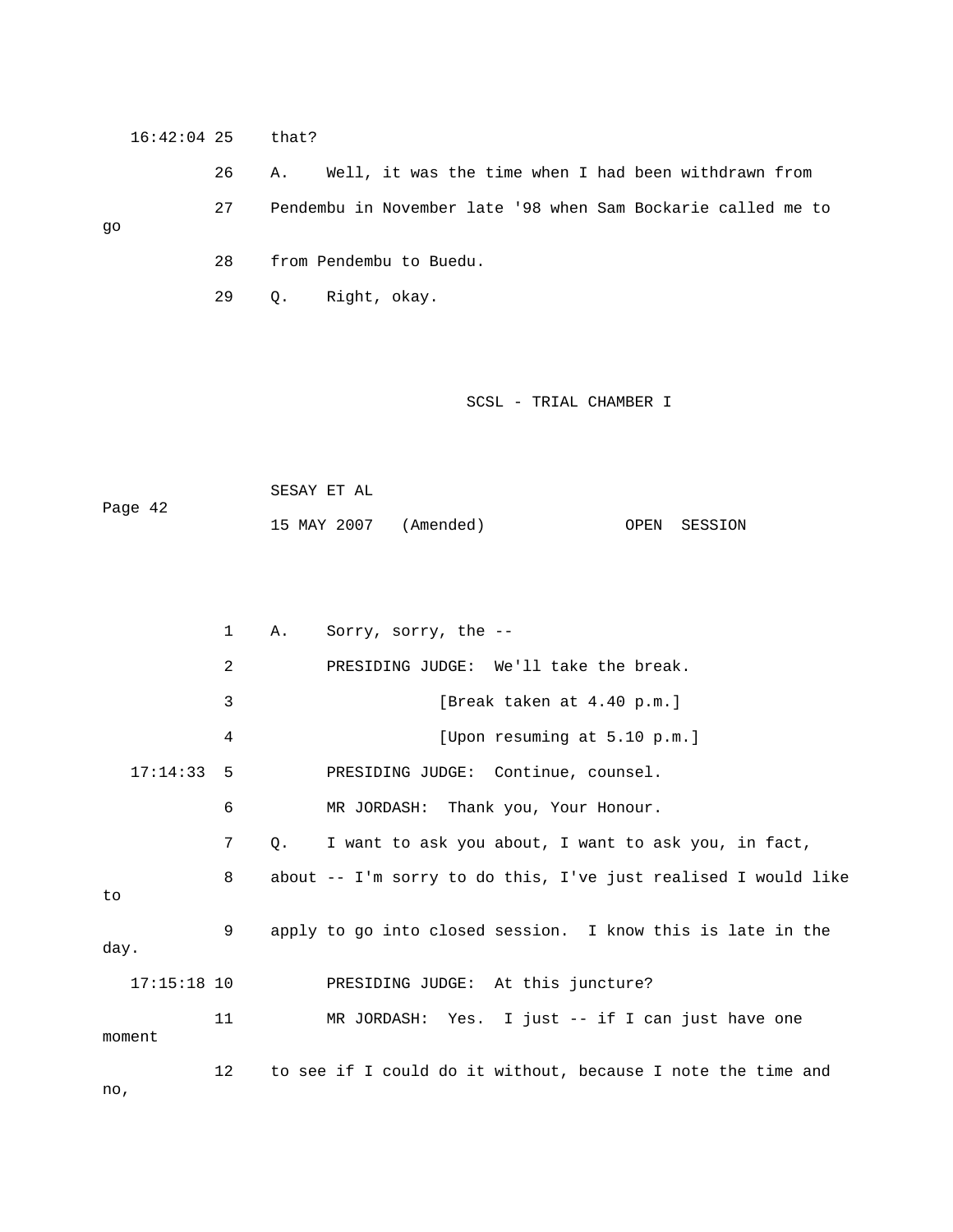16:42:04 25 that?

26 A. Well, it was the time when I had been withdrawn from

27 Pendembu in November late '98 when Sam Bockarie called me to go

28 from Pendembu to Buedu.

29 Q. Right, okay.

1 A. Sorry, sorry, the --

2 PRESIDING JUDGE: We'll take the break.

3 [Break taken at 4.40 p.m.]

4 [Upon resuming at 5.10 p.m.]

17:14:33 5 PRESIDING JUDGE: Continue, counsel.

6 MR JORDASH: Thank you, Your Honour.

7 Q. I want to ask you about, I want to ask you, in fact,

8 about -- I'm sorry to do this, I've just realised I would like to

9 apply to go into closed session. I know this is late in the day.

17:15:18 10 PRESIDING JUDGE: At this juncture?

11 MR JORDASH: Yes. I just -- if I can just have one moment

12 to see if I could do it without, because I note the time and no,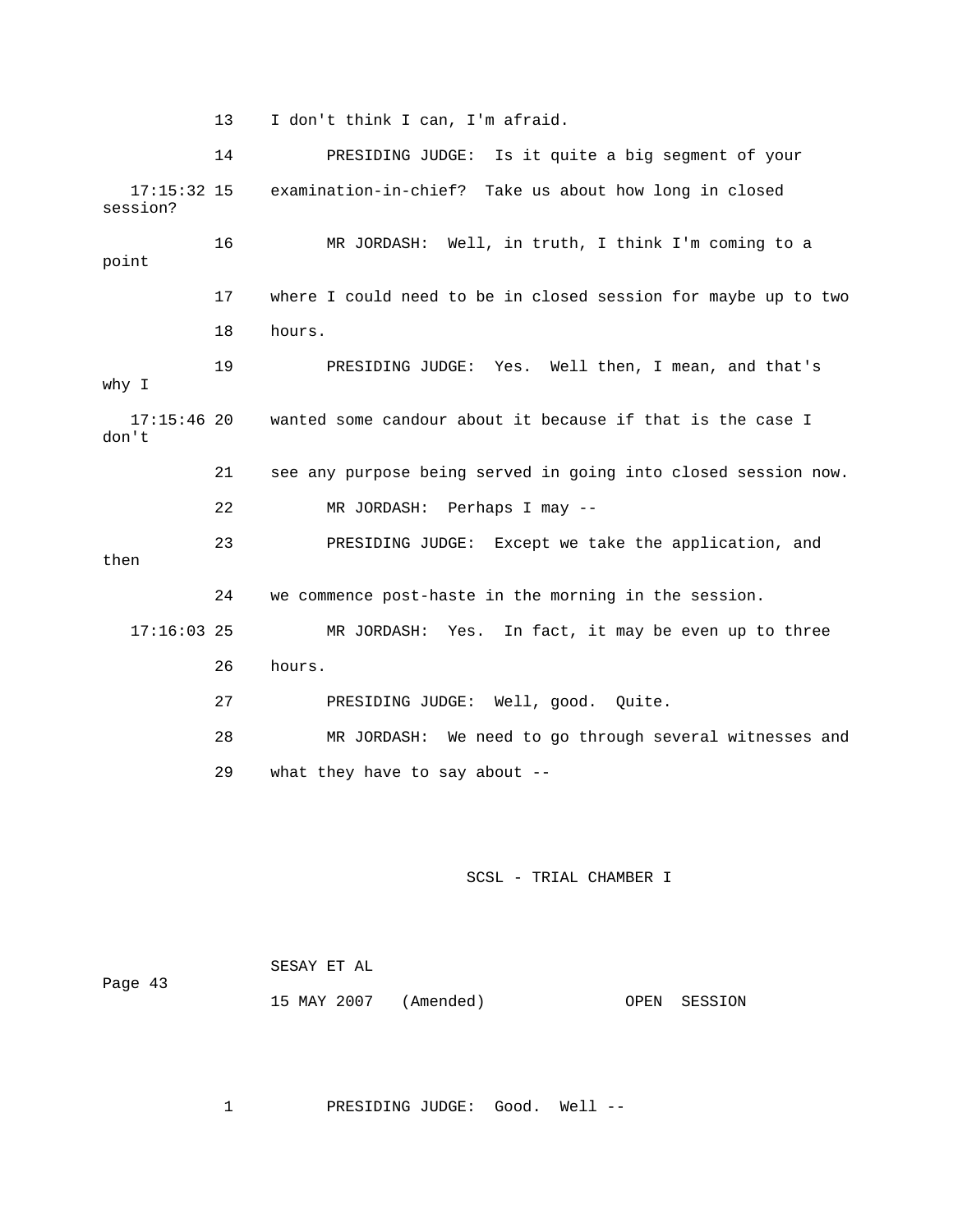13 I don't think I can, I'm afraid.

14 PRESIDING JUDGE: Is it quite a big segment of your

17:15:32 15 examination-in-chief? Take us about how long in closed session?

16 MR JORDASH: Well, in truth, I think I'm coming to a point

17 where I could need to be in closed session for maybe up to two

18 hours.

19 PRESIDING JUDGE: Yes. Well then, I mean, and that's why I

17:15:46 20 wanted some candour about it because if that is the case I don't

21 see any purpose being served in going into closed session now.

22 MR JORDASH: Perhaps I may --

23 PRESIDING JUDGE: Except we take the application, and then

24 we commence post-haste in the morning in the session.

17:16:03 25 MR JORDASH: Yes. In fact, it may be even up to three

26 hours.

27 PRESIDING JUDGE: Well, good. Quite.

28 MR JORDASH: We need to go through several witnesses and

29 what they have to say about --

1 PRESIDING JUDGE: Good. Well --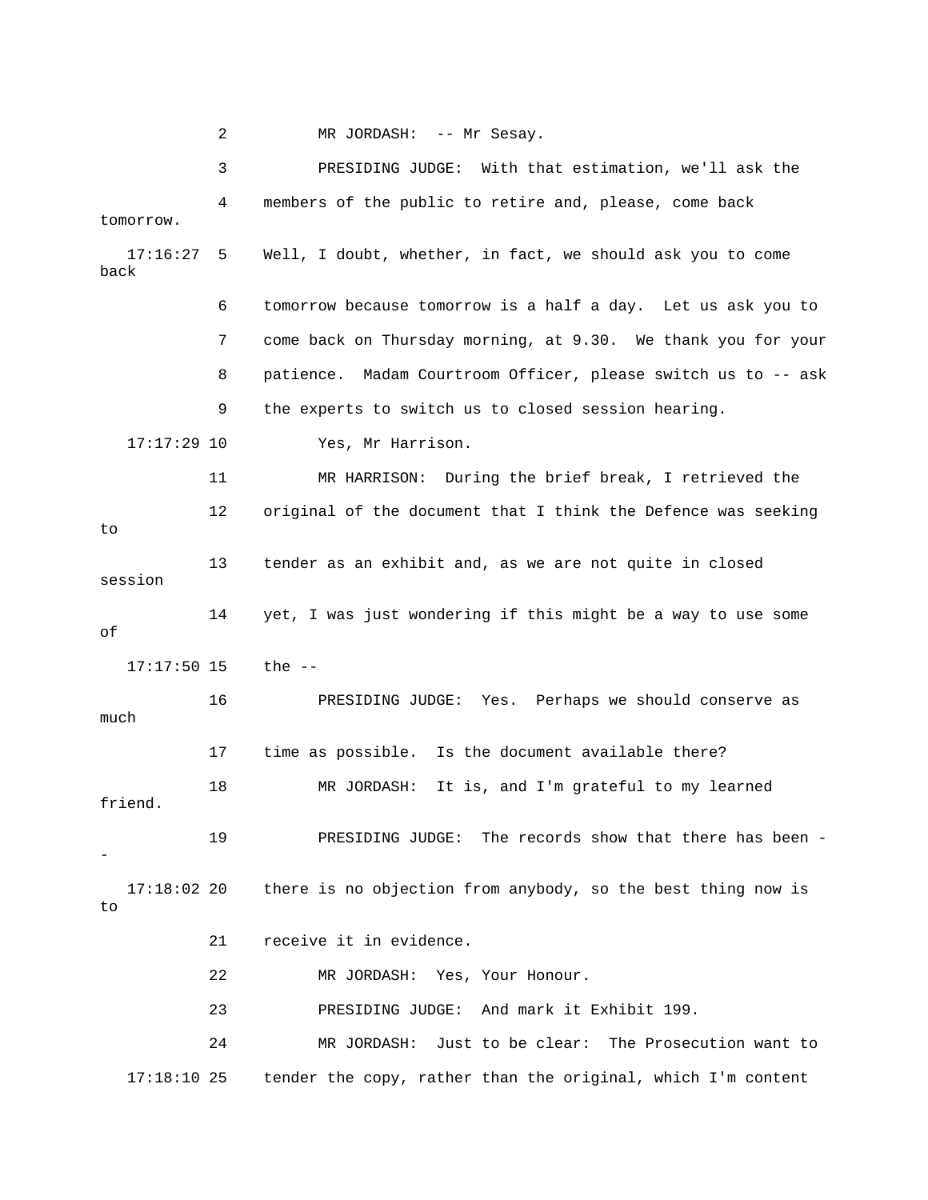2 MR JORDASH: -- Mr Sesay.

3 PRESIDING JUDGE: With that estimation, we'll ask the

4 members of the public to retire and, please, come back tomorrow.

17:16:27 5 Well, I doubt, whether, in fact, we should ask you to come back

6 tomorrow because tomorrow is a half a day. Let us ask you to

7 come back on Thursday morning, at 9.30. We thank you for your

8 patience. Madam Courtroom Officer, please switch us to -- ask

9 the experts to switch us to closed session hearing.

17:17:29 10 Yes, Mr Harrison.

11 MR HARRISON: During the brief break, I retrieved the

12 original of the document that I think the Defence was seeking to

13 tender as an exhibit and, as we are not quite in closed session

14 yet, I was just wondering if this might be a way to use some of

17:17:50 15 the --

16 PRESIDING JUDGE: Yes. Perhaps we should conserve as much

17 time as possible. Is the document available there?

18 MR JORDASH: It is, and I'm grateful to my learned friend.

19 PRESIDING JUDGE: The records show that there has been --

17:18:02 20 there is no objection from anybody, so the best thing now is to

21 receive it in evidence.

22 MR JORDASH: Yes, Your Honour.

23 PRESIDING JUDGE: And mark it Exhibit 199.

24 MR JORDASH: Just to be clear: The Prosecution want to

17:18:10 25 tender the copy, rather than the original, which I'm content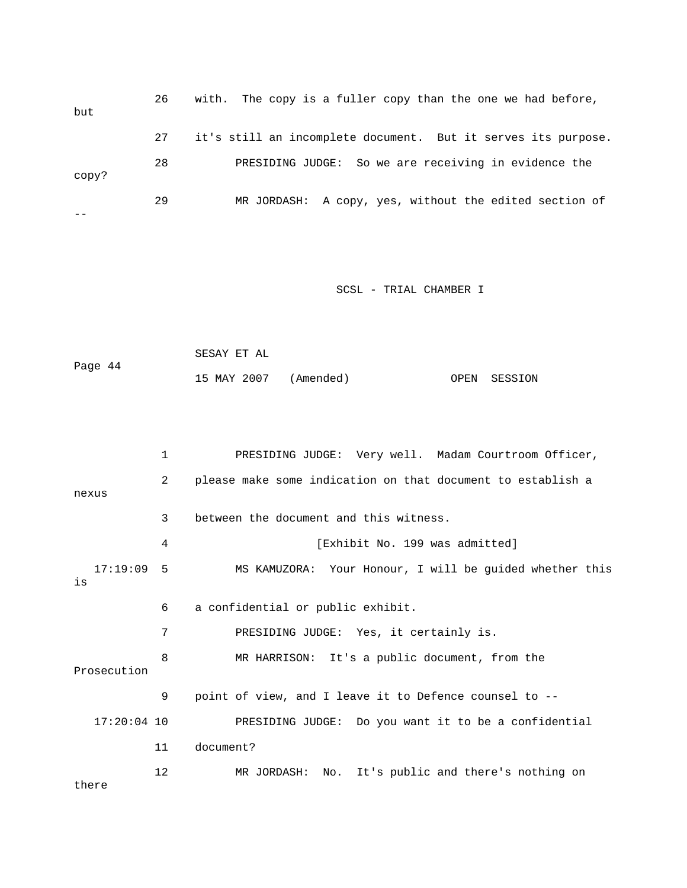26 with. The copy is a fuller copy than the one we had before, but

27 it's still an incomplete document. But it serves its purpose.

28 PRESIDING JUDGE: So we are receiving in evidence the copy?

29 MR JORDASH: A copy, yes, without the edited section of --

1 PRESIDING JUDGE: Very well. Madam Courtroom Officer,

2 please make some indication on that document to establish a nexus

3 between the document and this witness.

4 [Exhibit No. 199 was admitted]

17:19:09 5 MS KAMUZORA: Your Honour, I will be guided whether this is

6 a confidential or public exhibit.

7 PRESIDING JUDGE: Yes, it certainly is.

8 MR HARRISON: It's a public document, from the Prosecution

9 point of view, and I leave it to Defence counsel to --

17:20:04 10 PRESIDING JUDGE: Do you want it to be a confidential

11 document?

12 MR JORDASH: No. It's public and there's nothing on there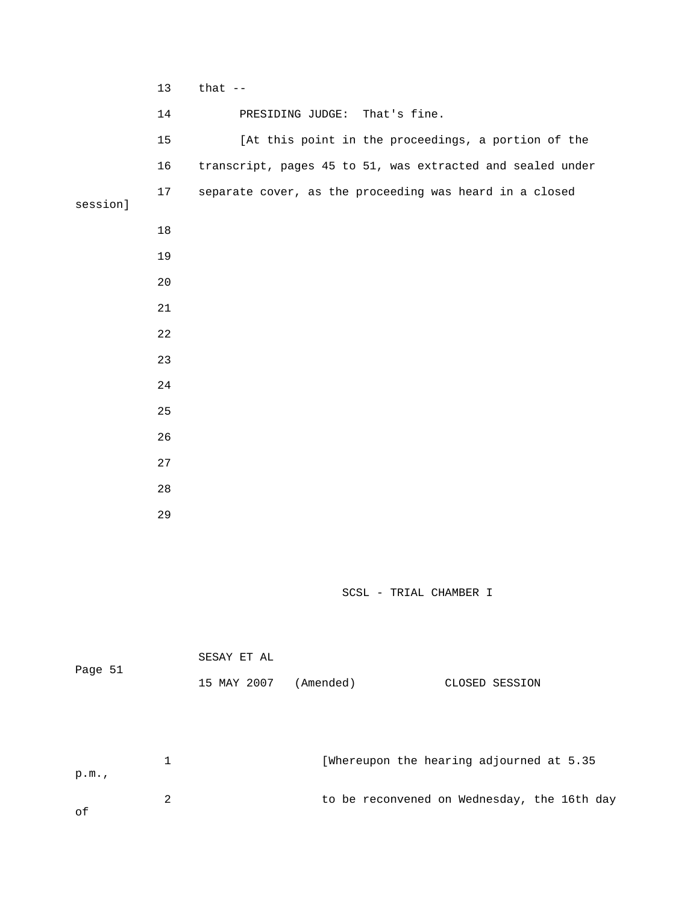13 that --

14 PRESIDING JUDGE: That's fine.

15 [At this point in the proceedings, a portion of the

16 transcript, pages 45 to 51, was extracted and sealed under

17 separate cover, as the proceeding was heard in a closed session]

18

19

20

21

22

23

24

25

26

27

28

29

1 [Whereupon the hearing adjourned at 5.35 p.m.,

2 to be reconvened on Wednesday, the 16th day of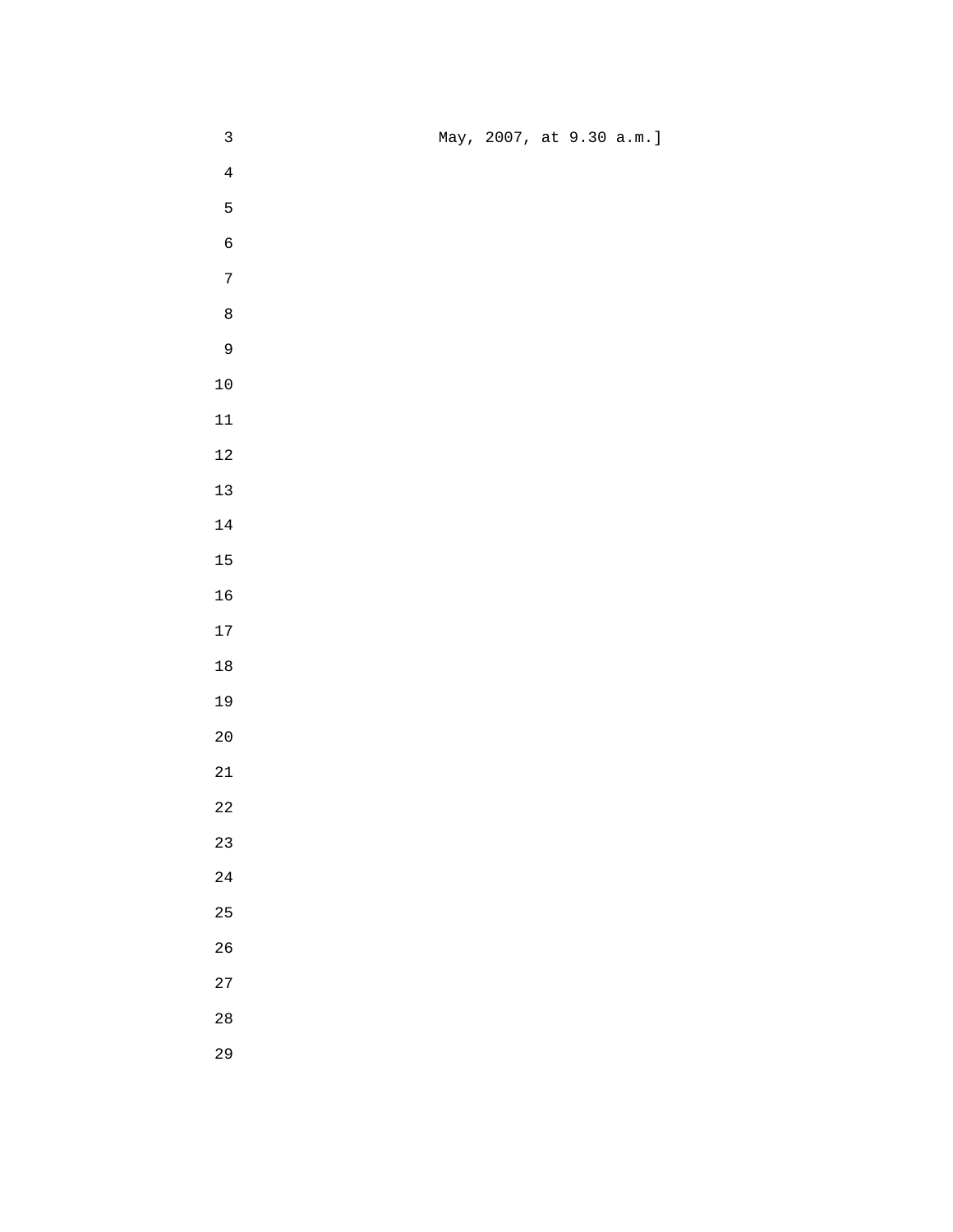May, 2007, at 9.30 a.m.]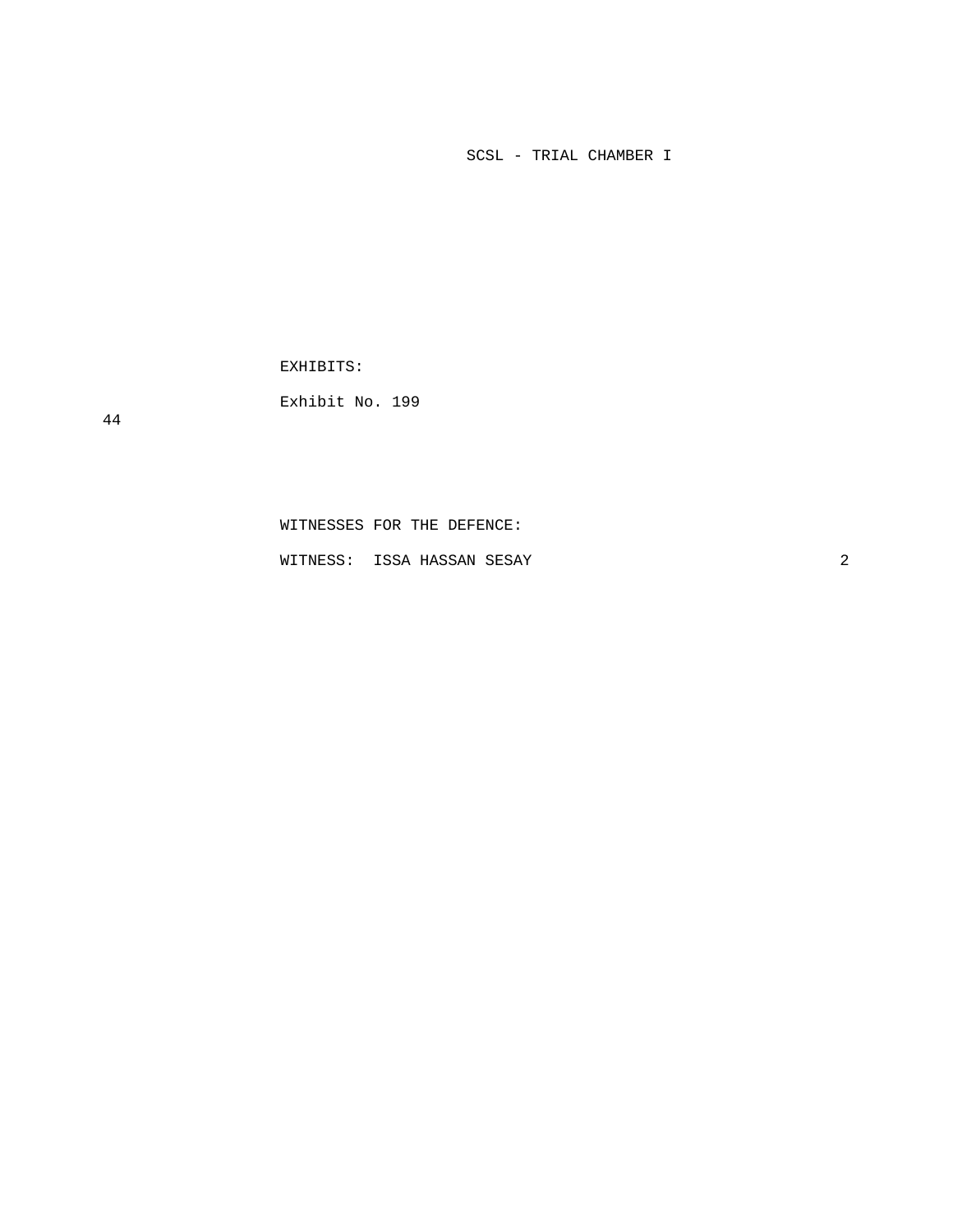EXHIBITS:

Exhibit No. 199 44

WITNESSES FOR THE DEFENCE:

WITNESS: ISSA HASSAN SESAY 2